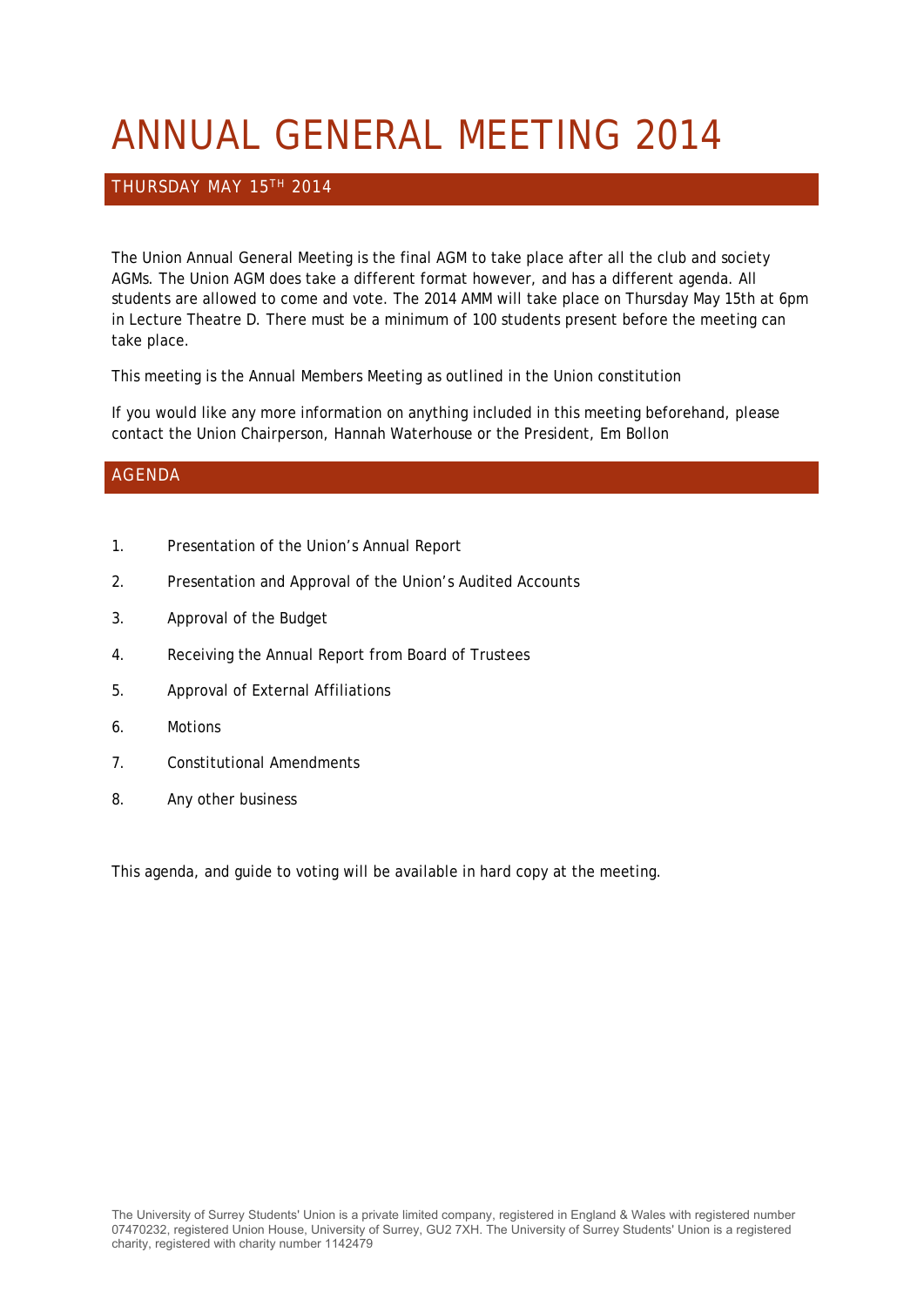# ANNUAL GENERAL MEETING 2014

## THURSDAY MAY 15TH 2014

The Union Annual General Meeting is the final AGM to take place after all the club and society AGMs. The Union AGM does take a different format however, and has a different agenda. All students are allowed to come and vote. The 2014 AMM will take place on Thursday May 15th at 6pm in Lecture Theatre D. There must be a minimum of 100 students present before the meeting can take place.

This meeting is the Annual Members Meeting as outlined in the Union constitution

If you would like any more information on anything included in this meeting beforehand, please contact the Union Chairperson, Hannah Waterhouse or the President, Em Bollon

## AGENDA

1. Presentation of the Union's Annual Report
2. Presentation and Approval of the Union's Audited Accounts
3. Approval of the Budget
4. Receiving the Annual Report from Board of Trustees
5. Approval of External Affiliations
6. Motions
7. Constitutional Amendments
8. Any other business

This agenda, and guide to voting will be available in hard copy at the meeting.

The University of Surrey Students' Union is a private limited company, registered in England & Wales with registered number 07470232, registered Union House, University of Surrey, GU2 7XH. The University of Surrey Students' Union is a registered charity, registered with charity number 1142479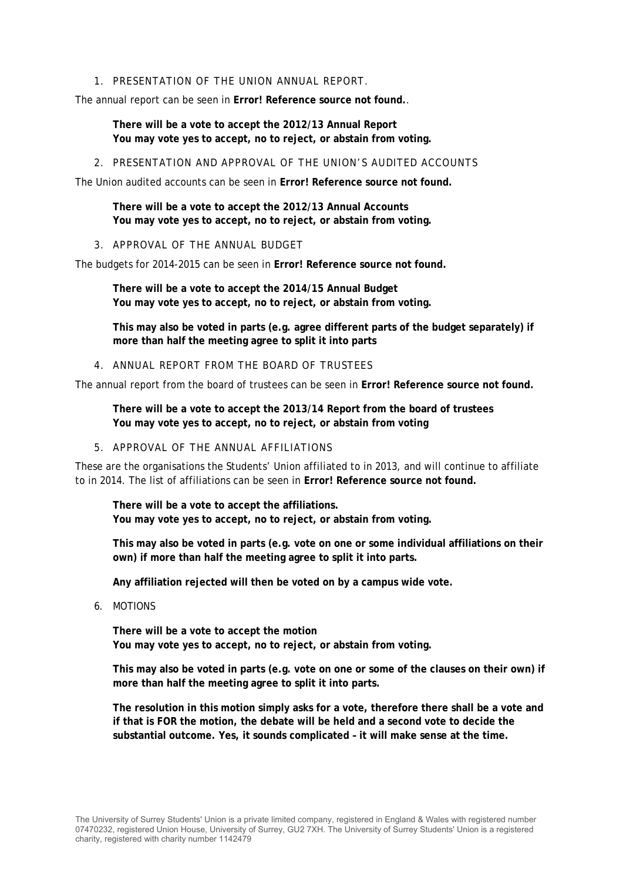1. PRESENTATION OF THE UNION ANNUAL REPORT.

The annual report can be seen in **Error! Reference source not found.**.

> **There will be a vote to accept the 2012/13 Annual Report**
> **You may vote yes to accept, no to reject, or abstain from voting.**

2. PRESENTATION AND APPROVAL OF THE UNION'S AUDITED ACCOUNTS

The Union audited accounts can be seen in **Error! Reference source not found.**

> **There will be a vote to accept the 2012/13 Annual Accounts**
> **You may vote yes to accept, no to reject, or abstain from voting.**

3. APPROVAL OF THE ANNUAL BUDGET

The budgets for 2014-2015 can be seen in **Error! Reference source not found.**

> **There will be a vote to accept the 2014/15 Annual Budget**
> **You may vote yes to accept, no to reject, or abstain from voting.**
>
> **This may also be voted in parts (e.g. agree different parts of the budget separately) if more than half the meeting agree to split it into parts**

4. ANNUAL REPORT FROM THE BOARD OF TRUSTEES

The annual report from the board of trustees can be seen in **Error! Reference source not found.**

> **There will be a vote to accept the 2013/14 Report from the board of trustees**
> **You may vote yes to accept, no to reject, or abstain from voting**

5. APPROVAL OF THE ANNUAL AFFILIATIONS

These are the organisations the Students' Union affiliated to in 2013, and will continue to affiliate to in 2014. The list of affiliations can be seen in **Error! Reference source not found.**

> **There will be a vote to accept the affiliations.**
> **You may vote yes to accept, no to reject, or abstain from voting.**
>
> **This may also be voted in parts (e.g. vote on one or some individual affiliations on their own) if more than half the meeting agree to split it into parts.**
>
> **Any affiliation rejected will then be voted on by a campus wide vote.**

6. MOTIONS

> **There will be a vote to accept the motion**
> **You may vote yes to accept, no to reject, or abstain from voting.**
>
> **This may also be voted in parts (e.g. vote on one or some of the clauses on their own) if more than half the meeting agree to split it into parts.**
>
> **The resolution in this motion simply asks for a vote, therefore there shall be a vote and if that is FOR the motion, the debate will be held and a second vote to decide the substantial outcome. Yes, it sounds complicated – it will make sense at the time.**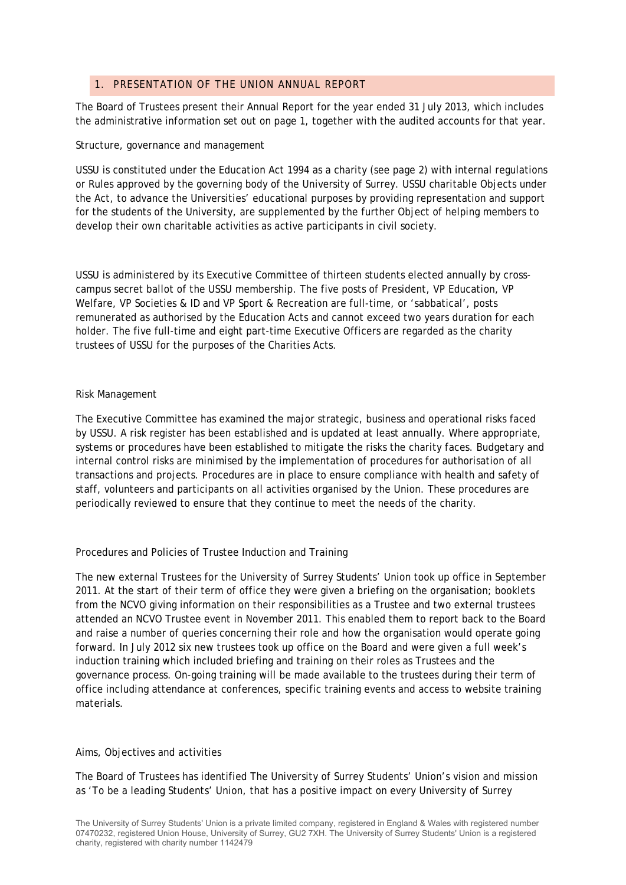## 1. PRESENTATION OF THE UNION ANNUAL REPORT

The Board of Trustees present their Annual Report for the year ended 31 July 2013, which includes the administrative information set out on page 1, together with the audited accounts for that year.

### Structure, governance and management

USSU is constituted under the Education Act 1994 as a charity (see page 2) with internal regulations or Rules approved by the governing body of the University of Surrey. USSU charitable Objects under the Act, to advance the Universities' educational purposes by providing representation and support for the students of the University, are supplemented by the further Object of helping members to develop their own charitable activities as active participants in civil society.

USSU is administered by its Executive Committee of thirteen students elected annually by cross-campus secret ballot of the USSU membership. The five posts of President, VP Education, VP Welfare, VP Societies & ID and VP Sport & Recreation are full-time, or 'sabbatical', posts remunerated as authorised by the Education Acts and cannot exceed two years duration for each holder. The five full-time and eight part-time Executive Officers are regarded as the charity trustees of USSU for the purposes of the Charities Acts.

### Risk Management

The Executive Committee has examined the major strategic, business and operational risks faced by USSU. A risk register has been established and is updated at least annually. Where appropriate, systems or procedures have been established to mitigate the risks the charity faces. Budgetary and internal control risks are minimised by the implementation of procedures for authorisation of all transactions and projects. Procedures are in place to ensure compliance with health and safety of staff, volunteers and participants on all activities organised by the Union. These procedures are periodically reviewed to ensure that they continue to meet the needs of the charity.

### Procedures and Policies of Trustee Induction and Training

The new external Trustees for the University of Surrey Students' Union took up office in September 2011. At the start of their term of office they were given a briefing on the organisation; booklets from the NCVO giving information on their responsibilities as a Trustee and two external trustees attended an NCVO Trustee event in November 2011. This enabled them to report back to the Board and raise a number of queries concerning their role and how the organisation would operate going forward. In July 2012 six new trustees took up office on the Board and were given a full week's induction training which included briefing and training on their roles as Trustees and the governance process. On-going training will be made available to the trustees during their term of office including attendance at conferences, specific training events and access to website training materials.

### Aims, Objectives and activities

The Board of Trustees has identified The University of Surrey Students' Union's vision and mission as 'To be a leading Students' Union, that has a positive impact on every University of Surrey

The University of Surrey Students' Union is a private limited company, registered in England & Wales with registered number 07470232, registered Union House, University of Surrey, GU2 7XH. The University of Surrey Students' Union is a registered charity, registered with charity number 1142479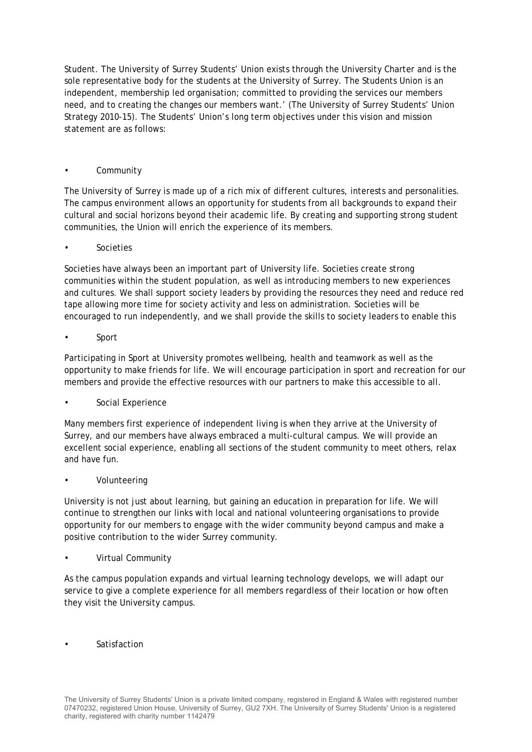Student. The University of Surrey Students' Union exists through the University Charter and is the sole representative body for the students at the University of Surrey. The Students Union is an independent, membership led organisation; committed to providing the services our members need, and to creating the changes our members want.' (The University of Surrey Students' Union Strategy 2010-15). The Students' Union's long term objectives under this vision and mission statement are as follows:

- Community

The University of Surrey is made up of a rich mix of different cultures, interests and personalities. The campus environment allows an opportunity for students from all backgrounds to expand their cultural and social horizons beyond their academic life. By creating and supporting strong student communities, the Union will enrich the experience of its members.

- Societies

Societies have always been an important part of University life. Societies create strong communities within the student population, as well as introducing members to new experiences and cultures. We shall support society leaders by providing the resources they need and reduce red tape allowing more time for society activity and less on administration. Societies will be encouraged to run independently, and we shall provide the skills to society leaders to enable this

- Sport

Participating in Sport at University promotes wellbeing, health and teamwork as well as the opportunity to make friends for life. We will encourage participation in sport and recreation for our members and provide the effective resources with our partners to make this accessible to all.

- Social Experience

Many members first experience of independent living is when they arrive at the University of Surrey, and our members have always embraced a multi-cultural campus. We will provide an excellent social experience, enabling all sections of the student community to meet others, relax and have fun.

- Volunteering

University is not just about learning, but gaining an education in preparation for life. We will continue to strengthen our links with local and national volunteering organisations to provide opportunity for our members to engage with the wider community beyond campus and make a positive contribution to the wider Surrey community.

- Virtual Community

As the campus population expands and virtual learning technology develops, we will adapt our service to give a complete experience for all members regardless of their location or how often they visit the University campus.

- Satisfaction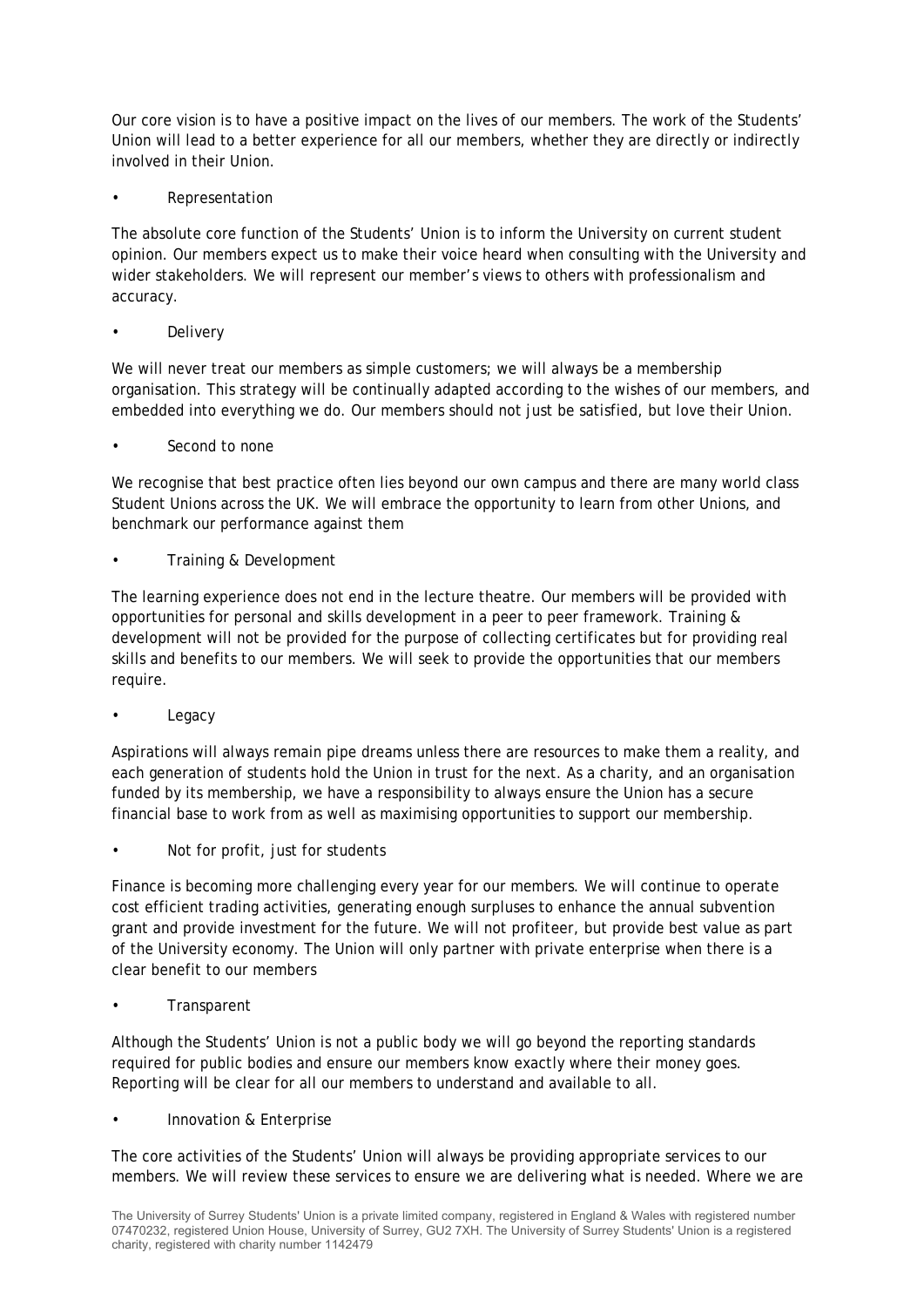Our core vision is to have a positive impact on the lives of our members. The work of the Students' Union will lead to a better experience for all our members, whether they are directly or indirectly involved in their Union.

- Representation

The absolute core function of the Students' Union is to inform the University on current student opinion. Our members expect us to make their voice heard when consulting with the University and wider stakeholders. We will represent our member's views to others with professionalism and accuracy.

- Delivery

We will never treat our members as simple customers; we will always be a membership organisation. This strategy will be continually adapted according to the wishes of our members, and embedded into everything we do. Our members should not just be satisfied, but love their Union.

- Second to none

We recognise that best practice often lies beyond our own campus and there are many world class Student Unions across the UK. We will embrace the opportunity to learn from other Unions, and benchmark our performance against them

- Training & Development

The learning experience does not end in the lecture theatre. Our members will be provided with opportunities for personal and skills development in a peer to peer framework. Training & development will not be provided for the purpose of collecting certificates but for providing real skills and benefits to our members. We will seek to provide the opportunities that our members require.

- Legacy

Aspirations will always remain pipe dreams unless there are resources to make them a reality, and each generation of students hold the Union in trust for the next. As a charity, and an organisation funded by its membership, we have a responsibility to always ensure the Union has a secure financial base to work from as well as maximising opportunities to support our membership.

- Not for profit, just for students

Finance is becoming more challenging every year for our members. We will continue to operate cost efficient trading activities, generating enough surpluses to enhance the annual subvention grant and provide investment for the future. We will not profiteer, but provide best value as part of the University economy. The Union will only partner with private enterprise when there is a clear benefit to our members

- Transparent

Although the Students' Union is not a public body we will go beyond the reporting standards required for public bodies and ensure our members know exactly where their money goes. Reporting will be clear for all our members to understand and available to all.

- Innovation & Enterprise

The core activities of the Students' Union will always be providing appropriate services to our members. We will review these services to ensure we are delivering what is needed. Where we are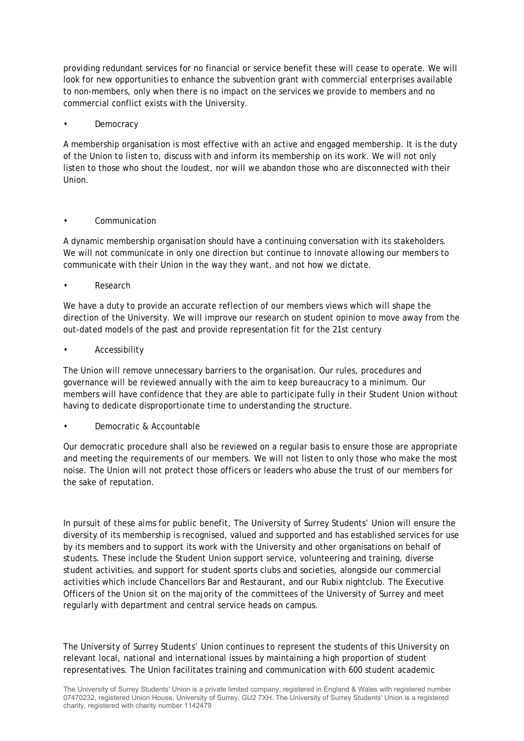providing redundant services for no financial or service benefit these will cease to operate. We will look for new opportunities to enhance the subvention grant with commercial enterprises available to non-members, only when there is no impact on the services we provide to members and no commercial conflict exists with the University.

- Democracy

A membership organisation is most effective with an active and engaged membership. It is the duty of the Union to listen to, discuss with and inform its membership on its work. We will not only listen to those who shout the loudest, nor will we abandon those who are disconnected with their Union.

- Communication

A dynamic membership organisation should have a continuing conversation with its stakeholders. We will not communicate in only one direction but continue to innovate allowing our members to communicate with their Union in the way they want, and not how we dictate.

- Research

We have a duty to provide an accurate reflection of our members views which will shape the direction of the University. We will improve our research on student opinion to move away from the out-dated models of the past and provide representation fit for the 21st century

- Accessibility

The Union will remove unnecessary barriers to the organisation. Our rules, procedures and governance will be reviewed annually with the aim to keep bureaucracy to a minimum. Our members will have confidence that they are able to participate fully in their Student Union without having to dedicate disproportionate time to understanding the structure.

- Democratic & Accountable

Our democratic procedure shall also be reviewed on a regular basis to ensure those are appropriate and meeting the requirements of our members. We will not listen to only those who make the most noise. The Union will not protect those officers or leaders who abuse the trust of our members for the sake of reputation.

In pursuit of these aims for public benefit, The University of Surrey Students' Union will ensure the diversity of its membership is recognised, valued and supported and has established services for use by its members and to support its work with the University and other organisations on behalf of students. These include the Student Union support service, volunteering and training, diverse student activities, and support for student sports clubs and societies, alongside our commercial activities which include Chancellors Bar and Restaurant, and our Rubix nightclub. The Executive Officers of the Union sit on the majority of the committees of the University of Surrey and meet regularly with department and central service heads on campus.

The University of Surrey Students' Union continues to represent the students of this University on relevant local, national and international issues by maintaining a high proportion of student representatives. The Union facilitates training and communication with 600 student academic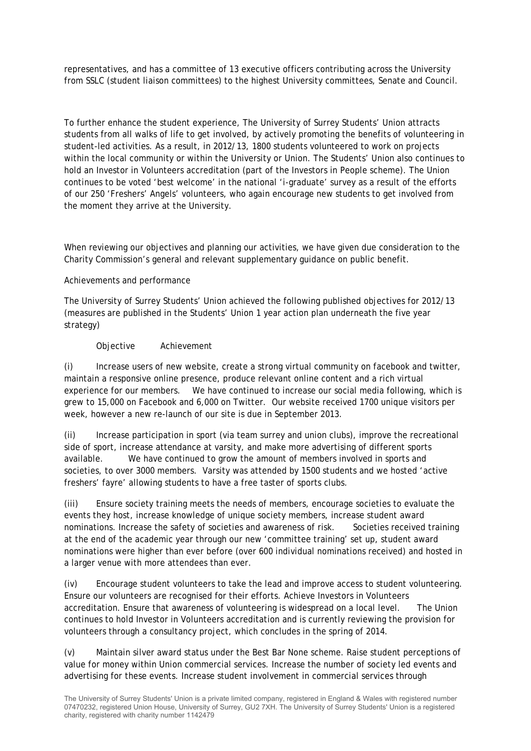representatives, and has a committee of 13 executive officers contributing across the University from SSLC (student liaison committees) to the highest University committees, Senate and Council.

To further enhance the student experience, The University of Surrey Students' Union attracts students from all walks of life to get involved, by actively promoting the benefits of volunteering in student-led activities. As a result, in 2012/13, 1800 students volunteered to work on projects within the local community or within the University or Union. The Students' Union also continues to hold an Investor in Volunteers accreditation (part of the Investors in People scheme). The Union continues to be voted 'best welcome' in the national 'i-graduate' survey as a result of the efforts of our 250 'Freshers' Angels' volunteers, who again encourage new students to get involved from the moment they arrive at the University.

When reviewing our objectives and planning our activities, we have given due consideration to the Charity Commission's general and relevant supplementary guidance on public benefit.

Achievements and performance

The University of Surrey Students' Union achieved the following published objectives for 2012/13 (measures are published in the Students' Union 1 year action plan underneath the five year strategy)

Objective Achievement

(i) Increase users of new website, create a strong virtual community on facebook and twitter, maintain a responsive online presence, produce relevant online content and a rich virtual experience for our members. We have continued to increase our social media following, which is grew to 15,000 on Facebook and 6,000 on Twitter. Our website received 1700 unique visitors per week, however a new re-launch of our site is due in September 2013.

(ii) Increase participation in sport (via team surrey and union clubs), improve the recreational side of sport, increase attendance at varsity, and make more advertising of different sports available. We have continued to grow the amount of members involved in sports and societies, to over 3000 members. Varsity was attended by 1500 students and we hosted 'active freshers' fayre' allowing students to have a free taster of sports clubs.

(iii) Ensure society training meets the needs of members, encourage societies to evaluate the events they host, increase knowledge of unique society members, increase student award nominations. Increase the safety of societies and awareness of risk. Societies received training at the end of the academic year through our new 'committee training' set up, student award nominations were higher than ever before (over 600 individual nominations received) and hosted in a larger venue with more attendees than ever.

(iv) Encourage student volunteers to take the lead and improve access to student volunteering. Ensure our volunteers are recognised for their efforts. Achieve Investors in Volunteers accreditation. Ensure that awareness of volunteering is widespread on a local level. The Union continues to hold Investor in Volunteers accreditation and is currently reviewing the provision for volunteers through a consultancy project, which concludes in the spring of 2014.

(v) Maintain silver award status under the Best Bar None scheme. Raise student perceptions of value for money within Union commercial services. Increase the number of society led events and advertising for these events. Increase student involvement in commercial services through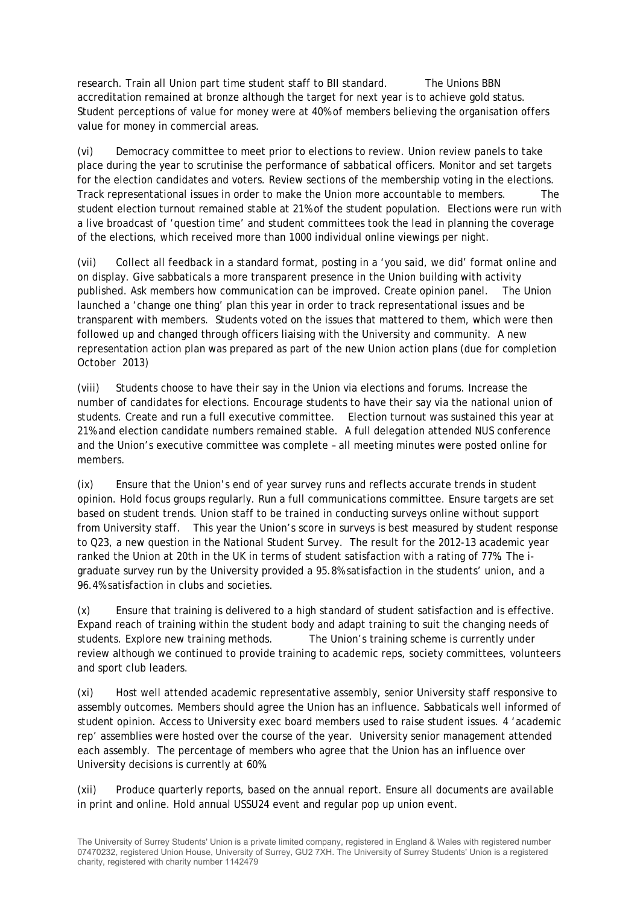research. Train all Union part time student staff to BII standard. The Unions BBN accreditation remained at bronze although the target for next year is to achieve gold status. Student perceptions of value for money were at 40% of members believing the organisation offers value for money in commercial areas.

(vi) Democracy committee to meet prior to elections to review. Union review panels to take place during the year to scrutinise the performance of sabbatical officers. Monitor and set targets for the election candidates and voters. Review sections of the membership voting in the elections. Track representational issues in order to make the Union more accountable to members. The student election turnout remained stable at 21% of the student population. Elections were run with a live broadcast of 'question time' and student committees took the lead in planning the coverage of the elections, which received more than 1000 individual online viewings per night.

(vii) Collect all feedback in a standard format, posting in a 'you said, we did' format online and on display. Give sabbaticals a more transparent presence in the Union building with activity published. Ask members how communication can be improved. Create opinion panel. The Union launched a 'change one thing' plan this year in order to track representational issues and be transparent with members. Students voted on the issues that mattered to them, which were then followed up and changed through officers liaising with the University and community. A new representation action plan was prepared as part of the new Union action plans (due for completion October 2013)

(viii) Students choose to have their say in the Union via elections and forums. Increase the number of candidates for elections. Encourage students to have their say via the national union of students. Create and run a full executive committee. Election turnout was sustained this year at 21% and election candidate numbers remained stable. A full delegation attended NUS conference and the Union's executive committee was complete – all meeting minutes were posted online for members.

(ix) Ensure that the Union's end of year survey runs and reflects accurate trends in student opinion. Hold focus groups regularly. Run a full communications committee. Ensure targets are set based on student trends. Union staff to be trained in conducting surveys online without support from University staff. This year the Union's score in surveys is best measured by student response to Q23, a new question in the National Student Survey. The result for the 2012-13 academic year ranked the Union at 20th in the UK in terms of student satisfaction with a rating of 77%. The i-graduate survey run by the University provided a 95.8% satisfaction in the students' union, and a 96.4% satisfaction in clubs and societies.

(x) Ensure that training is delivered to a high standard of student satisfaction and is effective. Expand reach of training within the student body and adapt training to suit the changing needs of students. Explore new training methods. The Union's training scheme is currently under review although we continued to provide training to academic reps, society committees, volunteers and sport club leaders.

(xi) Host well attended academic representative assembly, senior University staff responsive to assembly outcomes. Members should agree the Union has an influence. Sabbaticals well informed of student opinion. Access to University exec board members used to raise student issues. 4 'academic rep' assemblies were hosted over the course of the year. University senior management attended each assembly. The percentage of members who agree that the Union has an influence over University decisions is currently at 60%.

(xii) Produce quarterly reports, based on the annual report. Ensure all documents are available in print and online. Hold annual USSU24 event and regular pop up union event.

The University of Surrey Students' Union is a private limited company, registered in England & Wales with registered number 07470232, registered Union House, University of Surrey, GU2 7XH. The University of Surrey Students' Union is a registered charity, registered with charity number 1142479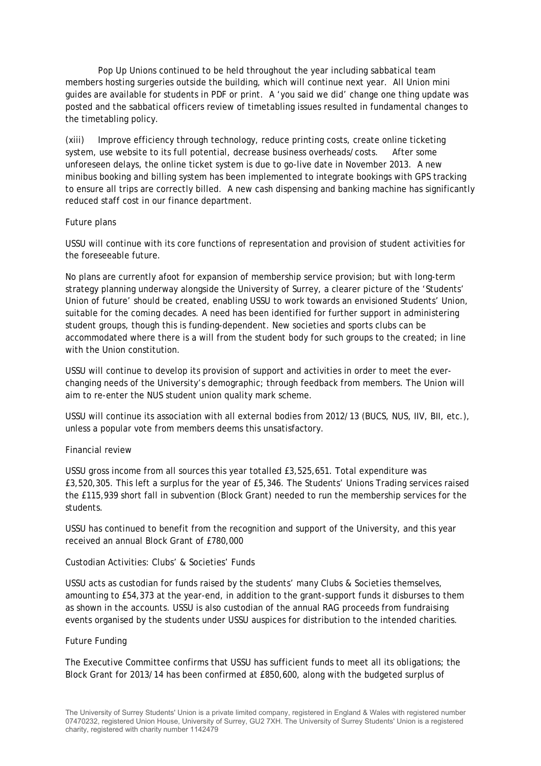Pop Up Unions continued to be held throughout the year including sabbatical team members hosting surgeries outside the building, which will continue next year. All Union mini guides are available for students in PDF or print. A 'you said we did' change one thing update was posted and the sabbatical officers review of timetabling issues resulted in fundamental changes to the timetabling policy.

(xiii) Improve efficiency through technology, reduce printing costs, create online ticketing system, use website to its full potential, decrease business overheads/costs. After some unforeseen delays, the online ticket system is due to go-live date in November 2013. A new minibus booking and billing system has been implemented to integrate bookings with GPS tracking to ensure all trips are correctly billed. A new cash dispensing and banking machine has significantly reduced staff cost in our finance department.

## Future plans

USSU will continue with its core functions of representation and provision of student activities for the foreseeable future.

No plans are currently afoot for expansion of membership service provision; but with long-term strategy planning underway alongside the University of Surrey, a clearer picture of the 'Students' Union of future' should be created, enabling USSU to work towards an envisioned Students' Union, suitable for the coming decades. A need has been identified for further support in administering student groups, though this is funding-dependent. New societies and sports clubs can be accommodated where there is a will from the student body for such groups to the created; in line with the Union constitution.

USSU will continue to develop its provision of support and activities in order to meet the ever-changing needs of the University's demographic; through feedback from members. The Union will aim to re-enter the NUS student union quality mark scheme.

USSU will continue its association with all external bodies from 2012/13 (BUCS, NUS, IIV, BII, etc.), unless a popular vote from members deems this unsatisfactory.

## Financial review

USSU gross income from all sources this year totalled £3,525,651. Total expenditure was £3,520,305. This left a surplus for the year of £5,346. The Students' Unions Trading services raised the £115,939 short fall in subvention (Block Grant) needed to run the membership services for the students.

USSU has continued to benefit from the recognition and support of the University, and this year received an annual Block Grant of £780,000

## Custodian Activities: Clubs' & Societies' Funds

USSU acts as custodian for funds raised by the students' many Clubs & Societies themselves, amounting to £54,373 at the year-end, in addition to the grant-support funds it disburses to them as shown in the accounts. USSU is also custodian of the annual RAG proceeds from fundraising events organised by the students under USSU auspices for distribution to the intended charities.

## Future Funding

The Executive Committee confirms that USSU has sufficient funds to meet all its obligations; the Block Grant for 2013/14 has been confirmed at £850,600, along with the budgeted surplus of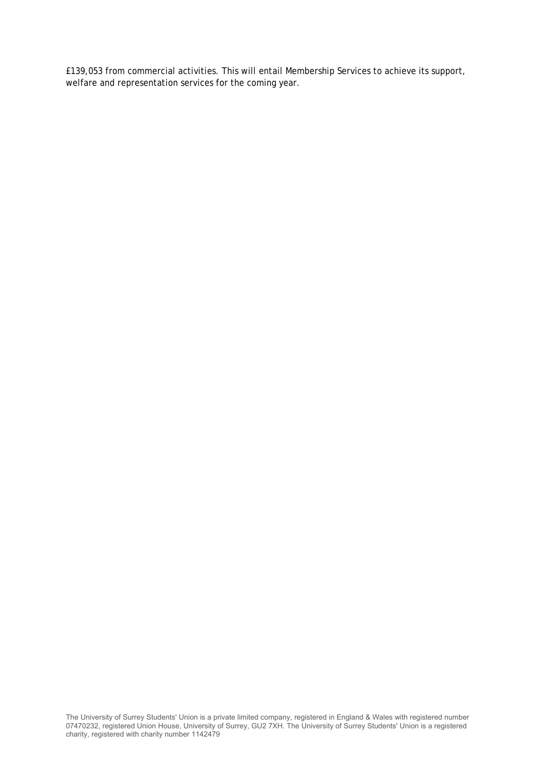£139,053 from commercial activities. This will entail Membership Services to achieve its support, welfare and representation services for the coming year.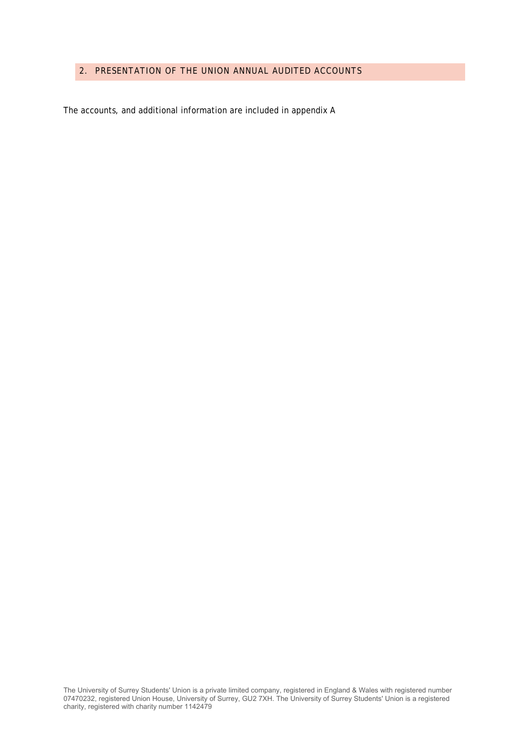## 2. PRESENTATION OF THE UNION ANNUAL AUDITED ACCOUNTS

The accounts, and additional information are included in appendix A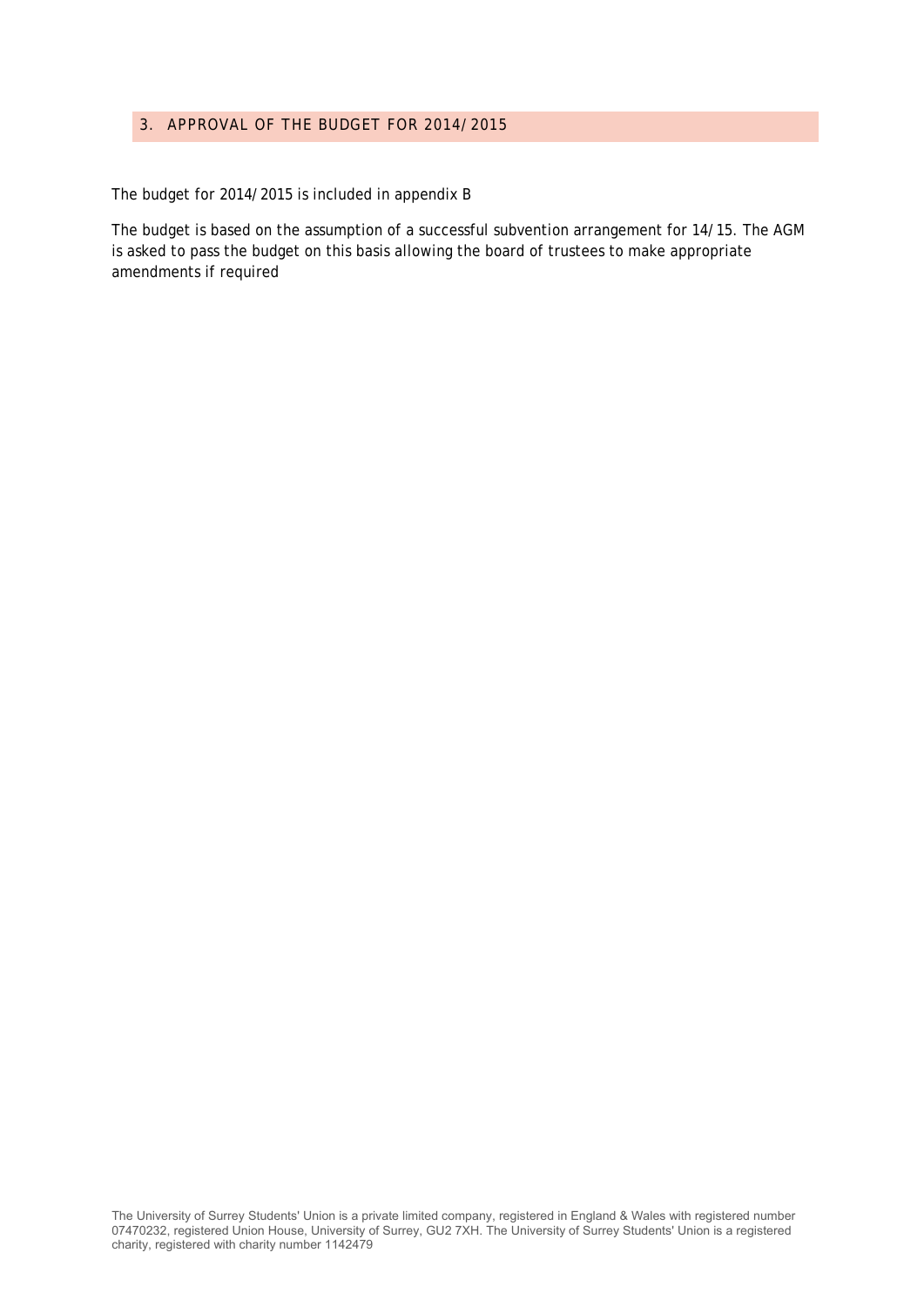## 3. APPROVAL OF THE BUDGET FOR 2014/2015

The budget for 2014/2015 is included in appendix B

The budget is based on the assumption of a successful subvention arrangement for 14/15. The AGM is asked to pass the budget on this basis allowing the board of trustees to make appropriate amendments if required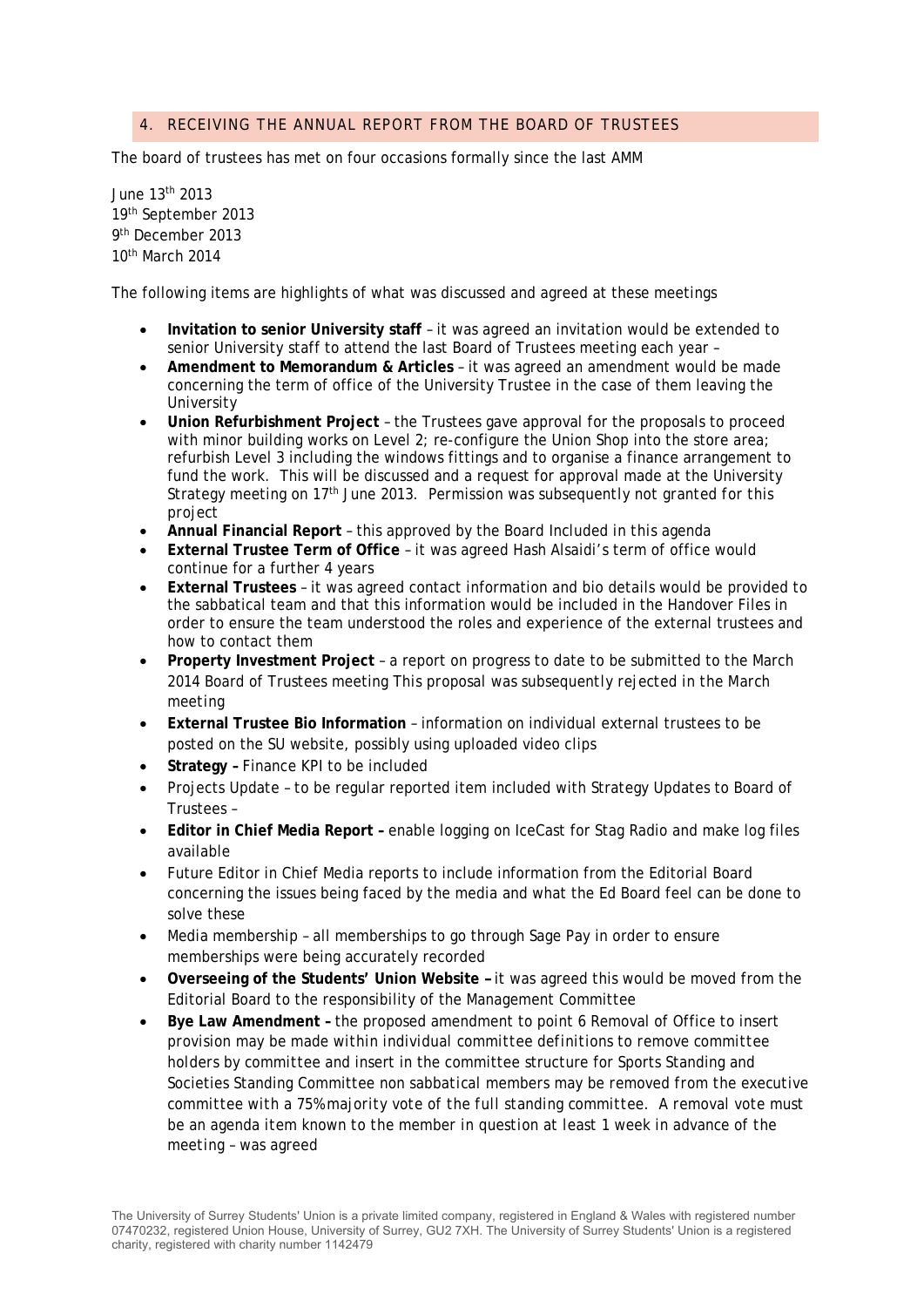## 4. RECEIVING THE ANNUAL REPORT FROM THE BOARD OF TRUSTEES

The board of trustees has met on four occasions formally since the last AMM

June 13th 2013
19th September 2013
9th December 2013
10th March 2014

The following items are highlights of what was discussed and agreed at these meetings

- **Invitation to senior University staff** – it was agreed an invitation would be extended to senior University staff to attend the last Board of Trustees meeting each year –
- **Amendment to Memorandum & Articles** – it was agreed an amendment would be made concerning the term of office of the University Trustee in the case of them leaving the University
- **Union Refurbishment Project** – the Trustees gave approval for the proposals to proceed with minor building works on Level 2; re-configure the Union Shop into the store area; refurbish Level 3 including the windows fittings and to organise a finance arrangement to fund the work. This will be discussed and a request for approval made at the University Strategy meeting on 17th June 2013. *Permission was subsequently not granted for this project*
- **Annual Financial Report** – this approved by the Board *Included in this agenda*
- **External Trustee Term of Office** – it was agreed Hash Alsaidi's term of office would continue for a further 4 years
- **External Trustees** – it was agreed contact information and bio details would be provided to the sabbatical team and that this information would be included in the Handover Files in order to ensure the team understood the roles and experience of the external trustees and how to contact them
- **Property Investment Project** – a report on progress to date to be submitted to the March 2014 Board of Trustees meeting *This proposal was subsequently rejected in the March meeting*
- **External Trustee Bio Information** – information on individual external trustees to be posted on the SU website, possibly using uploaded video clips
- **Strategy –** Finance KPI to be included
- Projects Update – to be regular reported item included with Strategy Updates to Board of Trustees –
- **Editor in Chief Media Report –** enable logging on IceCast for Stag Radio and make log files available
- Future Editor in Chief Media reports to include information from the Editorial Board concerning the issues being faced by the media and what the Ed Board feel can be done to solve these
- Media membership – all memberships to go through Sage Pay in order to ensure memberships were being accurately recorded
- **Overseeing of the Students' Union Website –** it was agreed this would be moved from the Editorial Board to the responsibility of the Management Committee
- **Bye Law Amendment –** the proposed amendment to point 6 Removal of Office *to insert provision may be made within individual committee definitions to remove committee holders by committee and insert in the committee structure for Sports Standing and Societies Standing Committee non sabbatical members may be removed from the executive committee with a 75% majority vote of the full standing committee. A removal vote must be an agenda item known to the member in question at least 1 week in advance of the meeting* – was agreed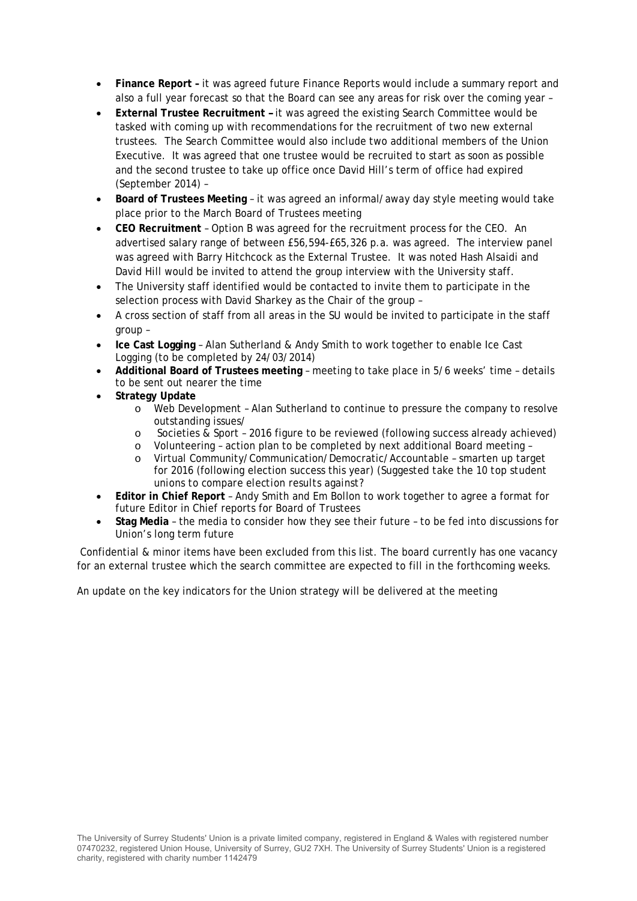- **Finance Report –** it was agreed future Finance Reports would include a summary report and also a full year forecast so that the Board can see any areas for risk over the coming year –
- **External Trustee Recruitment –** it was agreed the existing Search Committee would be tasked with coming up with recommendations for the recruitment of two new external trustees. The Search Committee would also include two additional members of the Union Executive. It was agreed that one trustee would be recruited to start as soon as possible and the second trustee to take up office once David Hill's term of office had expired (September 2014) –
- **Board of Trustees Meeting** – it was agreed an informal/away day style meeting would take place prior to the March Board of Trustees meeting
- **CEO Recruitment** – Option B was agreed for the recruitment process for the CEO. An advertised salary range of between £56,594-£65,326 p.a. was agreed. The interview panel was agreed with Barry Hitchcock as the External Trustee. It was noted Hash Alsaidi and David Hill would be invited to attend the group interview with the University staff.
- The University staff identified would be contacted to invite them to participate in the selection process with David Sharkey as the Chair of the group –
- A cross section of staff from all areas in the SU would be invited to participate in the staff group –
- **Ice Cast Logging** – Alan Sutherland & Andy Smith to work together to enable Ice Cast Logging (to be completed by 24/03/2014)
- **Additional Board of Trustees meeting** – meeting to take place in 5/6 weeks' time – details to be sent out nearer the time
- **Strategy Update**
    - Web Development – Alan Sutherland to continue to pressure the company to resolve outstanding issues/
    - Societies & Sport – 2016 figure to be reviewed (following success already achieved)
    - Volunteering – action plan to be completed by next additional Board meeting –
    - Virtual Community/Communication/Democratic/Accountable – smarten up target for 2016 (following election success this year) (Suggested take the 10 top student unions to compare election results against?
- **Editor in Chief Report** – Andy Smith and Em Bollon to work together to agree a format for future Editor in Chief reports for Board of Trustees
- **Stag Media** – the media to consider how they see their future – to be fed into discussions for Union's long term future

Confidential & minor items have been excluded from this list. The board currently has one vacancy for an external trustee which the search committee are expected to fill in the forthcoming weeks.

An update on the key indicators for the Union strategy will be delivered at the meeting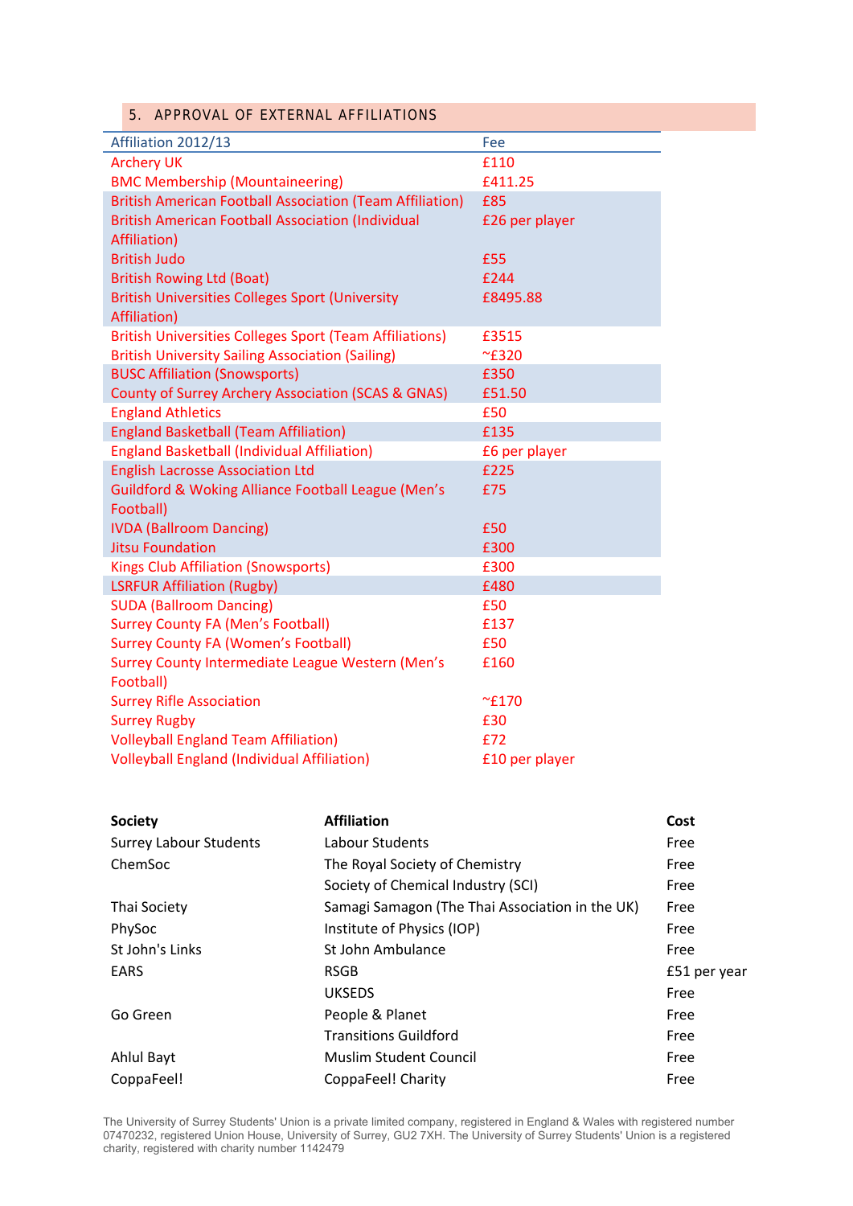## 5. APPROVAL OF EXTERNAL AFFILIATIONS

| Affiliation 2012/13 | Fee |
|---|---|
| Archery UK | £110 |
| BMC Membership (Mountaineering) | £411.25 |
| British American Football Association (Team Affiliation) | £85 |
| British American Football Association (Individual Affiliation) | £26 per player |
| British Judo | £55 |
| British Rowing Ltd (Boat) | £244 |
| British Universities Colleges Sport (University Affiliation) | £8495.88 |
| British Universities Colleges Sport (Team Affiliations) | £3515 |
| British University Sailing Association (Sailing) | ~£320 |
| BUSC Affiliation (Snowsports) | £350 |
| County of Surrey Archery Association (SCAS & GNAS) | £51.50 |
| England Athletics | £50 |
| England Basketball (Team Affiliation) | £135 |
| England Basketball (Individual Affiliation) | £6 per player |
| English Lacrosse Association Ltd | £225 |
| Guildford & Woking Alliance Football League (Men's Football) | £75 |
| IVDA (Ballroom Dancing) | £50 |
| Jitsu Foundation | £300 |
| Kings Club Affiliation (Snowsports) | £300 |
| LSRFUR Affiliation (Rugby) | £480 |
| SUDA (Ballroom Dancing) | £50 |
| Surrey County FA (Men's Football) | £137 |
| Surrey County FA (Women's Football) | £50 |
| Surrey County Intermediate League Western (Men's Football) | £160 |
| Surrey Rifle Association | ~£170 |
| Surrey Rugby | £30 |
| Volleyball England Team Affiliation) | £72 |
| Volleyball England (Individual Affiliation) | £10 per player |

| Society | Affiliation | Cost |
|---|---|---|
| Surrey Labour Students | Labour Students | Free |
| ChemSoc | The Royal Society of Chemistry | Free |
| | Society of Chemical Industry (SCI) | Free |
| Thai Society | Samagi Samagon (The Thai Association in the UK) | Free |
| PhySoc | Institute of Physics (IOP) | Free |
| St John's Links | St John Ambulance | Free |
| EARS | RSGB | £51 per year |
| | UKSEDS | Free |
| Go Green | People & Planet | Free |
| | Transitions Guildford | Free |
| Ahlul Bayt | Muslim Student Council | Free |
| CoppaFeel! | CoppaFeel! Charity | Free |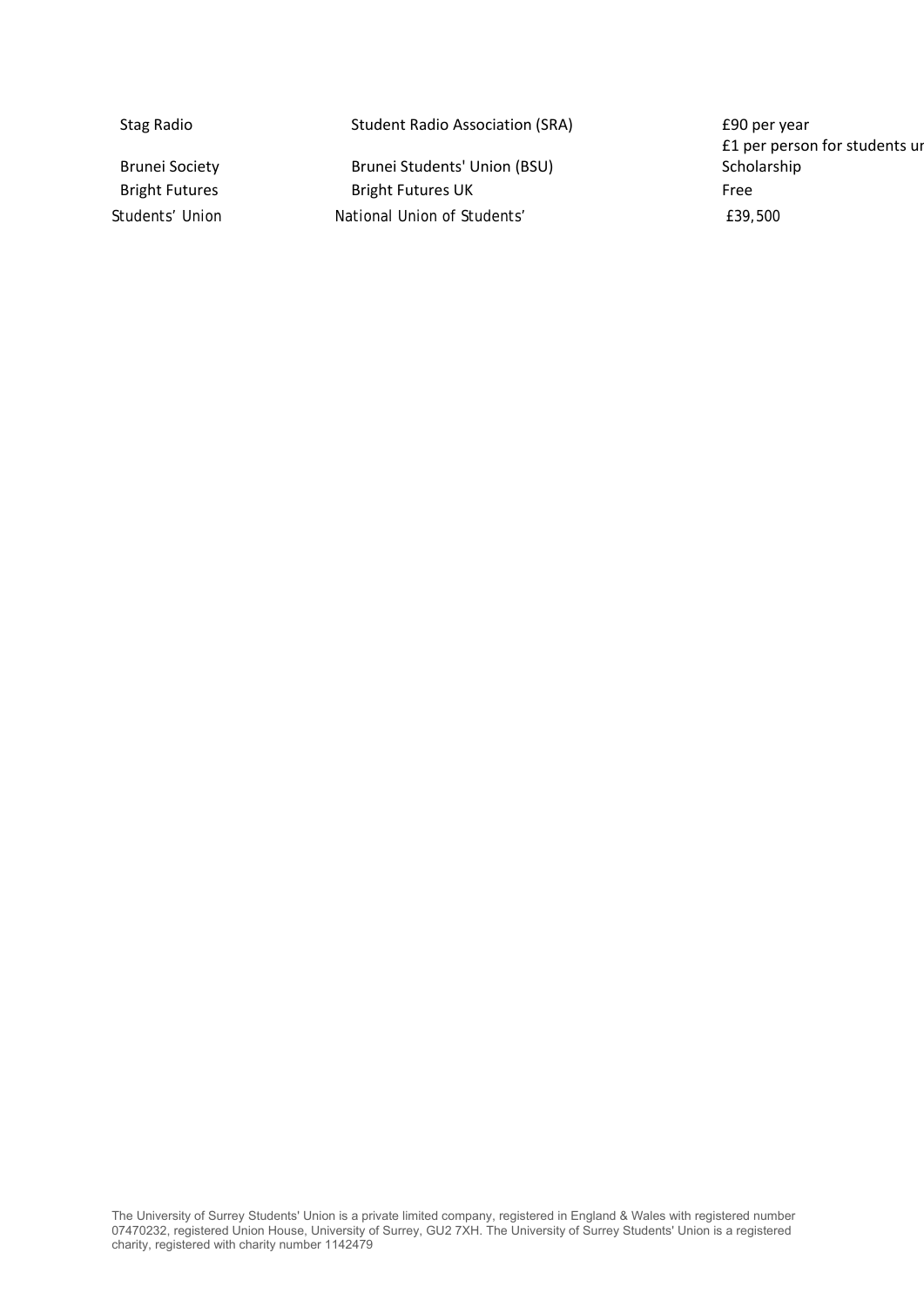| | | |
|---|---|---|
| Stag Radio | Student Radio Association (SRA) | £90 per year |
| | | £1 per person for students ur |
| Brunei Society | Brunei Students' Union (BSU) | Scholarship |
| Bright Futures | Bright Futures UK | Free |
| Students' Union | National Union of Students' | £39,500 |

The University of Surrey Students' Union is a private limited company, registered in England & Wales with registered number 07470232, registered Union House, University of Surrey, GU2 7XH. The University of Surrey Students' Union is a registered charity, registered with charity number 1142479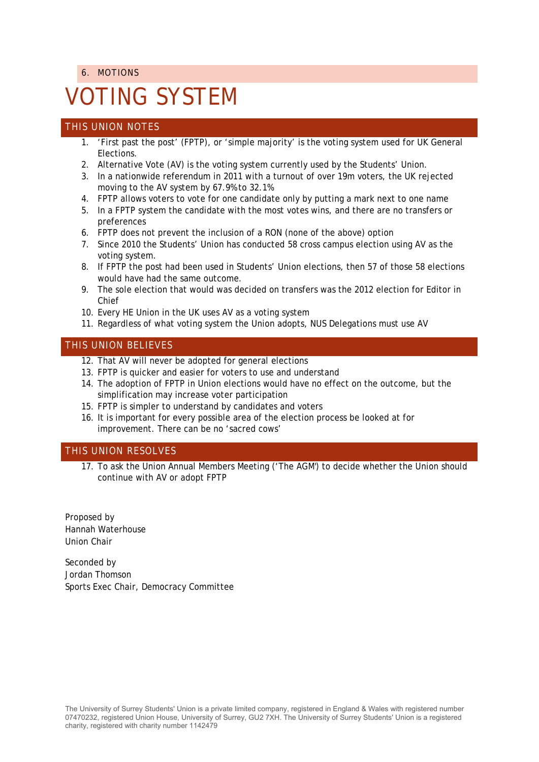6. MOTIONS

# VOTING SYSTEM

## THIS UNION NOTES

1. 'First past the post' (FPTP), or 'simple majority' is the voting system used for UK General Elections.
2. Alternative Vote (AV) is the voting system currently used by the Students' Union.
3. In a nationwide referendum in 2011 with a turnout of over 19m voters, the UK rejected moving to the AV system by 67.9% to 32.1%
4. FPTP allows voters to vote for one candidate only by putting a mark next to one name
5. In a FPTP system the candidate with the most votes wins, and there are no transfers or preferences
6. FPTP does not prevent the inclusion of a RON (none of the above) option
7. Since 2010 the Students' Union has conducted 58 cross campus election using AV as the voting system.
8. If FPTP the post had been used in Students' Union elections, then 57 of those 58 elections would have had the same outcome.
9. The sole election that would was decided on transfers was the 2012 election for Editor in Chief
10. Every HE Union in the UK uses AV as a voting system
11. Regardless of what voting system the Union adopts, NUS Delegations must use AV

## THIS UNION BELIEVES

12. That AV will never be adopted for general elections
13. FPTP is quicker and easier for voters to use and understand
14. The adoption of FPTP in Union elections would have no effect on the outcome, but the simplification may increase voter participation
15. FPTP is simpler to understand by candidates and voters
16. It is important for every possible area of the election process be looked at for improvement. There can be no 'sacred cows'

## THIS UNION RESOLVES

17. To ask the Union Annual Members Meeting ('The AGM') to decide whether the Union should continue with AV or adopt FPTP

Proposed by
Hannah Waterhouse
Union Chair

Seconded by
Jordan Thomson
Sports Exec Chair, Democracy Committee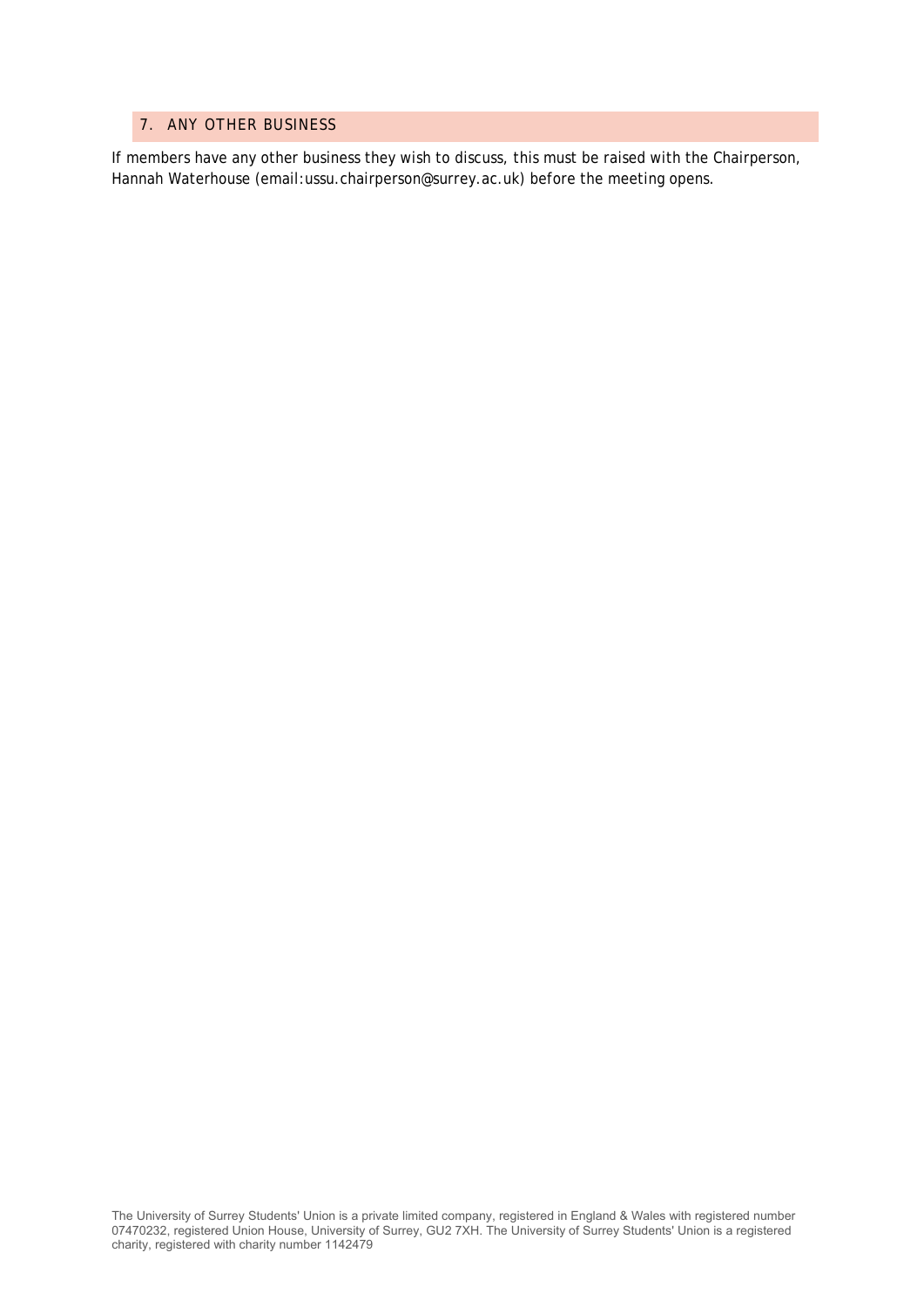## 7. ANY OTHER BUSINESS

If members have any other business they wish to discuss, this must be raised with the Chairperson, Hannah Waterhouse (email:ussu.chairperson@surrey.ac.uk) before the meeting opens.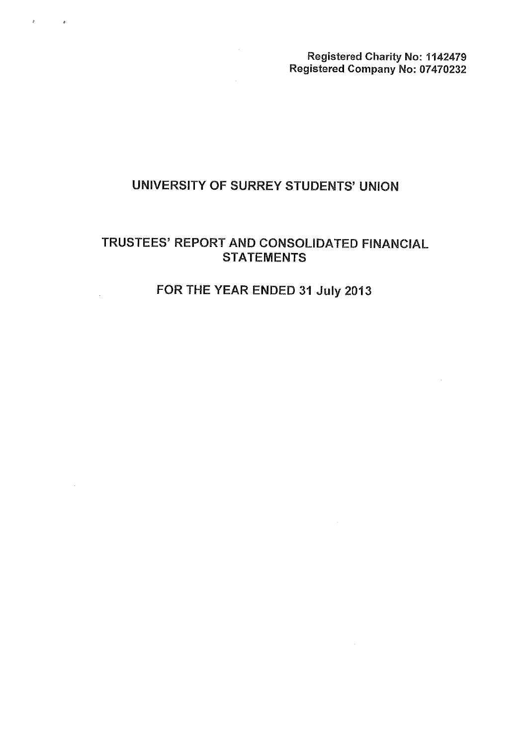Registered Charity No: 1142479
Registered Company No: 07470232

# UNIVERSITY OF SURREY STUDENTS' UNION

## TRUSTEES' REPORT AND CONSOLIDATED FINANCIAL STATEMENTS

## FOR THE YEAR ENDED 31 July 2013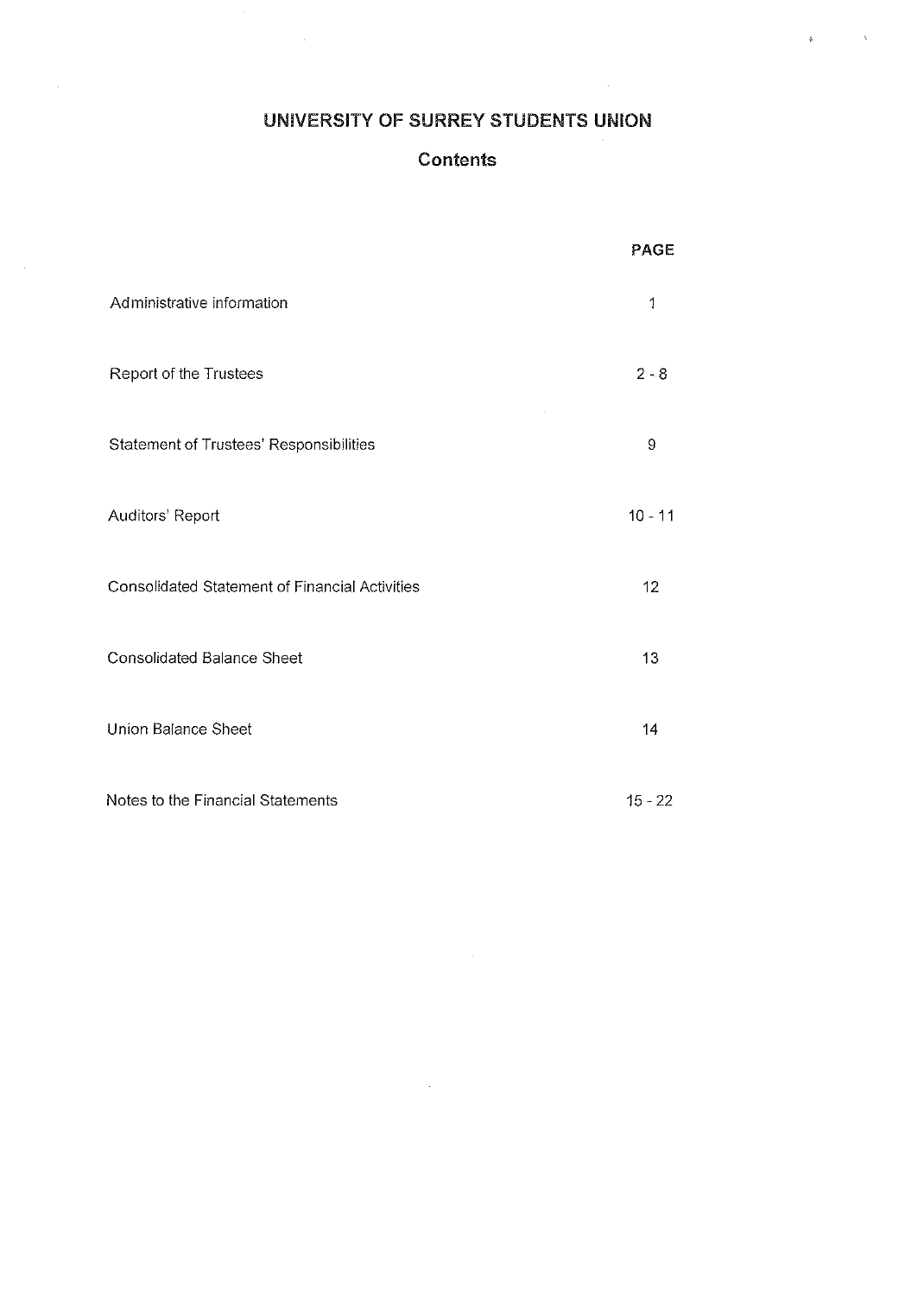# UNIVERSITY OF SURREY STUDENTS UNION

## Contents

| | PAGE |
|---|---|
| Administrative information | 1 |
| Report of the Trustees | 2 - 8 |
| Statement of Trustees' Responsibilities | 9 |
| Auditors' Report | 10 - 11 |
| Consolidated Statement of Financial Activities | 12 |
| Consolidated Balance Sheet | 13 |
| Union Balance Sheet | 14 |
| Notes to the Financial Statements | 15 - 22 |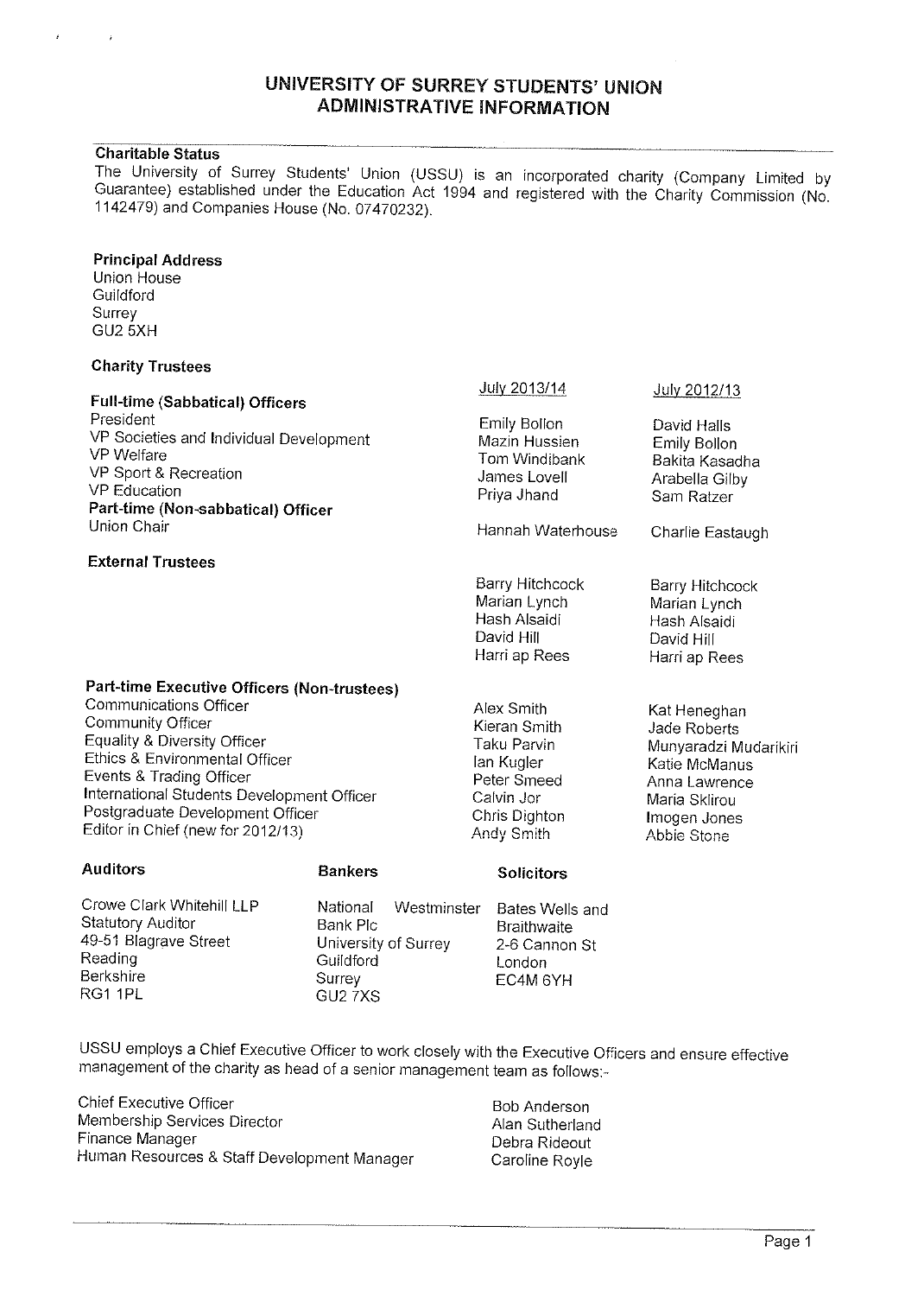# UNIVERSITY OF SURREY STUDENTS' UNION
# ADMINISTRATIVE INFORMATION

### Charitable Status

The University of Surrey Students' Union (USSU) is an incorporated charity (Company Limited by Guarantee) established under the Education Act 1994 and registered with the Charity Commission (No. 1142479) and Companies House (No. 07470232).

### Principal Address

Union House
Guildford
Surrey
GU2 5XH

### Charity Trustees

| | July 2013/14 | July 2012/13 |
|---|---|---|
| **Full-time (Sabbatical) Officers** | | |
| President | Emily Bollon | David Halls |
| VP Societies and Individual Development | Mazin Hussien | Emily Bollon |
| VP Welfare | Tom Windibank | Bakita Kasadha |
| VP Sport & Recreation | James Lovell | Arabella Gilby |
| VP Education | Priya Jhand | Sam Ratzer |
| **Part-time (Non-sabbatical) Officer** | | |
| Union Chair | Hannah Waterhouse | Charlie Eastaugh |
| **External Trustees** | | |
| | Barry Hitchcock | Barry Hitchcock |
| | Marian Lynch | Marian Lynch |
| | Hash Alsaidi | Hash Alsaidi |
| | David Hill | David Hill |
| | Harri ap Rees | Harri ap Rees |
| **Part-time Executive Officers (Non-trustees)** | | |
| Communications Officer | Alex Smith | Kat Heneghan |
| Community Officer | Kieran Smith | Jade Roberts |
| Equality & Diversity Officer | Taku Parvin | Munyaradzi Mudarikiri |
| Ethics & Environmental Officer | Ian Kugler | Katie McManus |
| Events & Trading Officer | Peter Smeed | Anna Lawrence |
| International Students Development Officer | Calvin Jor | Maria Sklirou |
| Postgraduate Development Officer | Chris Dighton | Imogen Jones |
| Editor in Chief (new for 2012/13) | Andy Smith | Abbie Stone |

| **Auditors** | **Bankers** | **Solicitors** |
|---|---|---|
| Crowe Clark Whitehill LLP | National Westminster Bank Plc | Bates Wells and Braithwaite |
| Statutory Auditor | University of Surrey | 2-6 Cannon St |
| 49-51 Blagrave Street | Guildford | London |
| Reading | Surrey | EC4M 6YH |
| Berkshire | GU2 7XS | |
| RG1 1PL | | |

USSU employs a Chief Executive Officer to work closely with the Executive Officers and ensure effective management of the charity as head of a senior management team as follows:-

| | |
|---|---|
| Chief Executive Officer | Bob Anderson |
| Membership Services Director | Alan Sutherland |
| Finance Manager | Debra Rideout |
| Human Resources & Staff Development Manager | Caroline Royle |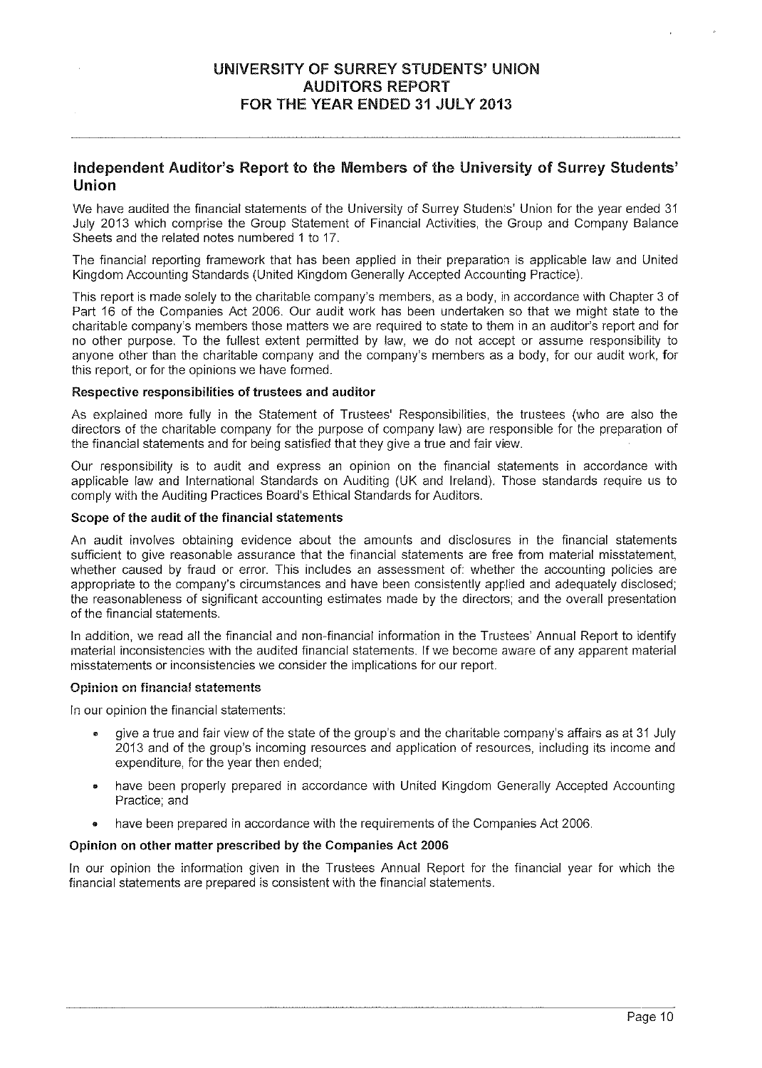## Independent Auditor's Report to the Members of the University of Surrey Students' Union

We have audited the financial statements of the University of Surrey Students' Union for the year ended 31 July 2013 which comprise the Group Statement of Financial Activities, the Group and Company Balance Sheets and the related notes numbered 1 to 17.

The financial reporting framework that has been applied in their preparation is applicable law and United Kingdom Accounting Standards (United Kingdom Generally Accepted Accounting Practice).

This report is made solely to the charitable company's members, as a body, in accordance with Chapter 3 of Part 16 of the Companies Act 2006. Our audit work has been undertaken so that we might state to the charitable company's members those matters we are required to state to them in an auditor's report and for no other purpose. To the fullest extent permitted by law, we do not accept or assume responsibility to anyone other than the charitable company and the company's members as a body, for our audit work, for this report, or for the opinions we have formed.

### Respective responsibilities of trustees and auditor

As explained more fully in the Statement of Trustees' Responsibilities, the trustees (who are also the directors of the charitable company for the purpose of company law) are responsible for the preparation of the financial statements and for being satisfied that they give a true and fair view.

Our responsibility is to audit and express an opinion on the financial statements in accordance with applicable law and International Standards on Auditing (UK and Ireland). Those standards require us to comply with the Auditing Practices Board's Ethical Standards for Auditors.

### Scope of the audit of the financial statements

An audit involves obtaining evidence about the amounts and disclosures in the financial statements sufficient to give reasonable assurance that the financial statements are free from material misstatement, whether caused by fraud or error. This includes an assessment of: whether the accounting policies are appropriate to the company's circumstances and have been consistently applied and adequately disclosed; the reasonableness of significant accounting estimates made by the directors; and the overall presentation of the financial statements.

In addition, we read all the financial and non-financial information in the Trustees' Annual Report to identify material inconsistencies with the audited financial statements. If we become aware of any apparent material misstatements or inconsistencies we consider the implications for our report.

### Opinion on financial statements

In our opinion the financial statements:

- give a true and fair view of the state of the group's and the charitable company's affairs as at 31 July 2013 and of the group's incoming resources and application of resources, including its income and expenditure, for the year then ended;
- have been properly prepared in accordance with United Kingdom Generally Accepted Accounting Practice; and
- have been prepared in accordance with the requirements of the Companies Act 2006.

### Opinion on other matter prescribed by the Companies Act 2006

In our opinion the information given in the Trustees Annual Report for the financial year for which the financial statements are prepared is consistent with the financial statements.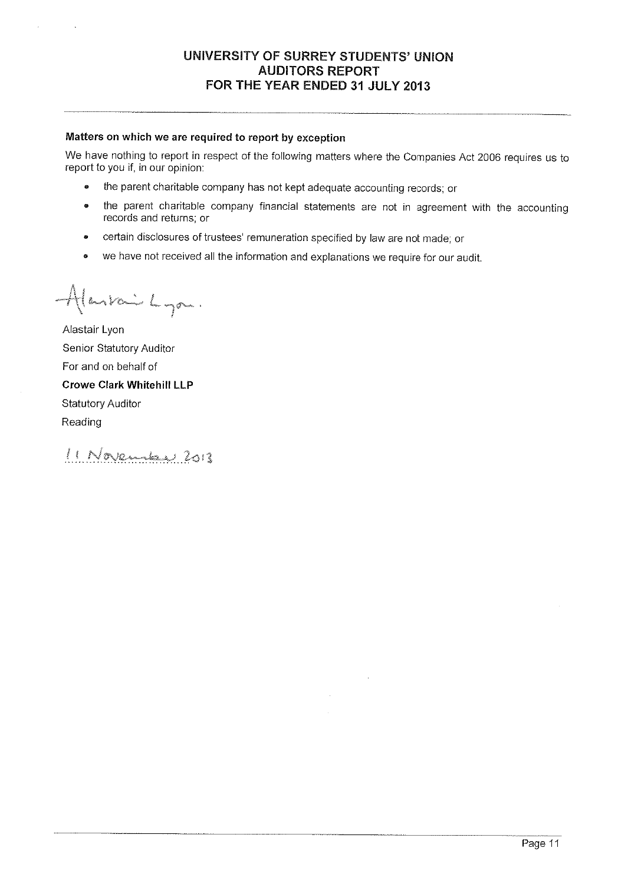# UNIVERSITY OF SURREY STUDENTS' UNION
## AUDITORS REPORT
## FOR THE YEAR ENDED 31 JULY 2013

**Matters on which we are required to report by exception**

We have nothing to report in respect of the following matters where the Companies Act 2006 requires us to report to you if, in our opinion:

- the parent charitable company has not kept adequate accounting records; or
- the parent charitable company financial statements are not in agreement with the accounting records and returns; or
- certain disclosures of trustees' remuneration specified by law are not made; or
- we have not received all the information and explanations we require for our audit.

Alastair Lyon.

Alastair Lyon

Senior Statutory Auditor

For and on behalf of

**Crowe Clark Whitehill LLP**

Statutory Auditor

Reading

11 November 2013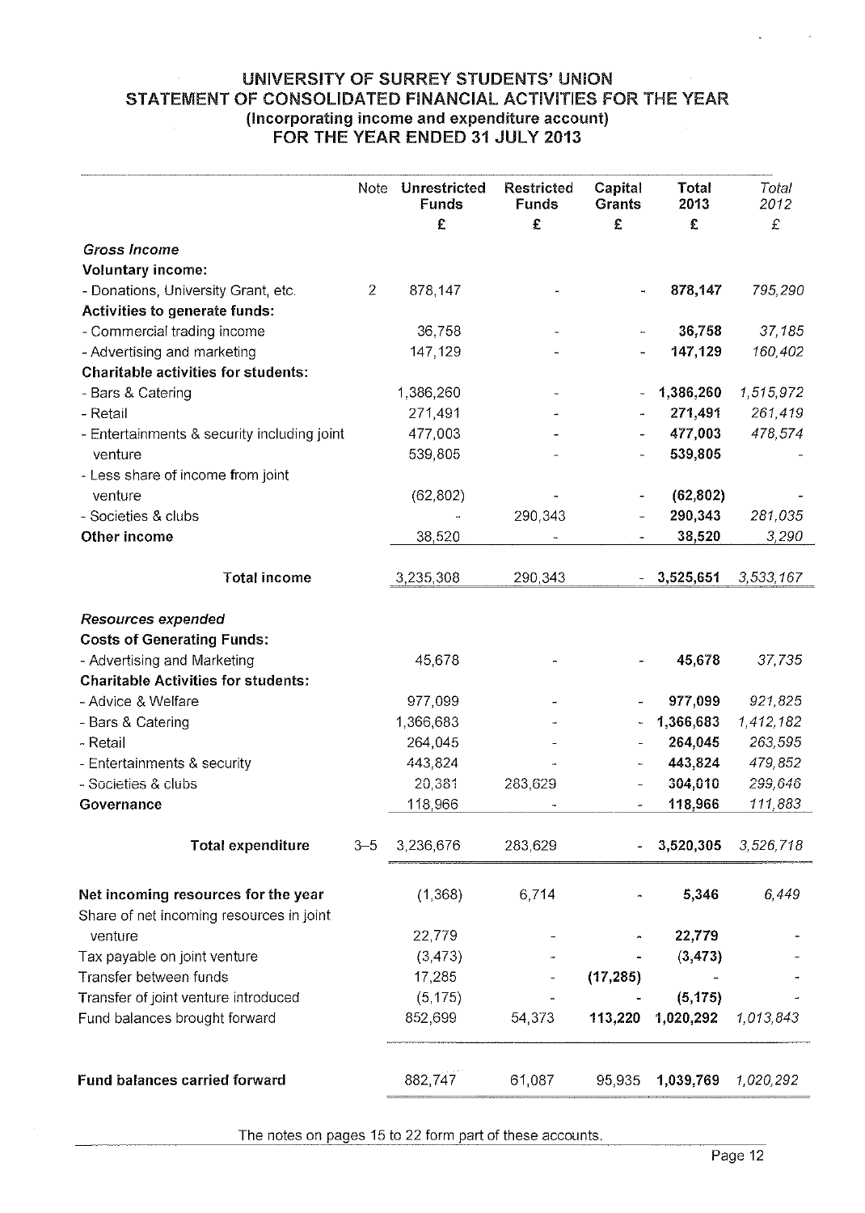# UNIVERSITY OF SURREY STUDENTS' UNION
## STATEMENT OF CONSOLIDATED FINANCIAL ACTIVITIES FOR THE YEAR
### (Incorporating income and expenditure account)
### FOR THE YEAR ENDED 31 JULY 2013

| | Note | Unrestricted Funds | Restricted Funds | Capital Grants | Total 2013 | *Total 2012* |
|---|---|---|---|---|---|---|
| | | £ | £ | £ | £ | £ |
| ***Gross Income*** | | | | | | |
| **Voluntary income:** | | | | | | |
| - Donations, University Grant, etc. | 2 | 878,147 | - | - | **878,147** | *795,290* |
| **Activities to generate funds:** | | | | | | |
| - Commercial trading income | | 36,758 | - | - | **36,758** | *37,185* |
| - Advertising and marketing | | 147,129 | - | - | **147,129** | *160,402* |
| **Charitable activities for students:** | | | | | | |
| - Bars & Catering | | 1,386,260 | - | - | **1,386,260** | *1,515,972* |
| - Retail | | 271,491 | - | - | **271,491** | *261,419* |
| - Entertainments & security including joint | | 477,003 | - | - | **477,003** | *478,574* |
| venture | | 539,805 | - | - | **539,805** | - |
| - Less share of income from joint venture | | (62,802) | - | - | **(62,802)** | - |
| - Societies & clubs | | - | 290,343 | - | **290,343** | *281,035* |
| **Other income** | | 38,520 | - | - | **38,520** | *3,290* |
| **Total income** | | 3,235,308 | 290,343 | - | **3,525,651** | *3,533,167* |
| ***Resources expended*** | | | | | | |
| **Costs of Generating Funds:** | | | | | | |
| - Advertising and Marketing | | 45,678 | - | - | **45,678** | *37,735* |
| **Charitable Activities for students:** | | | | | | |
| - Advice & Welfare | | 977,099 | - | - | **977,099** | *921,825* |
| - Bars & Catering | | 1,366,683 | - | - | **1,366,683** | *1,412,182* |
| - Retail | | 264,045 | - | - | **264,045** | *263,595* |
| - Entertainments & security | | 443,824 | - | - | **443,824** | *479,852* |
| - Societies & clubs | | 20,381 | 283,629 | - | **304,010** | *299,646* |
| **Governance** | | 118,966 | - | - | **118,966** | *111,883* |
| **Total expenditure** | 3–5 | 3,236,676 | 283,629 | - | **3,520,305** | *3,526,718* |
| **Net incoming resources for the year** | | (1,368) | 6,714 | - | **5,346** | *6,449* |
| Share of net incoming resources in joint venture | | 22,779 | - | - | **22,779** | - |
| Tax payable on joint venture | | (3,473) | - | - | **(3,473)** | - |
| Transfer between funds | | 17,285 | - | **(17,285)** | - | - |
| Transfer of joint venture introduced | | (5,175) | - | - | **(5,175)** | - |
| Fund balances brought forward | | 852,699 | 54,373 | **113,220** | **1,020,292** | *1,013,843* |
| **Fund balances carried forward** | | 882,747 | 61,087 | 95,935 | **1,039,769** | *1,020,292* |

The notes on pages 15 to 22 form part of these accounts.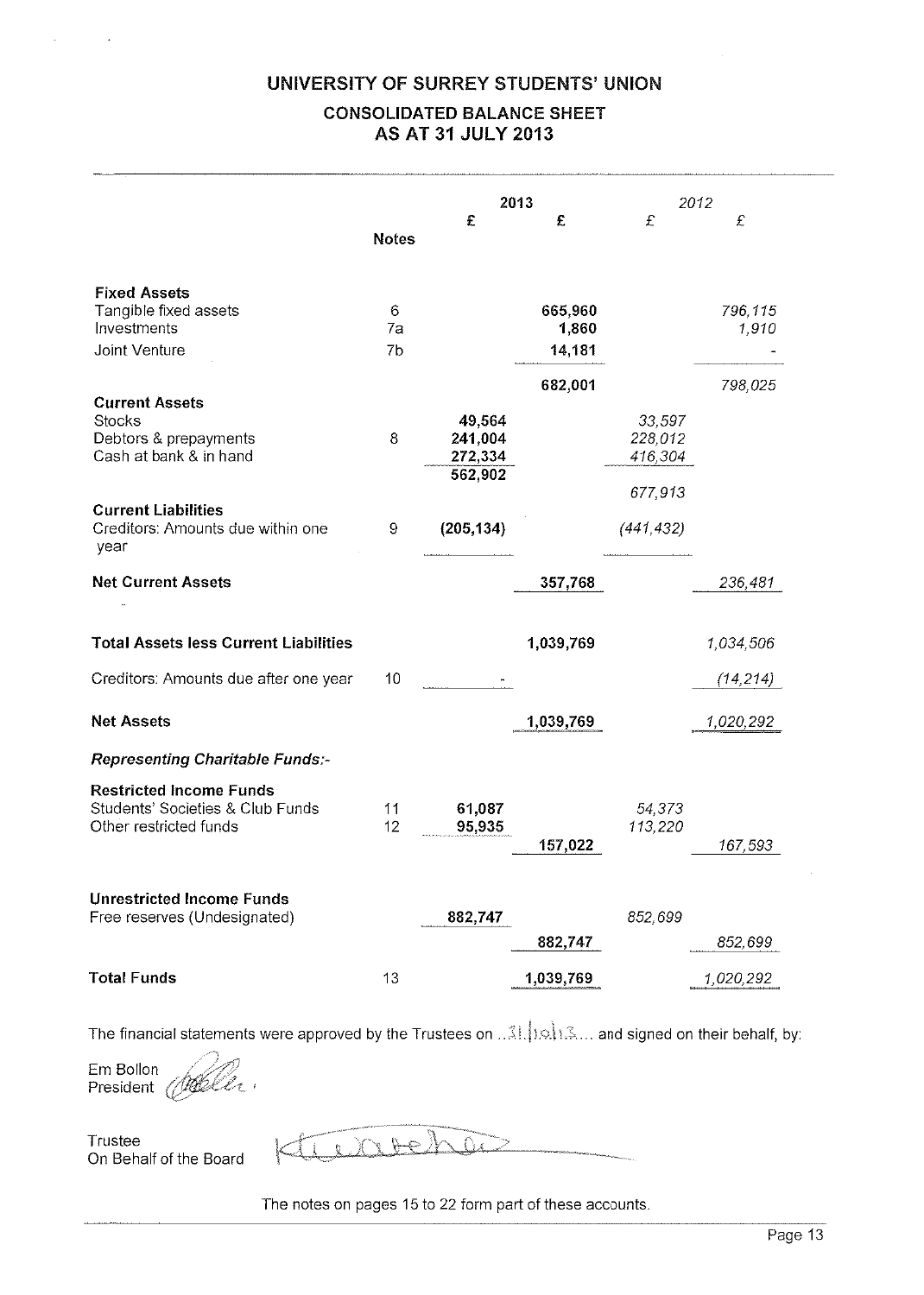# UNIVERSITY OF SURREY STUDENTS' UNION

## CONSOLIDATED BALANCE SHEET AS AT 31 JULY 2013

| | Notes | 2013 £ | 2013 £ | 2012 £ | 2012 £ |
|---|---|---|---|---|---|
| **Fixed Assets** | | | | | |
| Tangible fixed assets | 6 | | 665,960 | | 796,115 |
| Investments | 7a | | 1,860 | | 1,910 |
| Joint Venture | 7b | | 14,181 | | - |
| | | | 682,001 | | 798,025 |
| **Current Assets** | | | | | |
| Stocks | | 49,564 | | 33,597 | |
| Debtors & prepayments | 8 | 241,004 | | 228,012 | |
| Cash at bank & in hand | | 272,334 | | 416,304 | |
| | | 562,902 | | 677,913 | |
| **Current Liabilities** | | | | | |
| Creditors: Amounts due within one year | 9 | (205,134) | | (441,432) | |
| **Net Current Assets** | | | 357,768 | | 236,481 |
| **Total Assets less Current Liabilities** | | | 1,039,769 | | 1,034,506 |
| Creditors: Amounts due after one year | 10 | | - | | (14,214) |
| **Net Assets** | | | 1,039,769 | | 1,020,292 |
| ***Representing Charitable Funds:-*** | | | | | |
| **Restricted Income Funds** | | | | | |
| Students' Societies & Club Funds | 11 | 61,087 | | 54,373 | |
| Other restricted funds | 12 | 95,935 | | 113,220 | |
| | | | 157,022 | | 167,593 |
| **Unrestricted Income Funds** | | | | | |
| Free reserves (Undesignated) | | 882,747 | | 852,699 | |
| | | | 882,747 | | 852,699 |
| **Total Funds** | 13 | | 1,039,769 | | 1,020,292 |

The financial statements were approved by the Trustees on ..31.|10|13... and signed on their behalf, by:

Em Bollon
President

Trustee
On Behalf of the Board

The notes on pages 15 to 22 form part of these accounts.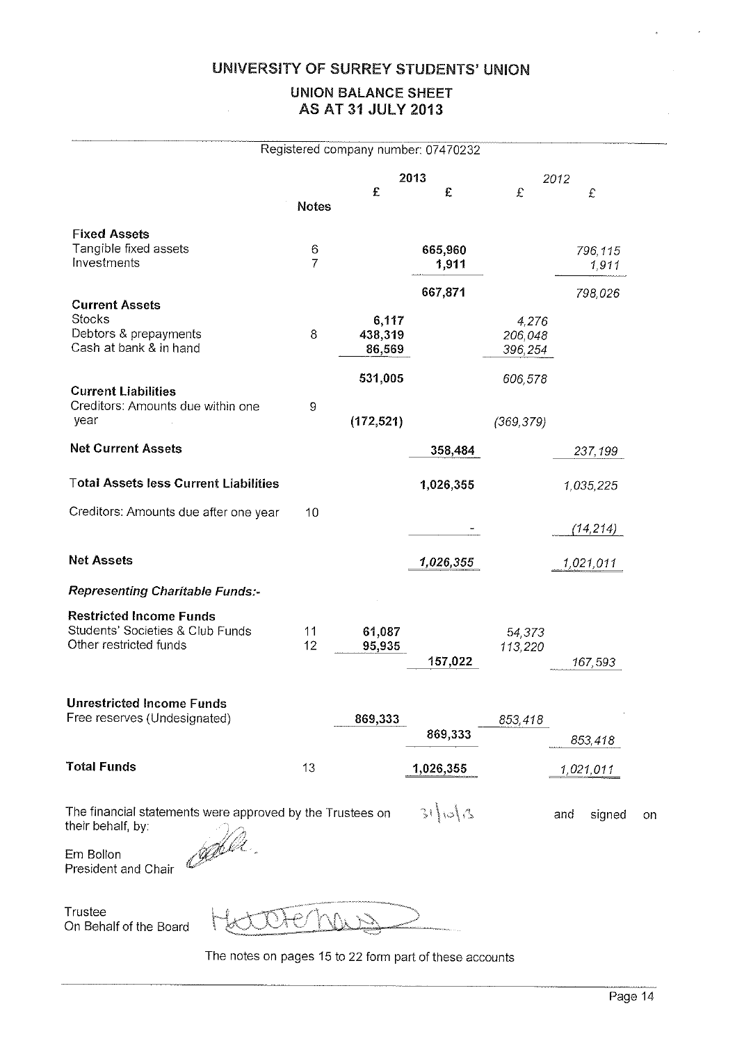# UNIVERSITY OF SURREY STUDENTS' UNION

## UNION BALANCE SHEET
## AS AT 31 JULY 2013

Registered company number: 07470232

| | Notes | 2013 £ | 2013 £ | 2012 £ | 2012 £ |
|---|---|---|---|---|---|
| **Fixed Assets** | | | | | |
| Tangible fixed assets | 6 | | 665,960 | | 796,115 |
| Investments | 7 | | 1,911 | | 1,911 |
| | | | 667,871 | | 798,026 |
| **Current Assets** | | | | | |
| Stocks | | 6,117 | | 4,276 | |
| Debtors & prepayments | 8 | 438,319 | | 206,048 | |
| Cash at bank & in hand | | 86,569 | | 396,254 | |
| | | 531,005 | | 606,578 | |
| **Current Liabilities** | | | | | |
| Creditors: Amounts due within one year | 9 | (172,521) | | (369,379) | |
| **Net Current Assets** | | | 358,484 | | 237,199 |
| **Total Assets less Current Liabilities** | | | 1,026,355 | | 1,035,225 |
| Creditors: Amounts due after one year | 10 | | - | | (14,214) |
| **Net Assets** | | | 1,026,355 | | 1,021,011 |
| ***Representing Charitable Funds:-*** | | | | | |
| **Restricted Income Funds** | | | | | |
| Students' Societies & Club Funds | 11 | 61,087 | | 54,373 | |
| Other restricted funds | 12 | 95,935 | | 113,220 | |
| | | | 157,022 | | 167,593 |
| **Unrestricted Income Funds** | | | | | |
| Free reserves (Undesignated) | | 869,333 | | 853,418 | |
| | | | 869,333 | | 853,418 |
| **Total Funds** | 13 | | 1,026,355 | | 1,021,011 |

The financial statements were approved by the Trustees on 31/10/13 and signed on their behalf, by:

Em Bollon
President and Chair

Trustee
On Behalf of the Board

The notes on pages 15 to 22 form part of these accounts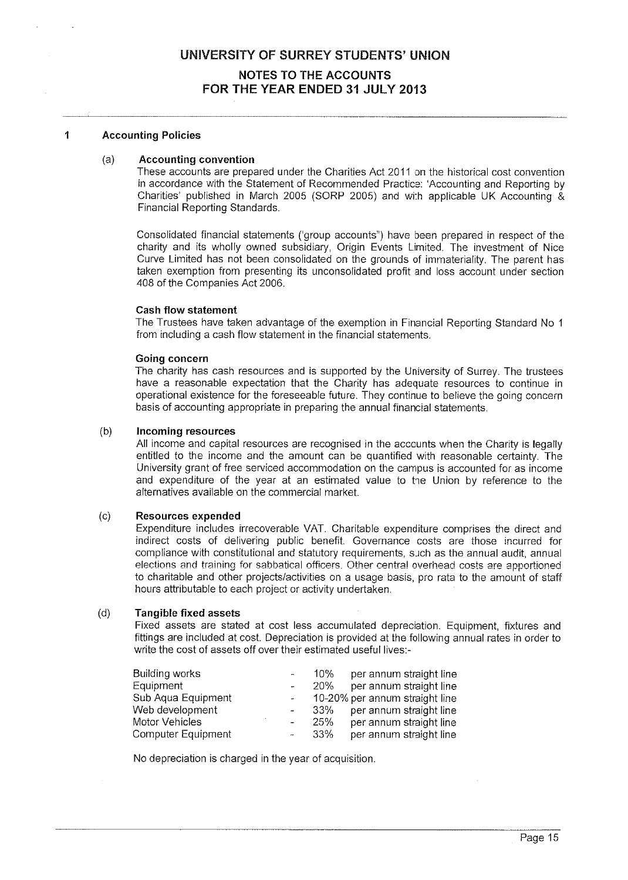# UNIVERSITY OF SURREY STUDENTS' UNION

## NOTES TO THE ACCOUNTS FOR THE YEAR ENDED 31 JULY 2013

### 1 Accounting Policies

#### (a) Accounting convention

These accounts are prepared under the Charities Act 2011 on the historical cost convention in accordance with the Statement of Recommended Practice: 'Accounting and Reporting by Charities' published in March 2005 (SORP 2005) and with applicable UK Accounting & Financial Reporting Standards.

Consolidated financial statements ('group accounts") have been prepared in respect of the charity and its wholly owned subsidiary, Origin Events Limited. The investment of Nice Curve Limited has not been consolidated on the grounds of immateriality. The parent has taken exemption from presenting its unconsolidated profit and loss account under section 408 of the Companies Act 2006.

**Cash flow statement**

The Trustees have taken advantage of the exemption in Financial Reporting Standard No 1 from including a cash flow statement in the financial statements.

**Going concern**

The charity has cash resources and is supported by the University of Surrey. The trustees have a reasonable expectation that the Charity has adequate resources to continue in operational existence for the foreseeable future. They continue to believe the going concern basis of accounting appropriate in preparing the annual financial statements.

#### (b) Incoming resources

All income and capital resources are recognised in the accounts when the Charity is legally entitled to the income and the amount can be quantified with reasonable certainty. The University grant of free serviced accommodation on the campus is accounted for as income and expenditure of the year at an estimated value to the Union by reference to the alternatives available on the commercial market.

#### (c) Resources expended

Expenditure includes irrecoverable VAT. Charitable expenditure comprises the direct and indirect costs of delivering public benefit. Governance costs are those incurred for compliance with constitutional and statutory requirements, such as the annual audit, annual elections and training for sabbatical officers. Other central overhead costs are apportioned to charitable and other projects/activities on a usage basis, pro rata to the amount of staff hours attributable to each project or activity undertaken.

#### (d) Tangible fixed assets

Fixed assets are stated at cost less accumulated depreciation. Equipment, fixtures and fittings are included at cost. Depreciation is provided at the following annual rates in order to write the cost of assets off over their estimated useful lives:-

| | | | |
|---|---|---|---|
| Building works | - | 10% | per annum straight line |
| Equipment | - | 20% | per annum straight line |
| Sub Aqua Equipment | - | 10-20% | per annum straight line |
| Web development | - | 33% | per annum straight line |
| Motor Vehicles | - | 25% | per annum straight line |
| Computer Equipment | - | 33% | per annum straight line |

No depreciation is charged in the year of acquisition.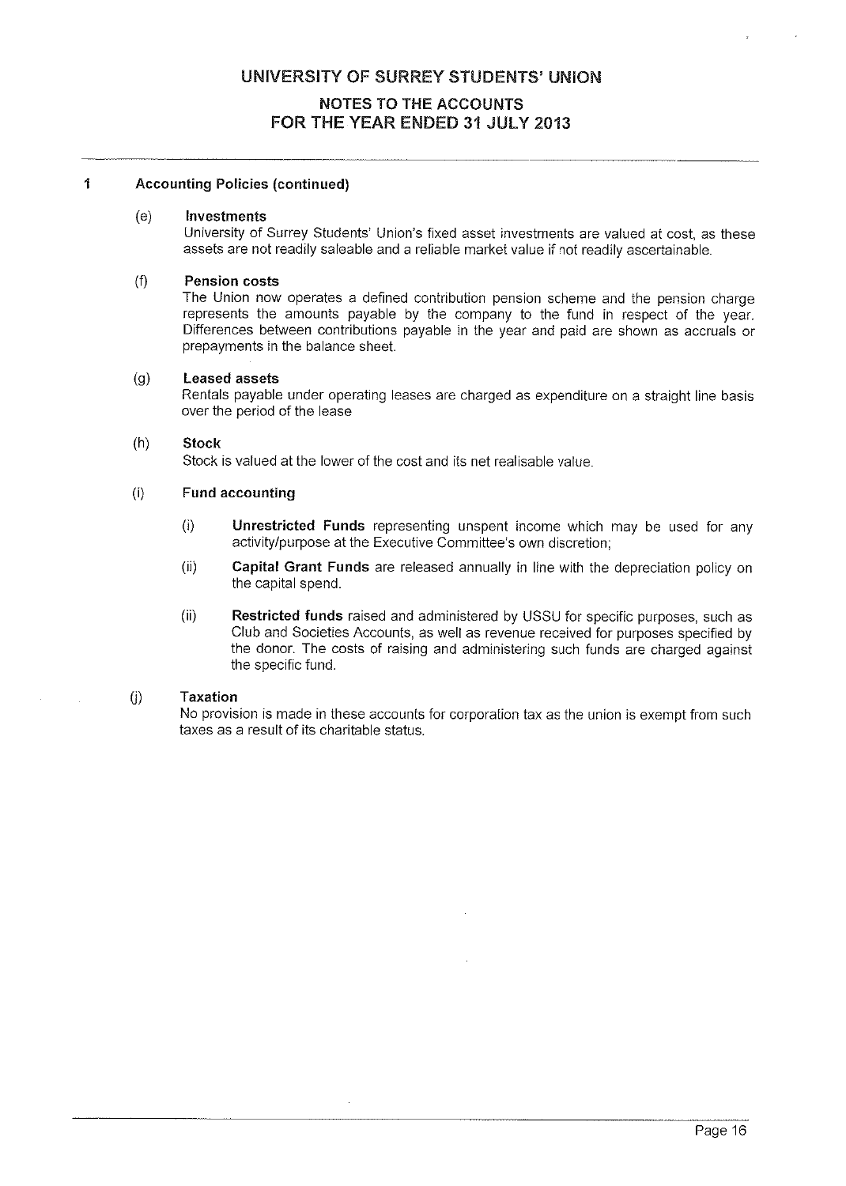# UNIVERSITY OF SURREY STUDENTS' UNION

## NOTES TO THE ACCOUNTS FOR THE YEAR ENDED 31 JULY 2013

**1 Accounting Policies (continued)**

(e) **Investments**

University of Surrey Students' Union's fixed asset investments are valued at cost, as these assets are not readily saleable and a reliable market value if not readily ascertainable.

(f) **Pension costs**

The Union now operates a defined contribution pension scheme and the pension charge represents the amounts payable by the company to the fund in respect of the year. Differences between contributions payable in the year and paid are shown as accruals or prepayments in the balance sheet.

(g) **Leased assets**

Rentals payable under operating leases are charged as expenditure on a straight line basis over the period of the lease

(h) **Stock**

Stock is valued at the lower of the cost and its net realisable value.

(i) **Fund accounting**

(i) **Unrestricted Funds** representing unspent income which may be used for any activity/purpose at the Executive Committee's own discretion;

(ii) **Capital Grant Funds** are released annually in line with the depreciation policy on the capital spend.

(ii) **Restricted funds** raised and administered by USSU for specific purposes, such as Club and Societies Accounts, as well as revenue received for purposes specified by the donor. The costs of raising and administering such funds are charged against the specific fund.

(j) **Taxation**

No provision is made in these accounts for corporation tax as the union is exempt from such taxes as a result of its charitable status.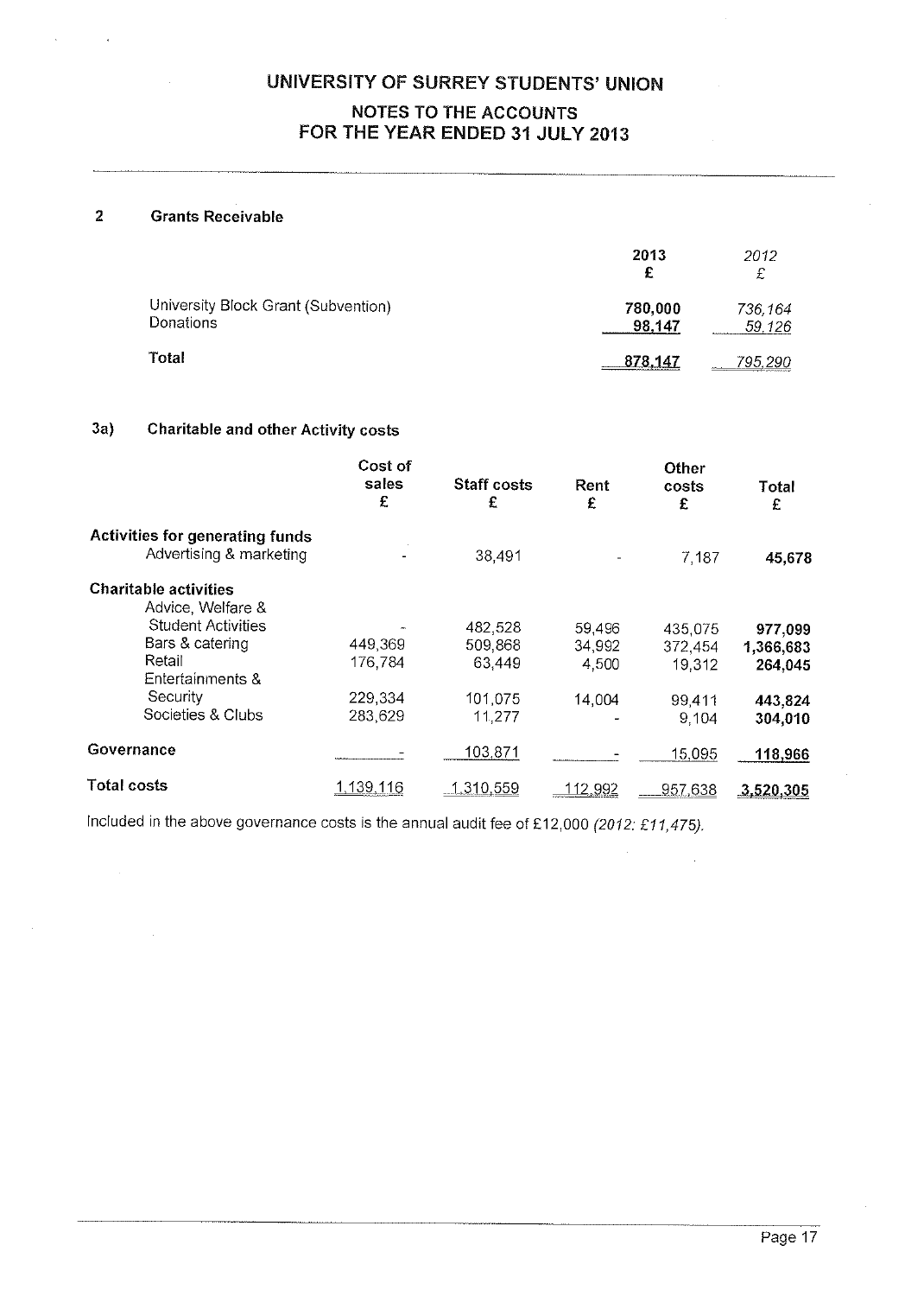# UNIVERSITY OF SURREY STUDENTS' UNION

## NOTES TO THE ACCOUNTS FOR THE YEAR ENDED 31 JULY 2013

### 2 Grants Receivable

| | 2013 £ | *2012 £* |
|---|---|---|
| University Block Grant (Subvention) | 780,000 | *736,164* |
| Donations | 98,147 | *59,126* |
| **Total** | 878,147 | *795,290* |

### 3a) Charitable and other Activity costs

| | Cost of sales £ | Staff costs £ | Rent £ | Other costs £ | Total £ |
|---|---|---|---|---|---|
| **Activities for generating funds** | | | | | |
| Advertising & marketing | - | 38,491 | - | 7,187 | **45,678** |
| **Charitable activities** | | | | | |
| Advice, Welfare & Student Activities | - | 482,528 | 59,496 | 435,075 | **977,099** |
| Bars & catering | 449,369 | 509,868 | 34,992 | 372,454 | **1,366,683** |
| Retail | 176,784 | 63,449 | 4,500 | 19,312 | **264,045** |
| Entertainments & Security | 229,334 | 101,075 | 14,004 | 99,411 | **443,824** |
| Societies & Clubs | 283,629 | 11,277 | - | 9,104 | **304,010** |
| **Governance** | - | 103,871 | - | 15,095 | **118,966** |
| **Total costs** | 1,139,116 | 1,310,559 | 112,992 | 957,638 | **3,520,305** |

Included in the above governance costs is the annual audit fee of £12,000 *(2012: £11,475)*.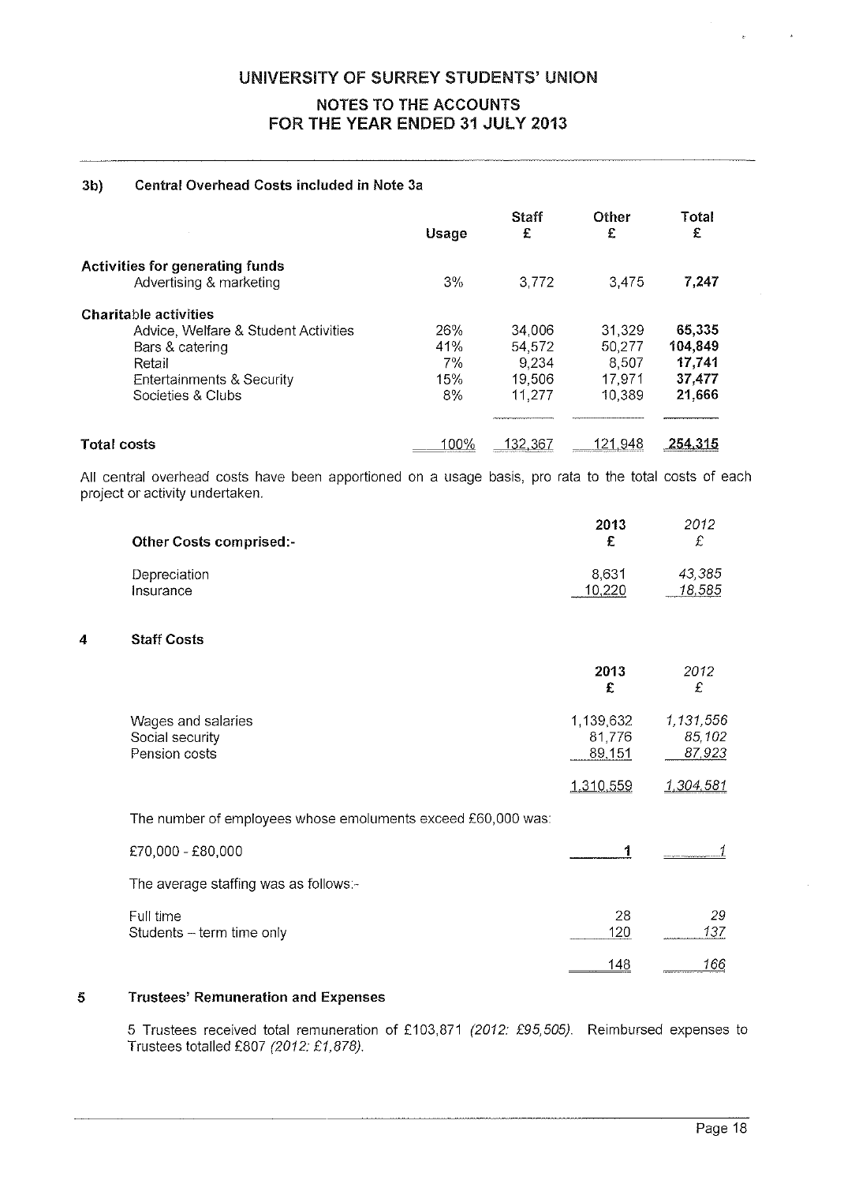# UNIVERSITY OF SURREY STUDENTS' UNION

## NOTES TO THE ACCOUNTS
## FOR THE YEAR ENDED 31 JULY 2013

### 3b) Central Overhead Costs included in Note 3a

| | Usage | Staff £ | Other £ | Total £ |
|---|---|---|---|---|
| **Activities for generating funds** | | | | |
| Advertising & marketing | 3% | 3,772 | 3,475 | **7,247** |
| **Charitable activities** | | | | |
| Advice, Welfare & Student Activities | 26% | 34,006 | 31,329 | **65,335** |
| Bars & catering | 41% | 54,572 | 50,277 | **104,849** |
| Retail | 7% | 9,234 | 8,507 | **17,741** |
| Entertainments & Security | 15% | 19,506 | 17,971 | **37,477** |
| Societies & Clubs | 8% | 11,277 | 10,389 | **21,666** |
| **Total costs** | 100% | 132,367 | 121,948 | **254,315** |

All central overhead costs have been apportioned on a usage basis, pro rata to the total costs of each project or activity undertaken.

| **Other Costs comprised:-** | **2013 £** | *2012 £* |
|---|---|---|
| Depreciation | 8,631 | *43,385* |
| Insurance | 10,220 | *18,585* |

### 4 Staff Costs

| | **2013 £** | *2012 £* |
|---|---|---|
| Wages and salaries | 1,139,632 | *1,131,556* |
| Social security | 81,776 | *85,102* |
| Pension costs | 89,151 | *87,923* |
| | 1,310,559 | *1,304,581* |

The number of employees whose emoluments exceed £60,000 was:

| | | |
|---|---|---|
| £70,000 - £80,000 | **1** | *1* |

The average staffing was as follows:-

| | | |
|---|---|---|
| Full time | 28 | *29* |
| Students – term time only | 120 | *137* |
| | 148 | *166* |

### 5 Trustees' Remuneration and Expenses

5 Trustees received total remuneration of £103,871 *(2012: £95,505)*. Reimbursed expenses to Trustees totalled £807 *(2012: £1,878)*.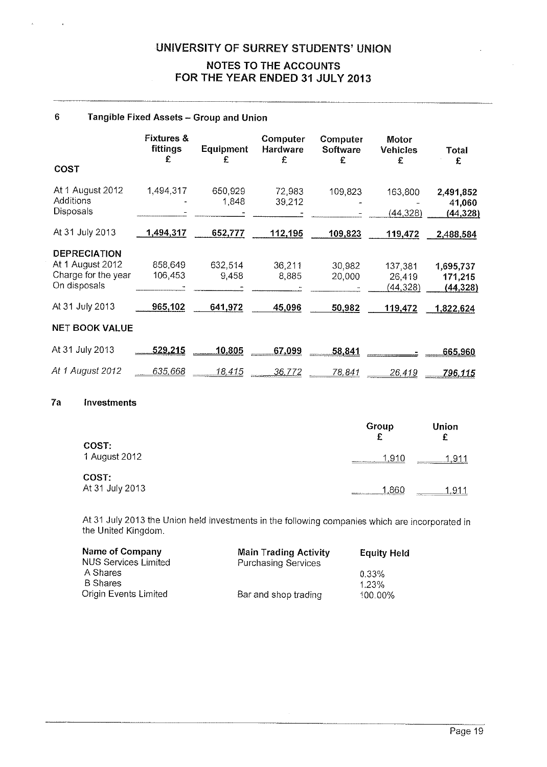# UNIVERSITY OF SURREY STUDENTS' UNION

## NOTES TO THE ACCOUNTS FOR THE YEAR ENDED 31 JULY 2013

### 6 Tangible Fixed Assets – Group and Union

| | Fixtures & fittings £ | Equipment £ | Computer Hardware £ | Computer Software £ | Motor Vehicles £ | Total £ |
|---|---|---|---|---|---|---|
| **COST** | | | | | | |
| At 1 August 2012 | 1,494,317 | 650,929 | 72,983 | 109,823 | 163,800 | **2,491,852** |
| Additions | - | 1,848 | 39,212 | - | - | **41,060** |
| Disposals | - | - | - | - | (44,328) | **(44,328)** |
| At 31 July 2013 | **1,494,317** | **652,777** | **112,195** | **109,823** | **119,472** | **2,488,584** |
| **DEPRECIATION** | | | | | | |
| At 1 August 2012 | 858,649 | 632,514 | 36,211 | 30,982 | 137,381 | **1,695,737** |
| Charge for the year | 106,453 | 9,458 | 8,885 | 20,000 | 26,419 | **171,215** |
| On disposals | - | - | - | - | (44,328) | **(44,328)** |
| At 31 July 2013 | **965,102** | **641,972** | **45,096** | **50,982** | **119,472** | **1,822,624** |
| **NET BOOK VALUE** | | | | | | |
| At 31 July 2013 | **529,215** | **10,805** | **67,099** | **58,841** | **-** | **665,960** |
| *At 1 August 2012* | *635,668* | *18,415* | *36,772* | *78,841* | *26,419* | ***796,115*** |

### 7a Investments

| | Group £ | Union £ |
|---|---|---|
| **COST:** 1 August 2012 | 1,910 | 1,911 |
| **COST:** At 31 July 2013 | 1,860 | 1,911 |

At 31 July 2013 the Union held investments in the following companies which are incorporated in the United Kingdom.

| Name of Company | Main Trading Activity | Equity Held |
|---|---|---|
| NUS Services Limited | Purchasing Services | |
| A Shares | | 0.33% |
| B Shares | | 1.23% |
| Origin Events Limited | Bar and shop trading | 100.00% |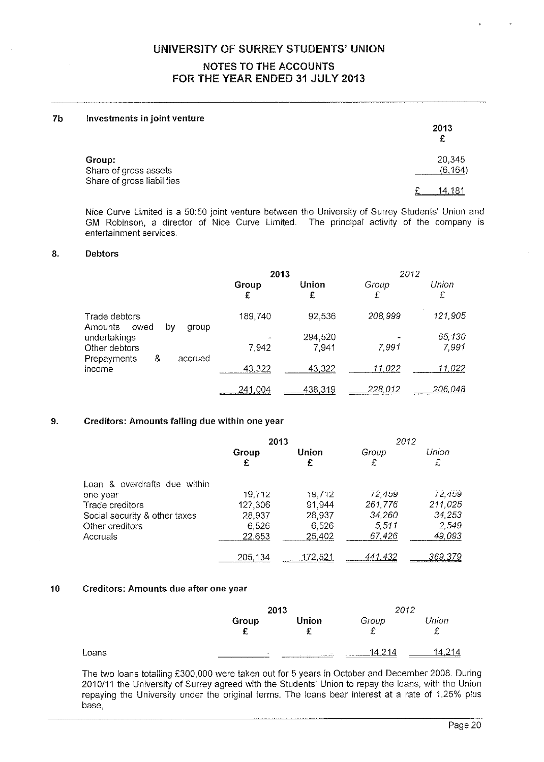# UNIVERSITY OF SURREY STUDENTS' UNION

## NOTES TO THE ACCOUNTS
## FOR THE YEAR ENDED 31 JULY 2013

### 7b Investments in joint venture

| | 2013 £ |
|---|---|
| **Group:** | |
| Share of gross assets | 20,345 |
| Share of gross liabilities | (6,164) |
| | £ 14,181 |

Nice Curve Limited is a 50:50 joint venture between the University of Surrey Students' Union and GM Robinson, a director of Nice Curve Limited. The principal activity of the company is entertainment services.

### 8. Debtors

| | 2013 | | *2012* | |
|---|---|---|---|---|
| | **Group £** | **Union £** | *Group £* | *Union £* |
| Trade debtors | 189,740 | 92,536 | *208,999* | *121,905* |
| Amounts owed by group undertakings | - | 294,520 | - | *65,130* |
| Other debtors | 7,942 | 7,941 | *7,991* | *7,991* |
| Prepayments & accrued income | 43,322 | 43,322 | *11,022* | *11,022* |
| | 241,004 | 438,319 | *228,012* | *206,048* |

### 9. Creditors: Amounts falling due within one year

| | 2013 | | *2012* | |
|---|---|---|---|---|
| | **Group £** | **Union £** | *Group £* | *Union £* |
| Loan & overdrafts due within one year | 19,712 | 19,712 | *72,459* | *72,459* |
| Trade creditors | 127,306 | 91,944 | *261,776* | *211,025* |
| Social security & other taxes | 28,937 | 28,937 | *34,260* | *34,253* |
| Other creditors | 6,526 | 6,526 | *5,511* | *2,549* |
| Accruals | 22,653 | 25,402 | *67,426* | *49,093* |
| | 205,134 | 172,521 | *441,432* | *369,379* |

### 10 Creditors: Amounts due after one year

| | 2013 | | *2012* | |
|---|---|---|---|---|
| | **Group £** | **Union £** | *Group £* | *Union £* |
| Loans | - | - | *14,214* | *14,214* |

The two loans totalling £300,000 were taken out for 5 years in October and December 2008. During 2010/11 the University of Surrey agreed with the Students' Union to repay the loans, with the Union repaying the University under the original terms. The loans bear interest at a rate of 1.25% plus base.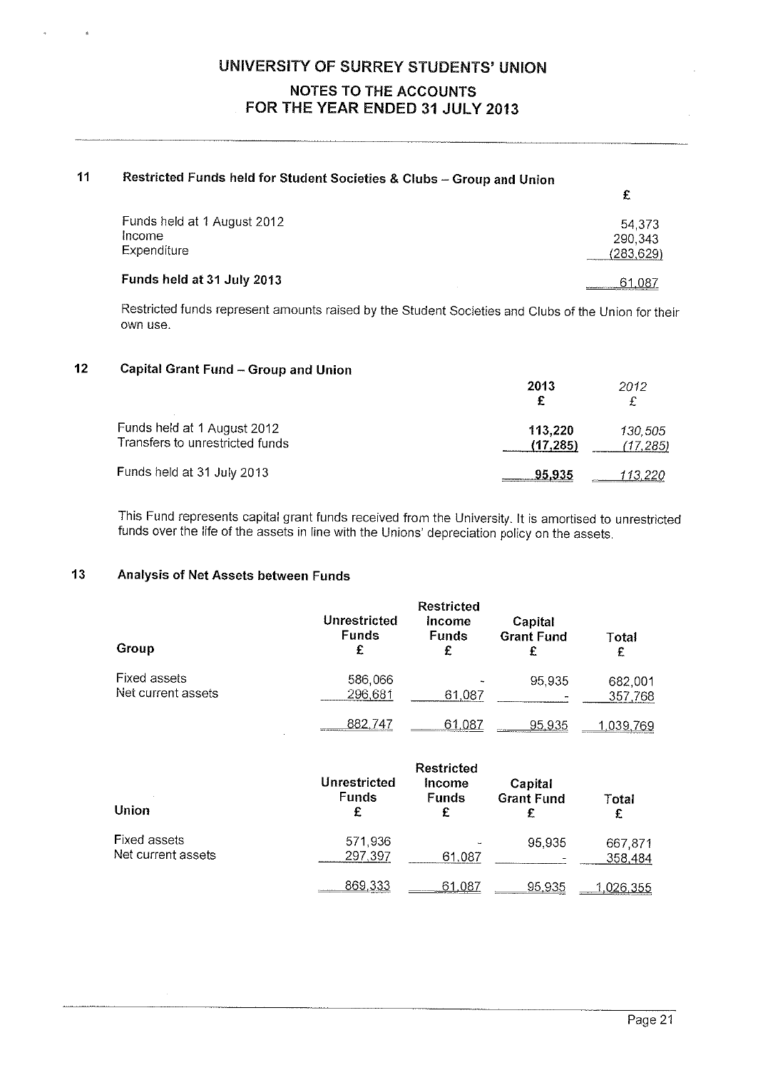# UNIVERSITY OF SURREY STUDENTS' UNION

## NOTES TO THE ACCOUNTS FOR THE YEAR ENDED 31 JULY 2013

### 11 Restricted Funds held for Student Societies & Clubs – Group and Union

| | £ |
|---|---|
| Funds held at 1 August 2012 | 54,373 |
| Income | 290,343 |
| Expenditure | (283,629) |
| **Funds held at 31 July 2013** | 61,087 |

Restricted funds represent amounts raised by the Student Societies and Clubs of the Union for their own use.

### 12 Capital Grant Fund – Group and Union

| | **2013** £ | *2012* £ |
|---|---|---|
| Funds held at 1 August 2012 | **113,220** | *130,505* |
| Transfers to unrestricted funds | **(17,285)** | *(17,285)* |
| Funds held at 31 July 2013 | **95,935** | *113,220* |

This Fund represents capital grant funds received from the University. It is amortised to unrestricted funds over the life of the assets in line with the Unions' depreciation policy on the assets.

### 13 Analysis of Net Assets between Funds

| **Group** | **Unrestricted Funds** £ | **Restricted Income Funds** £ | **Capital Grant Fund** £ | **Total** £ |
|---|---|---|---|---|
| Fixed assets | 586,066 | - | 95,935 | 682,001 |
| Net current assets | 296,681 | 61,087 | - | 357,768 |
| | 882,747 | 61,087 | 95,935 | 1,039,769 |

| **Union** | **Unrestricted Funds** £ | **Restricted Income Funds** £ | **Capital Grant Fund** £ | **Total** £ |
|---|---|---|---|---|
| Fixed assets | 571,936 | - | 95,935 | 667,871 |
| Net current assets | 297,397 | 61,087 | - | 358,484 |
| | 869,333 | 61,087 | 95,935 | 1,026,355 |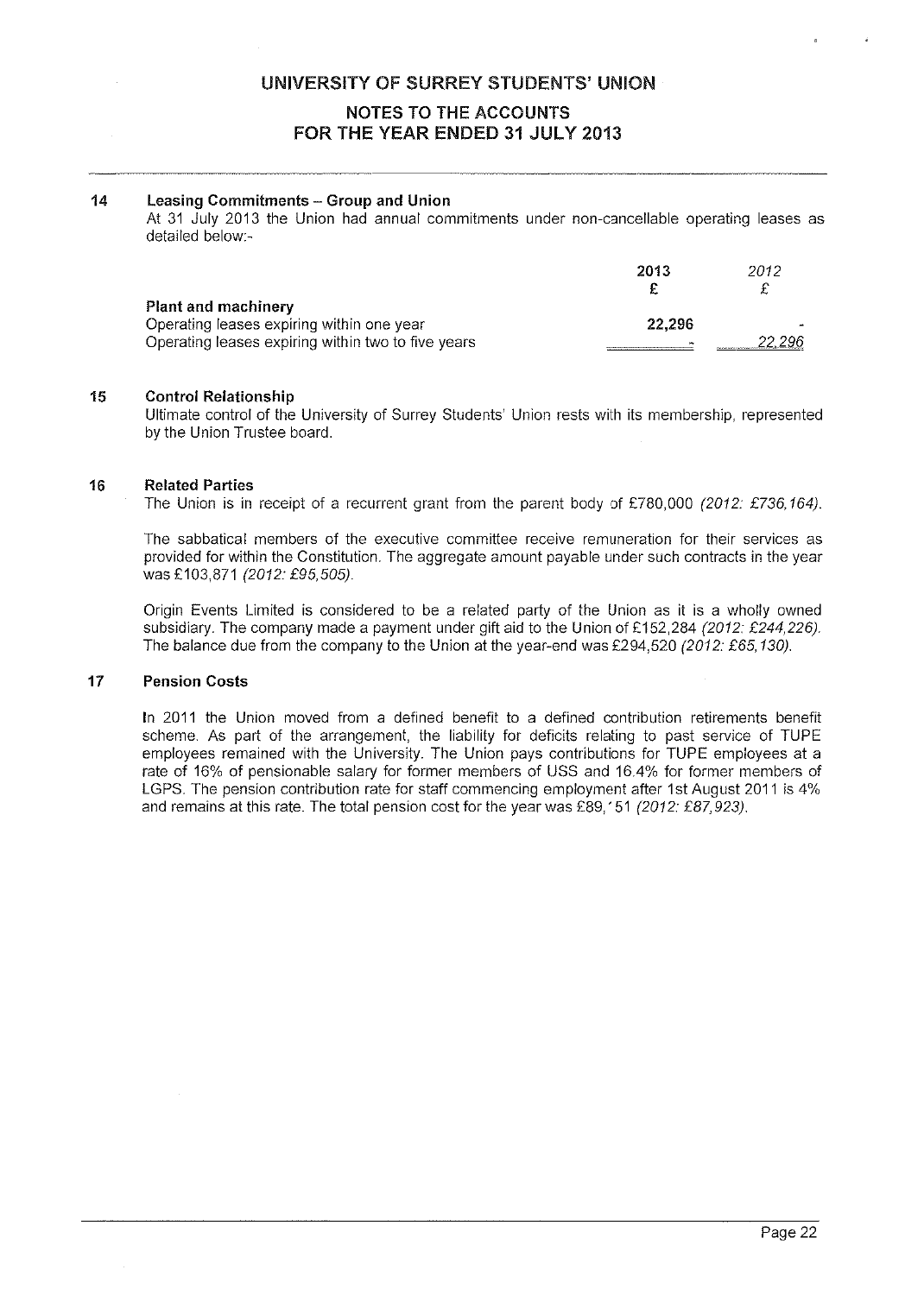# UNIVERSITY OF SURREY STUDENTS' UNION

## NOTES TO THE ACCOUNTS
## FOR THE YEAR ENDED 31 JULY 2013

### 14 Leasing Commitments – Group and Union

At 31 July 2013 the Union had annual commitments under non-cancellable operating leases as detailed below:-

| | **2013** | *2012* |
|---|---|---|
| | **£** | *£* |
| **Plant and machinery** | | |
| Operating leases expiring within one year | **22,296** | - |
| Operating leases expiring within two to five years | - | *22,296* |

### 15 Control Relationship

Ultimate control of the University of Surrey Students' Union rests with its membership, represented by the Union Trustee board.

### 16 Related Parties

The Union is in receipt of a recurrent grant from the parent body of £780,000 *(2012: £736,164).*

The sabbatical members of the executive committee receive remuneration for their services as provided for within the Constitution. The aggregate amount payable under such contracts in the year was £103,871 *(2012: £95,505).*

Origin Events Limited is considered to be a related party of the Union as it is a wholly owned subsidiary. The company made a payment under gift aid to the Union of £152,284 *(2012: £244,226).* The balance due from the company to the Union at the year-end was £294,520 *(2012: £65,130).*

### 17 Pension Costs

In 2011 the Union moved from a defined benefit to a defined contribution retirements benefit scheme. As part of the arrangement, the liability for deficits relating to past service of TUPE employees remained with the University. The Union pays contributions for TUPE employees at a rate of 16% of pensionable salary for former members of USS and 16.4% for former members of LGPS. The pension contribution rate for staff commencing employment after 1st August 2011 is 4% and remains at this rate. The total pension cost for the year was £89,'51 *(2012: £87,923).*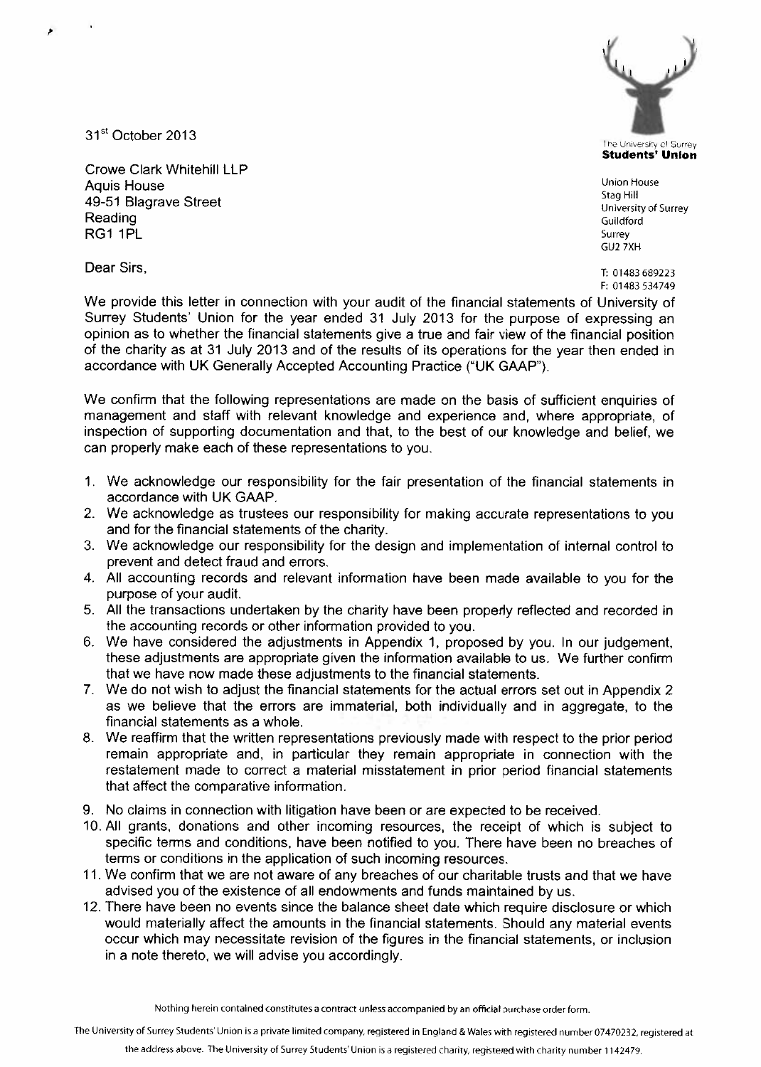31st October 2013

The University of Surrey
**Students' Union**

Union House
Stag Hill
University of Surrey
Guildford
Surrey
GU2 7XH

T: 01483 689223
F: 01483 534749

Crowe Clark Whitehill LLP
Aquis House
49-51 Blagrave Street
Reading
RG1 1PL

Dear Sirs,

We provide this letter in connection with your audit of the financial statements of University of Surrey Students' Union for the year ended 31 July 2013 for the purpose of expressing an opinion as to whether the financial statements give a true and fair view of the financial position of the charity as at 31 July 2013 and of the results of its operations for the year then ended in accordance with UK Generally Accepted Accounting Practice ("UK GAAP").

We confirm that the following representations are made on the basis of sufficient enquiries of management and staff with relevant knowledge and experience and, where appropriate, of inspection of supporting documentation and that, to the best of our knowledge and belief, we can properly make each of these representations to you.

1. We acknowledge our responsibility for the fair presentation of the financial statements in accordance with UK GAAP.
2. We acknowledge as trustees our responsibility for making accurate representations to you and for the financial statements of the charity.
3. We acknowledge our responsibility for the design and implementation of internal control to prevent and detect fraud and errors.
4. All accounting records and relevant information have been made available to you for the purpose of your audit.
5. All the transactions undertaken by the charity have been properly reflected and recorded in the accounting records or other information provided to you.
6. We have considered the adjustments in Appendix 1, proposed by you. In our judgement, these adjustments are appropriate given the information available to us. We further confirm that we have now made these adjustments to the financial statements.
7. We do not wish to adjust the financial statements for the actual errors set out in Appendix 2 as we believe that the errors are immaterial, both individually and in aggregate, to the financial statements as a whole.
8. We reaffirm that the written representations previously made with respect to the prior period remain appropriate and, in particular they remain appropriate in connection with the restatement made to correct a material misstatement in prior period financial statements that affect the comparative information.
9. No claims in connection with litigation have been or are expected to be received.
10. All grants, donations and other incoming resources, the receipt of which is subject to specific terms and conditions, have been notified to you. There have been no breaches of terms or conditions in the application of such incoming resources.
11. We confirm that we are not aware of any breaches of our charitable trusts and that we have advised you of the existence of all endowments and funds maintained by us.
12. There have been no events since the balance sheet date which require disclosure or which would materially affect the amounts in the financial statements. Should any material events occur which may necessitate revision of the figures in the financial statements, or inclusion in a note thereto, we will advise you accordingly.

Nothing herein contained constitutes a contract unless accompanied by an official purchase order form.

The University of Surrey Students' Union is a private limited company, registered in England & Wales with registered number 07470232, registered at the address above. The University of Surrey Students' Union is a registered charity, registered with charity number 1142479.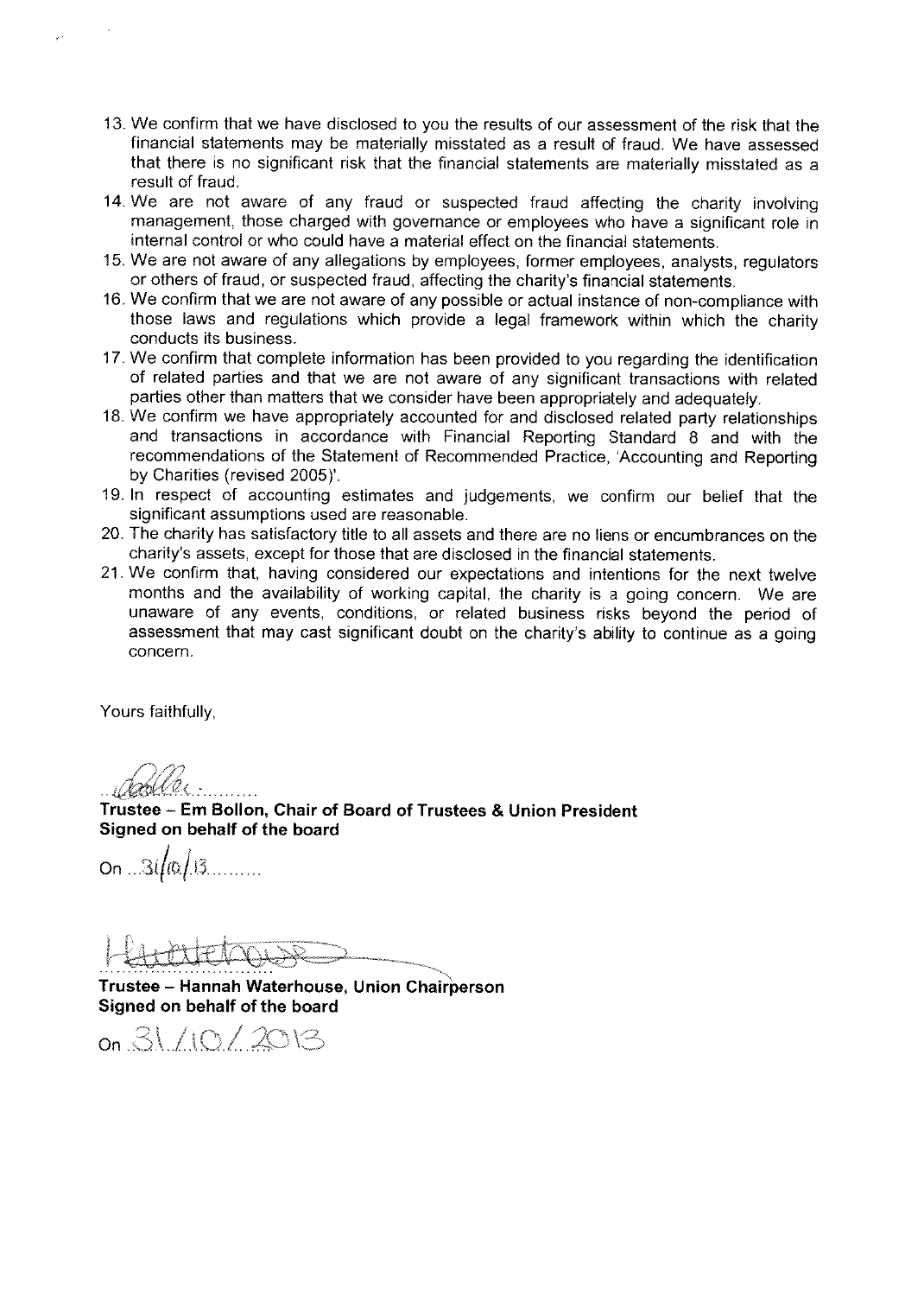13. We confirm that we have disclosed to you the results of our assessment of the risk that the financial statements may be materially misstated as a result of fraud. We have assessed that there is no significant risk that the financial statements are materially misstated as a result of fraud.
14. We are not aware of any fraud or suspected fraud affecting the charity involving management, those charged with governance or employees who have a significant role in internal control or who could have a material effect on the financial statements.
15. We are not aware of any allegations by employees, former employees, analysts, regulators or others of fraud, or suspected fraud, affecting the charity's financial statements.
16. We confirm that we are not aware of any possible or actual instance of non-compliance with those laws and regulations which provide a legal framework within which the charity conducts its business.
17. We confirm that complete information has been provided to you regarding the identification of related parties and that we are not aware of any significant transactions with related parties other than matters that we consider have been appropriately and adequately.
18. We confirm we have appropriately accounted for and disclosed related party relationships and transactions in accordance with Financial Reporting Standard 8 and with the recommendations of the Statement of Recommended Practice, 'Accounting and Reporting by Charities (revised 2005)'.
19. In respect of accounting estimates and judgements, we confirm our belief that the significant assumptions used are reasonable.
20. The charity has satisfactory title to all assets and there are no liens or encumbrances on the charity's assets, except for those that are disclosed in the financial statements.
21. We confirm that, having considered our expectations and intentions for the next twelve months and the availability of working capital, the charity is a going concern. We are unaware of any events, conditions, or related business risks beyond the period of assessment that may cast significant doubt on the charity's ability to continue as a going concern.

Yours faithfully,

**Trustee – Em Bollon, Chair of Board of Trustees & Union President**
**Signed on behalf of the board**

On 31/10/13

**Trustee – Hannah Waterhouse, Union Chairperson**
**Signed on behalf of the board**

On 31/10/2013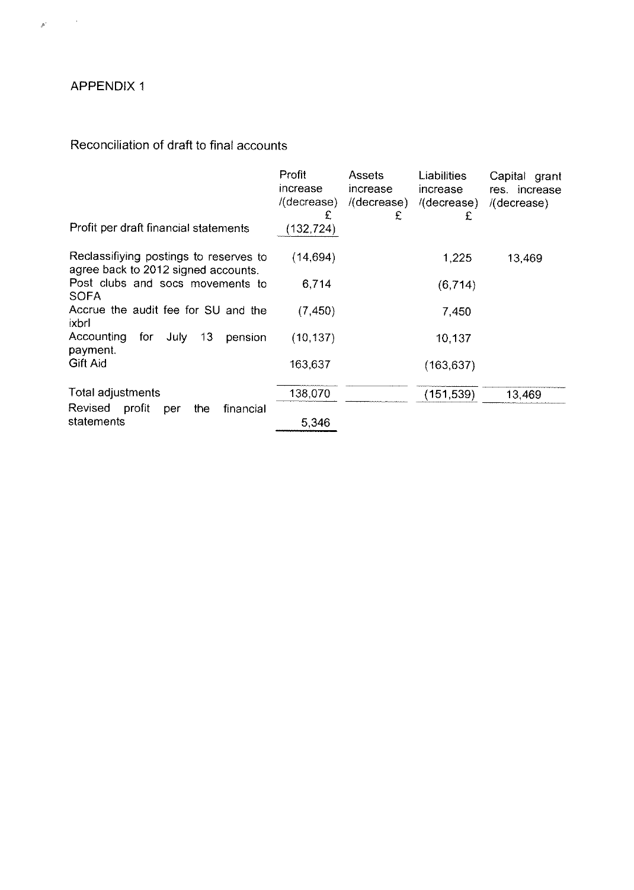APPENDIX 1

Reconciliation of draft to final accounts

| | Profit increase /(decrease) £ | Assets increase /(decrease) £ | Liabilities increase /(decrease) £ | Capital grant res. increase /(decrease) |
|---|---|---|---|---|
| Profit per draft financial statements | (132,724) | | | |
| Reclassifiying postings to reserves to agree back to 2012 signed accounts. | (14,694) | | 1,225 | 13,469 |
| Post clubs and socs movements to SOFA | 6,714 | | (6,714) | |
| Accrue the audit fee for SU and the ixbrl | (7,450) | | 7,450 | |
| Accounting for July 13 pension payment. | (10,137) | | 10,137 | |
| Gift Aid | 163,637 | | (163,637) | |
| Total adjustments | 138,070 | | (151,539) | 13,469 |
| Revised profit per the financial statements | 5,346 | | | |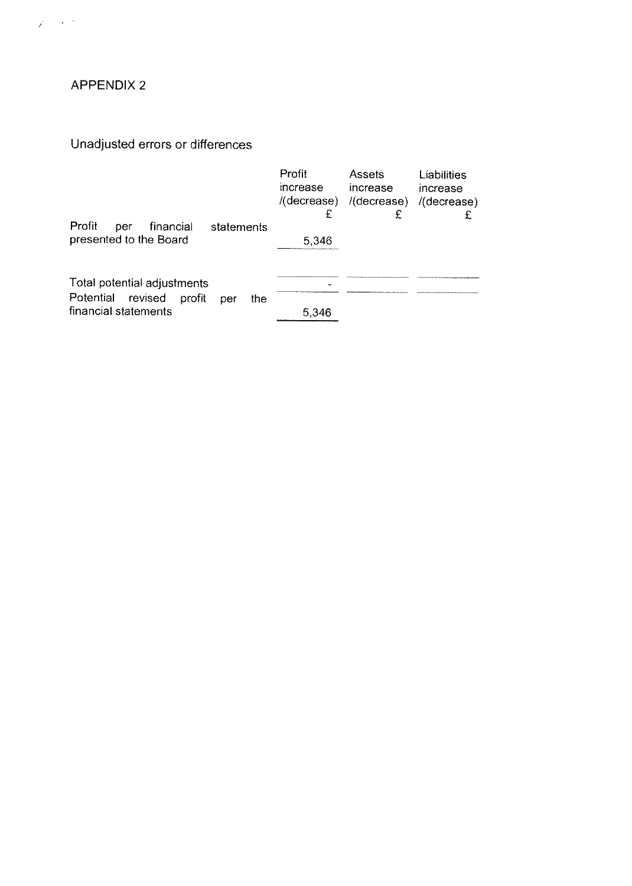# APPENDIX 2

## Unadjusted errors or differences

| | Profit increase /(decrease) £ | Assets increase /(decrease) £ | Liabilities increase /(decrease) £ |
|---|---|---|---|
| Profit per financial statements presented to the Board | 5,346 | | |
| Total potential adjustments | - | | |
| Potential revised profit per the financial statements | 5,346 | | |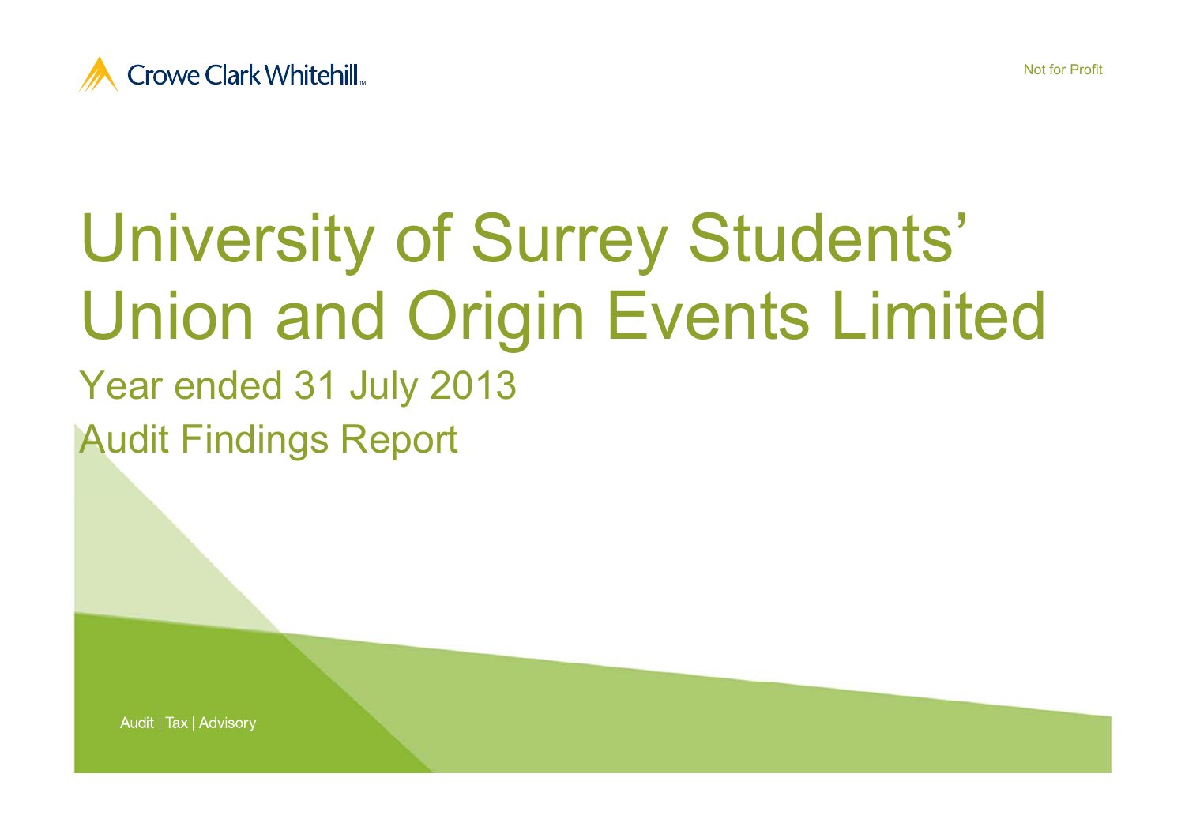Crowe Clark Whitehill

Not for Profit

# University of Surrey Students' Union and Origin Events Limited

## Year ended 31 July 2013

## Audit Findings Report

Audit | Tax | Advisory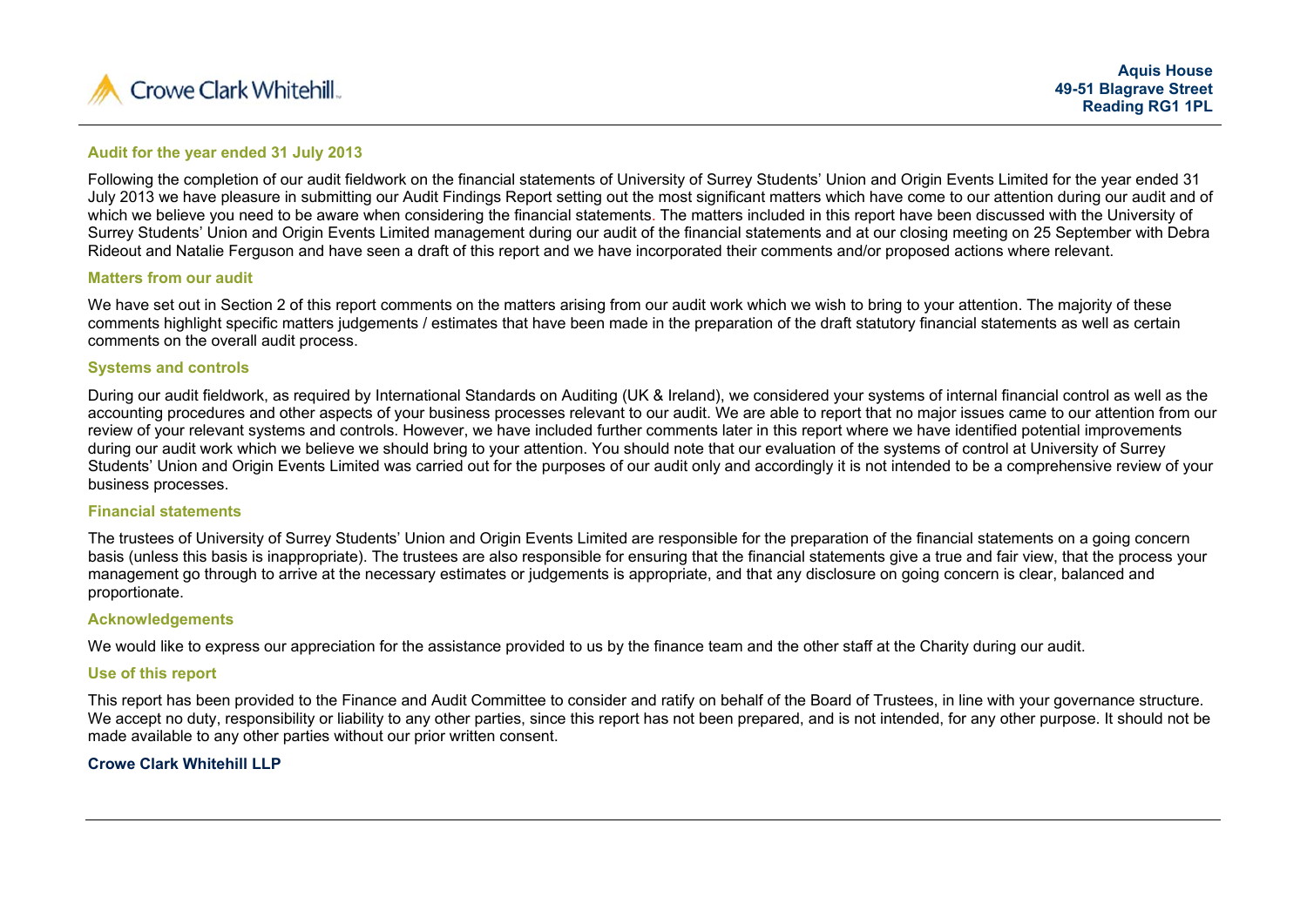Crowe Clark Whitehill

**Aquis House**
**49-51 Blagrave Street**
**Reading RG1 1PL**

## Audit for the year ended 31 July 2013

Following the completion of our audit fieldwork on the financial statements of University of Surrey Students' Union and Origin Events Limited for the year ended 31 July 2013 we have pleasure in submitting our Audit Findings Report setting out the most significant matters which have come to our attention during our audit and of which we believe you need to be aware when considering the financial statements. The matters included in this report have been discussed with the University of Surrey Students' Union and Origin Events Limited management during our audit of the financial statements and at our closing meeting on 25 September with Debra Rideout and Natalie Ferguson and have seen a draft of this report and we have incorporated their comments and/or proposed actions where relevant.

## Matters from our audit

We have set out in Section 2 of this report comments on the matters arising from our audit work which we wish to bring to your attention. The majority of these comments highlight specific matters judgements / estimates that have been made in the preparation of the draft statutory financial statements as well as certain comments on the overall audit process.

## Systems and controls

During our audit fieldwork, as required by International Standards on Auditing (UK & Ireland), we considered your systems of internal financial control as well as the accounting procedures and other aspects of your business processes relevant to our audit. We are able to report that no major issues came to our attention from our review of your relevant systems and controls. However, we have included further comments later in this report where we have identified potential improvements during our audit work which we believe we should bring to your attention. You should note that our evaluation of the systems of control at University of Surrey Students' Union and Origin Events Limited was carried out for the purposes of our audit only and accordingly it is not intended to be a comprehensive review of your business processes.

## Financial statements

The trustees of University of Surrey Students' Union and Origin Events Limited are responsible for the preparation of the financial statements on a going concern basis (unless this basis is inappropriate). The trustees are also responsible for ensuring that the financial statements give a true and fair view, that the process your management go through to arrive at the necessary estimates or judgements is appropriate, and that any disclosure on going concern is clear, balanced and proportionate.

## Acknowledgements

We would like to express our appreciation for the assistance provided to us by the finance team and the other staff at the Charity during our audit.

## Use of this report

This report has been provided to the Finance and Audit Committee to consider and ratify on behalf of the Board of Trustees, in line with your governance structure. We accept no duty, responsibility or liability to any other parties, since this report has not been prepared, and is not intended, for any other purpose. It should not be made available to any other parties without our prior written consent.

**Crowe Clark Whitehill LLP**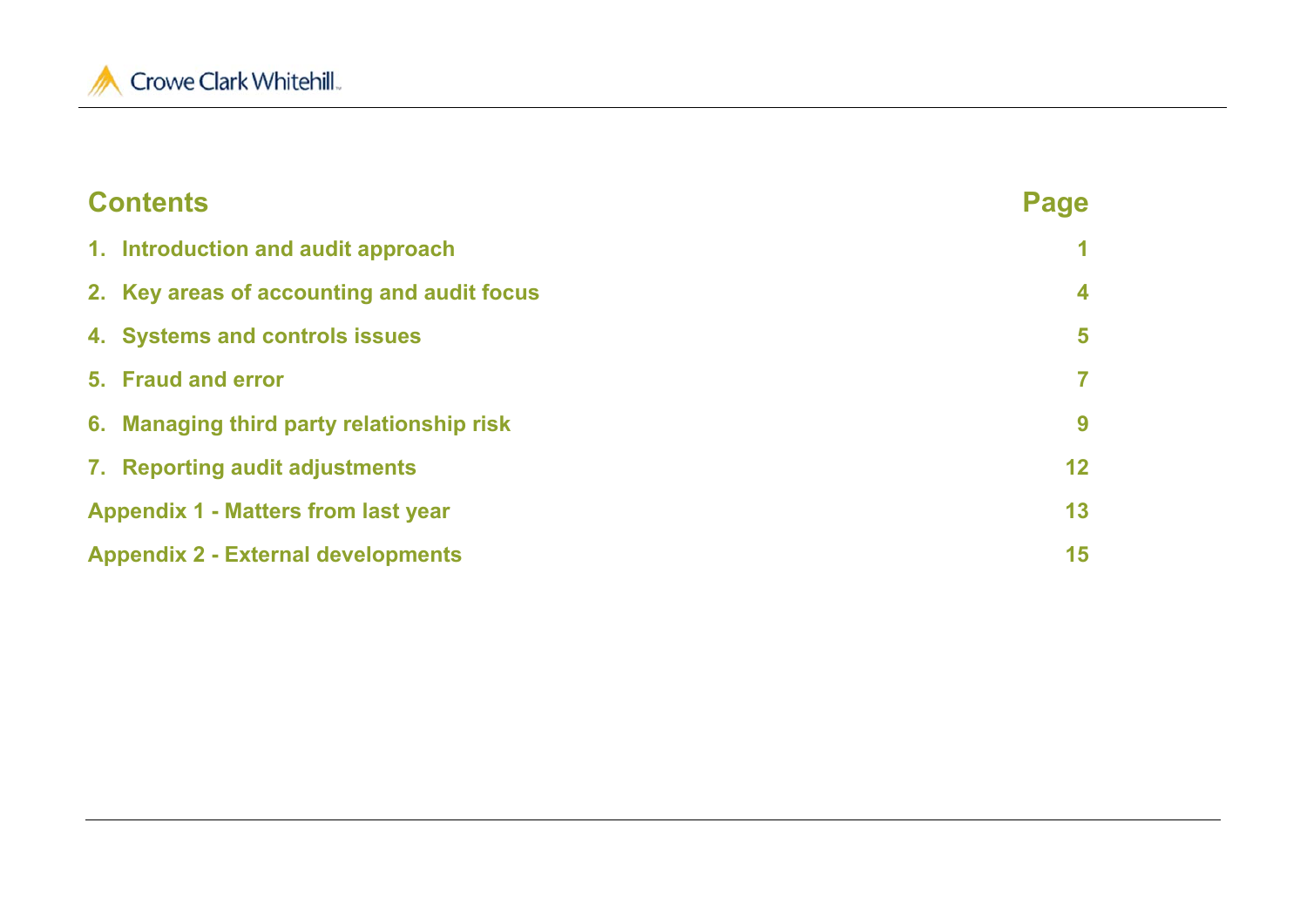## Contents

| Contents | Page |
|---|---|
| 1. Introduction and audit approach | 1 |
| 2. Key areas of accounting and audit focus | 4 |
| 4. Systems and controls issues | 5 |
| 5. Fraud and error | 7 |
| 6. Managing third party relationship risk | 9 |
| 7. Reporting audit adjustments | 12 |
| Appendix 1 - Matters from last year | 13 |
| Appendix 2 - External developments | 15 |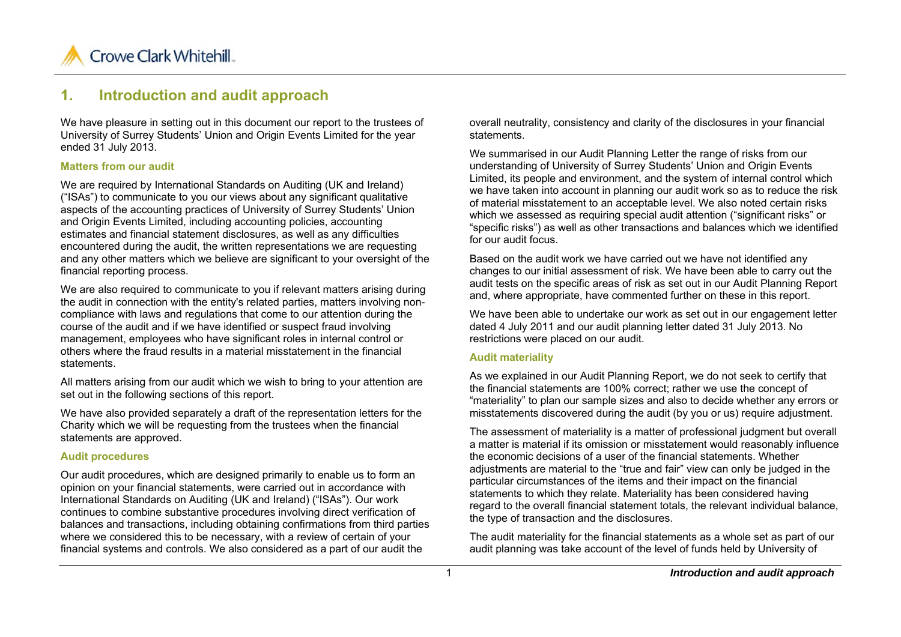# 1. Introduction and audit approach

We have pleasure in setting out in this document our report to the trustees of University of Surrey Students' Union and Origin Events Limited for the year ended 31 July 2013.

### Matters from our audit

We are required by International Standards on Auditing (UK and Ireland) ("ISAs") to communicate to you our views about any significant qualitative aspects of the accounting practices of University of Surrey Students' Union and Origin Events Limited, including accounting policies, accounting estimates and financial statement disclosures, as well as any difficulties encountered during the audit, the written representations we are requesting and any other matters which we believe are significant to your oversight of the financial reporting process.

We are also required to communicate to you if relevant matters arising during the audit in connection with the entity's related parties, matters involving non-compliance with laws and regulations that come to our attention during the course of the audit and if we have identified or suspect fraud involving management, employees who have significant roles in internal control or others where the fraud results in a material misstatement in the financial statements.

All matters arising from our audit which we wish to bring to your attention are set out in the following sections of this report.

We have also provided separately a draft of the representation letters for the Charity which we will be requesting from the trustees when the financial statements are approved.

### Audit procedures

Our audit procedures, which are designed primarily to enable us to form an opinion on your financial statements, were carried out in accordance with International Standards on Auditing (UK and Ireland) ("ISAs"). Our work continues to combine substantive procedures involving direct verification of balances and transactions, including obtaining confirmations from third parties where we considered this to be necessary, with a review of certain of your financial systems and controls. We also considered as a part of our audit the overall neutrality, consistency and clarity of the disclosures in your financial statements.

We summarised in our Audit Planning Letter the range of risks from our understanding of University of Surrey Students' Union and Origin Events Limited, its people and environment, and the system of internal control which we have taken into account in planning our audit work so as to reduce the risk of material misstatement to an acceptable level. We also noted certain risks which we assessed as requiring special audit attention ("significant risks" or "specific risks") as well as other transactions and balances which we identified for our audit focus.

Based on the audit work we have carried out we have not identified any changes to our initial assessment of risk. We have been able to carry out the audit tests on the specific areas of risk as set out in our Audit Planning Report and, where appropriate, have commented further on these in this report.

We have been able to undertake our work as set out in our engagement letter dated 4 July 2011 and our audit planning letter dated 31 July 2013. No restrictions were placed on our audit.

### Audit materiality

As we explained in our Audit Planning Report, we do not seek to certify that the financial statements are 100% correct; rather we use the concept of "materiality" to plan our sample sizes and also to decide whether any errors or misstatements discovered during the audit (by you or us) require adjustment.

The assessment of materiality is a matter of professional judgment but overall a matter is material if its omission or misstatement would reasonably influence the economic decisions of a user of the financial statements. Whether adjustments are material to the "true and fair" view can only be judged in the particular circumstances of the items and their impact on the financial statements to which they relate. Materiality has been considered having regard to the overall financial statement totals, the relevant individual balance, the type of transaction and the disclosures.

The audit materiality for the financial statements as a whole set as part of our audit planning was take account of the level of funds held by University of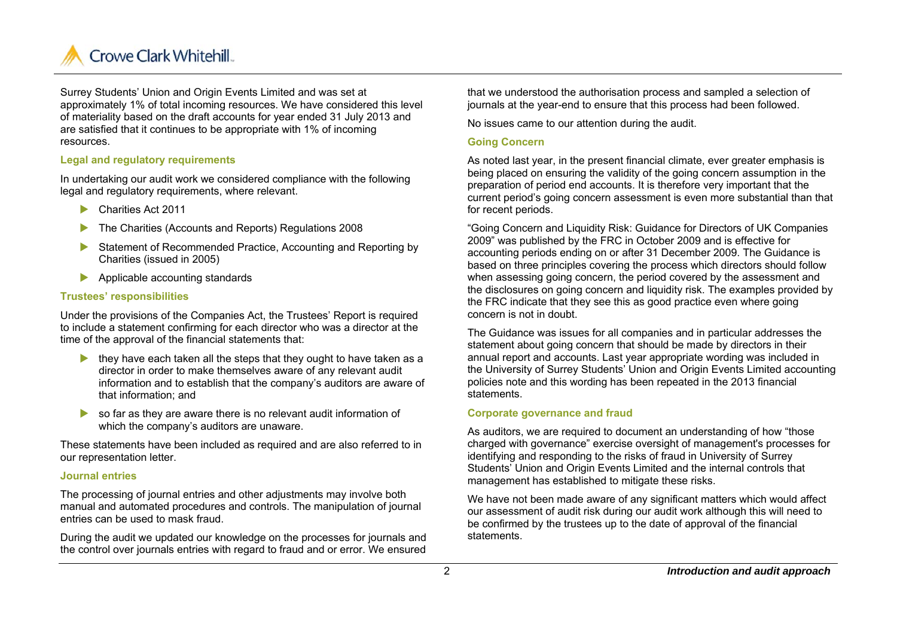Surrey Students' Union and Origin Events Limited and was set at approximately 1% of total incoming resources. We have considered this level of materiality based on the draft accounts for year ended 31 July 2013 and are satisfied that it continues to be appropriate with 1% of incoming resources.

### Legal and regulatory requirements

In undertaking our audit work we considered compliance with the following legal and regulatory requirements, where relevant.

- Charities Act 2011
- The Charities (Accounts and Reports) Regulations 2008
- Statement of Recommended Practice, Accounting and Reporting by Charities (issued in 2005)
- Applicable accounting standards

### Trustees' responsibilities

Under the provisions of the Companies Act, the Trustees' Report is required to include a statement confirming for each director who was a director at the time of the approval of the financial statements that:

- they have each taken all the steps that they ought to have taken as a director in order to make themselves aware of any relevant audit information and to establish that the company's auditors are aware of that information; and
- so far as they are aware there is no relevant audit information of which the company's auditors are unaware.

These statements have been included as required and are also referred to in our representation letter.

### Journal entries

The processing of journal entries and other adjustments may involve both manual and automated procedures and controls. The manipulation of journal entries can be used to mask fraud.

During the audit we updated our knowledge on the processes for journals and the control over journals entries with regard to fraud and or error. We ensured that we understood the authorisation process and sampled a selection of journals at the year-end to ensure that this process had been followed.

No issues came to our attention during the audit.

### Going Concern

As noted last year, in the present financial climate, ever greater emphasis is being placed on ensuring the validity of the going concern assumption in the preparation of period end accounts. It is therefore very important that the current period's going concern assessment is even more substantial than that for recent periods.

"Going Concern and Liquidity Risk: Guidance for Directors of UK Companies 2009" was published by the FRC in October 2009 and is effective for accounting periods ending on or after 31 December 2009. The Guidance is based on three principles covering the process which directors should follow when assessing going concern, the period covered by the assessment and the disclosures on going concern and liquidity risk. The examples provided by the FRC indicate that they see this as good practice even where going concern is not in doubt.

The Guidance was issues for all companies and in particular addresses the statement about going concern that should be made by directors in their annual report and accounts. Last year appropriate wording was included in the University of Surrey Students' Union and Origin Events Limited accounting policies note and this wording has been repeated in the 2013 financial statements.

### Corporate governance and fraud

As auditors, we are required to document an understanding of how "those charged with governance" exercise oversight of management's processes for identifying and responding to the risks of fraud in University of Surrey Students' Union and Origin Events Limited and the internal controls that management has established to mitigate these risks.

We have not been made aware of any significant matters which would affect our assessment of audit risk during our audit work although this will need to be confirmed by the trustees up to the date of approval of the financial statements.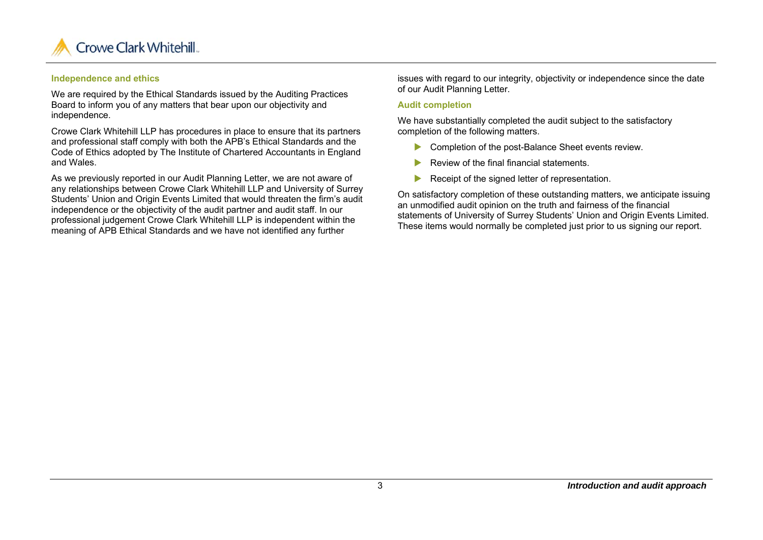### Independence and ethics

We are required by the Ethical Standards issued by the Auditing Practices Board to inform you of any matters that bear upon our objectivity and independence.

Crowe Clark Whitehill LLP has procedures in place to ensure that its partners and professional staff comply with both the APB's Ethical Standards and the Code of Ethics adopted by The Institute of Chartered Accountants in England and Wales.

As we previously reported in our Audit Planning Letter, we are not aware of any relationships between Crowe Clark Whitehill LLP and University of Surrey Students' Union and Origin Events Limited that would threaten the firm's audit independence or the objectivity of the audit partner and audit staff. In our professional judgement Crowe Clark Whitehill LLP is independent within the meaning of APB Ethical Standards and we have not identified any further issues with regard to our integrity, objectivity or independence since the date of our Audit Planning Letter.

### Audit completion

We have substantially completed the audit subject to the satisfactory completion of the following matters.

- Completion of the post-Balance Sheet events review.
- Review of the final financial statements.
- Receipt of the signed letter of representation.

On satisfactory completion of these outstanding matters, we anticipate issuing an unmodified audit opinion on the truth and fairness of the financial statements of University of Surrey Students' Union and Origin Events Limited. These items would normally be completed just prior to us signing our report.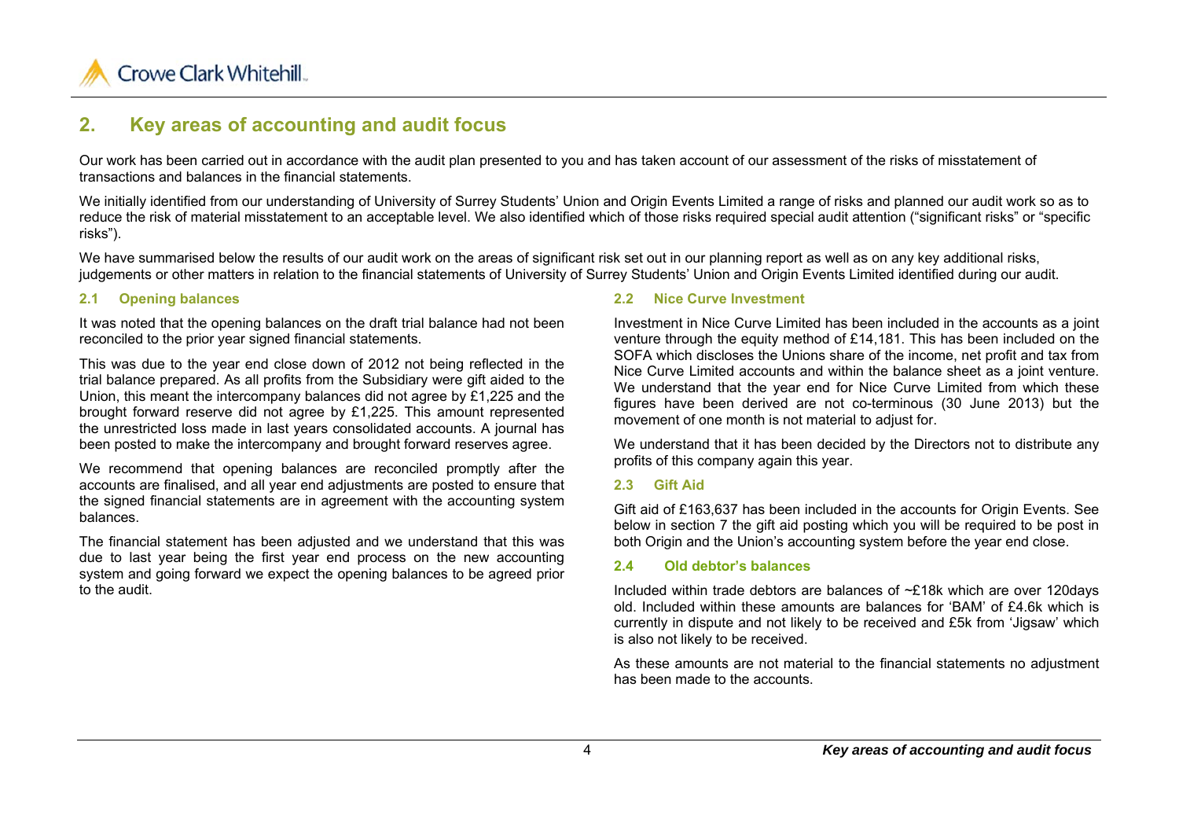## 2. Key areas of accounting and audit focus

Our work has been carried out in accordance with the audit plan presented to you and has taken account of our assessment of the risks of misstatement of transactions and balances in the financial statements.

We initially identified from our understanding of University of Surrey Students' Union and Origin Events Limited a range of risks and planned our audit work so as to reduce the risk of material misstatement to an acceptable level. We also identified which of those risks required special audit attention ("significant risks" or "specific risks").

We have summarised below the results of our audit work on the areas of significant risk set out in our planning report as well as on any key additional risks, judgements or other matters in relation to the financial statements of University of Surrey Students' Union and Origin Events Limited identified during our audit.

### 2.1 Opening balances

It was noted that the opening balances on the draft trial balance had not been reconciled to the prior year signed financial statements.

This was due to the year end close down of 2012 not being reflected in the trial balance prepared. As all profits from the Subsidiary were gift aided to the Union, this meant the intercompany balances did not agree by £1,225 and the brought forward reserve did not agree by £1,225. This amount represented the unrestricted loss made in last years consolidated accounts. A journal has been posted to make the intercompany and brought forward reserves agree.

We recommend that opening balances are reconciled promptly after the accounts are finalised, and all year end adjustments are posted to ensure that the signed financial statements are in agreement with the accounting system balances.

The financial statement has been adjusted and we understand that this was due to last year being the first year end process on the new accounting system and going forward we expect the opening balances to be agreed prior to the audit.

### 2.2 Nice Curve Investment

Investment in Nice Curve Limited has been included in the accounts as a joint venture through the equity method of £14,181. This has been included on the SOFA which discloses the Unions share of the income, net profit and tax from Nice Curve Limited accounts and within the balance sheet as a joint venture. We understand that the year end for Nice Curve Limited from which these figures have been derived are not co-terminous (30 June 2013) but the movement of one month is not material to adjust for.

We understand that it has been decided by the Directors not to distribute any profits of this company again this year.

### 2.3 Gift Aid

Gift aid of £163,637 has been included in the accounts for Origin Events. See below in section 7 the gift aid posting which you will be required to be post in both Origin and the Union's accounting system before the year end close.

### 2.4 Old debtor's balances

Included within trade debtors are balances of ~£18k which are over 120days old. Included within these amounts are balances for 'BAM' of £4.6k which is currently in dispute and not likely to be received and £5k from 'Jigsaw' which is also not likely to be received.

As these amounts are not material to the financial statements no adjustment has been made to the accounts.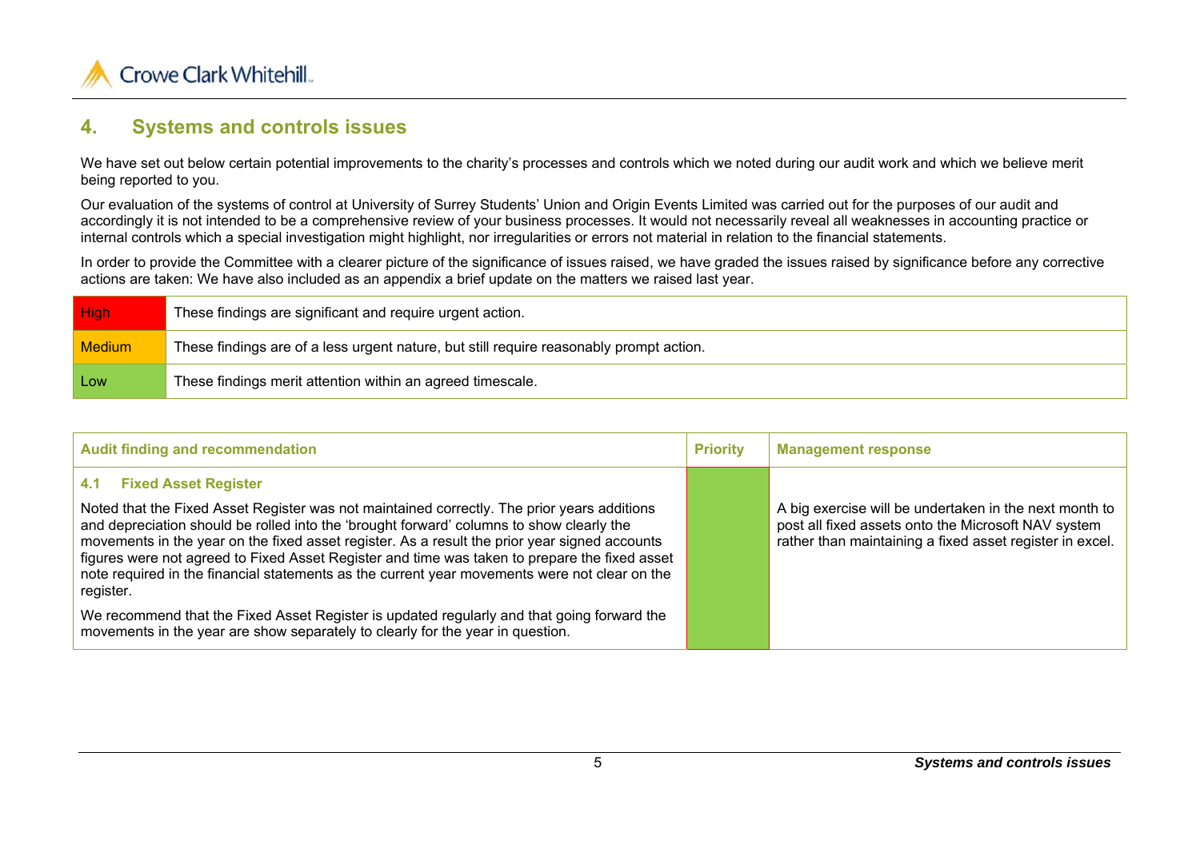## 4. Systems and controls issues

We have set out below certain potential improvements to the charity's processes and controls which we noted during our audit work and which we believe merit being reported to you.

Our evaluation of the systems of control at University of Surrey Students' Union and Origin Events Limited was carried out for the purposes of our audit and accordingly it is not intended to be a comprehensive review of your business processes. It would not necessarily reveal all weaknesses in accounting practice or internal controls which a special investigation might highlight, nor irregularities or errors not material in relation to the financial statements.

In order to provide the Committee with a clearer picture of the significance of issues raised, we have graded the issues raised by significance before any corrective actions are taken: We have also included as an appendix a brief update on the matters we raised last year.

| | |
|---|---|
| High | These findings are significant and require urgent action. |
| Medium | These findings are of a less urgent nature, but still require reasonably prompt action. |
| Low | These findings merit attention within an agreed timescale. |

| Audit finding and recommendation | Priority | Management response |
|---|---|---|
| **4.1 Fixed Asset Register**<br><br>Noted that the Fixed Asset Register was not maintained correctly. The prior years additions and depreciation should be rolled into the 'brought forward' columns to show clearly the movements in the year on the fixed asset register. As a result the prior year signed accounts figures were not agreed to Fixed Asset Register and time was taken to prepare the fixed asset note required in the financial statements as the current year movements were not clear on the register.<br><br>We recommend that the Fixed Asset Register is updated regularly and that going forward the movements in the year are show separately to clearly for the year in question. | Low | A big exercise will be undertaken in the next month to post all fixed assets onto the Microsoft NAV system rather than maintaining a fixed asset register in excel. |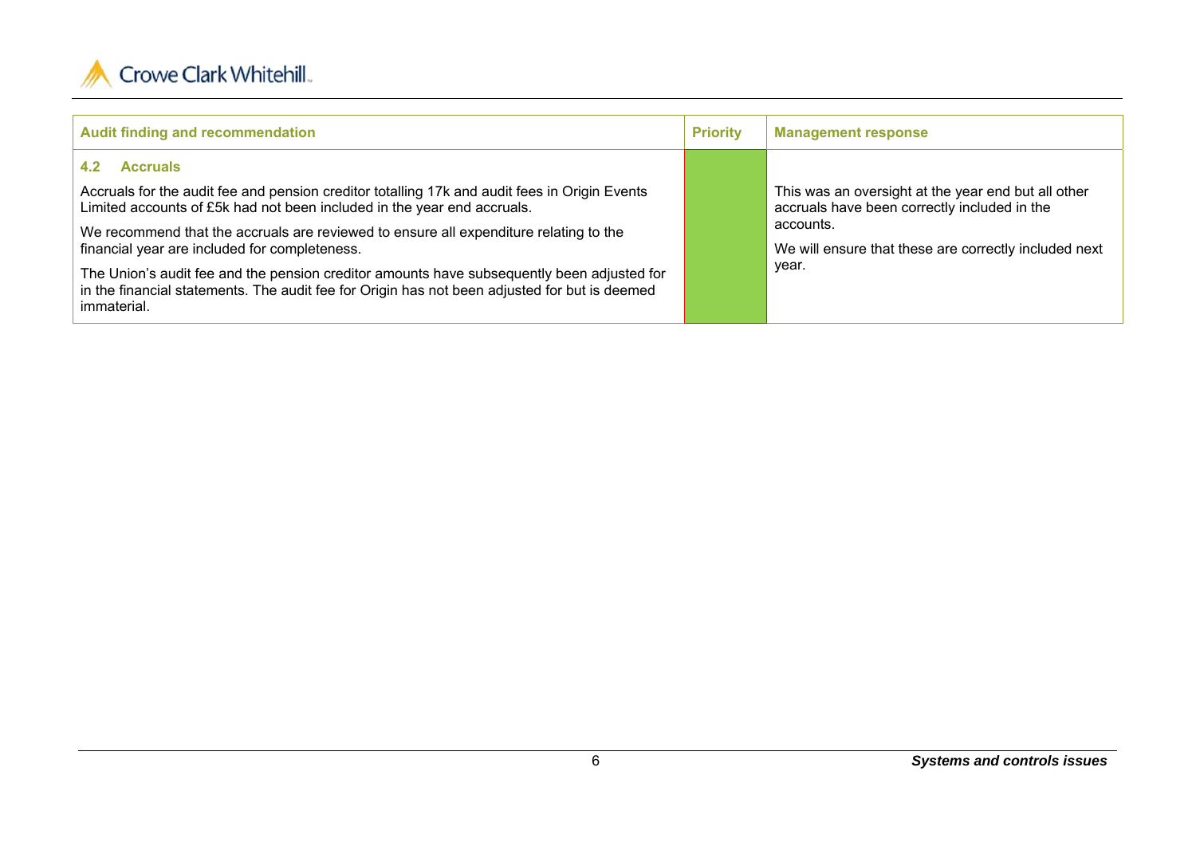| Audit finding and recommendation | Priority | Management response |
|---|---|---|
| **4.2 Accruals**<br><br>Accruals for the audit fee and pension creditor totalling 17k and audit fees in Origin Events Limited accounts of £5k had not been included in the year end accruals.<br><br>We recommend that the accruals are reviewed to ensure all expenditure relating to the financial year are included for completeness.<br><br>The Union's audit fee and the pension creditor amounts have subsequently been adjusted for in the financial statements. The audit fee for Origin has not been adjusted for but is deemed immaterial. | | This was an oversight at the year end but all other accruals have been correctly included in the accounts.<br><br>We will ensure that these are correctly included next year. |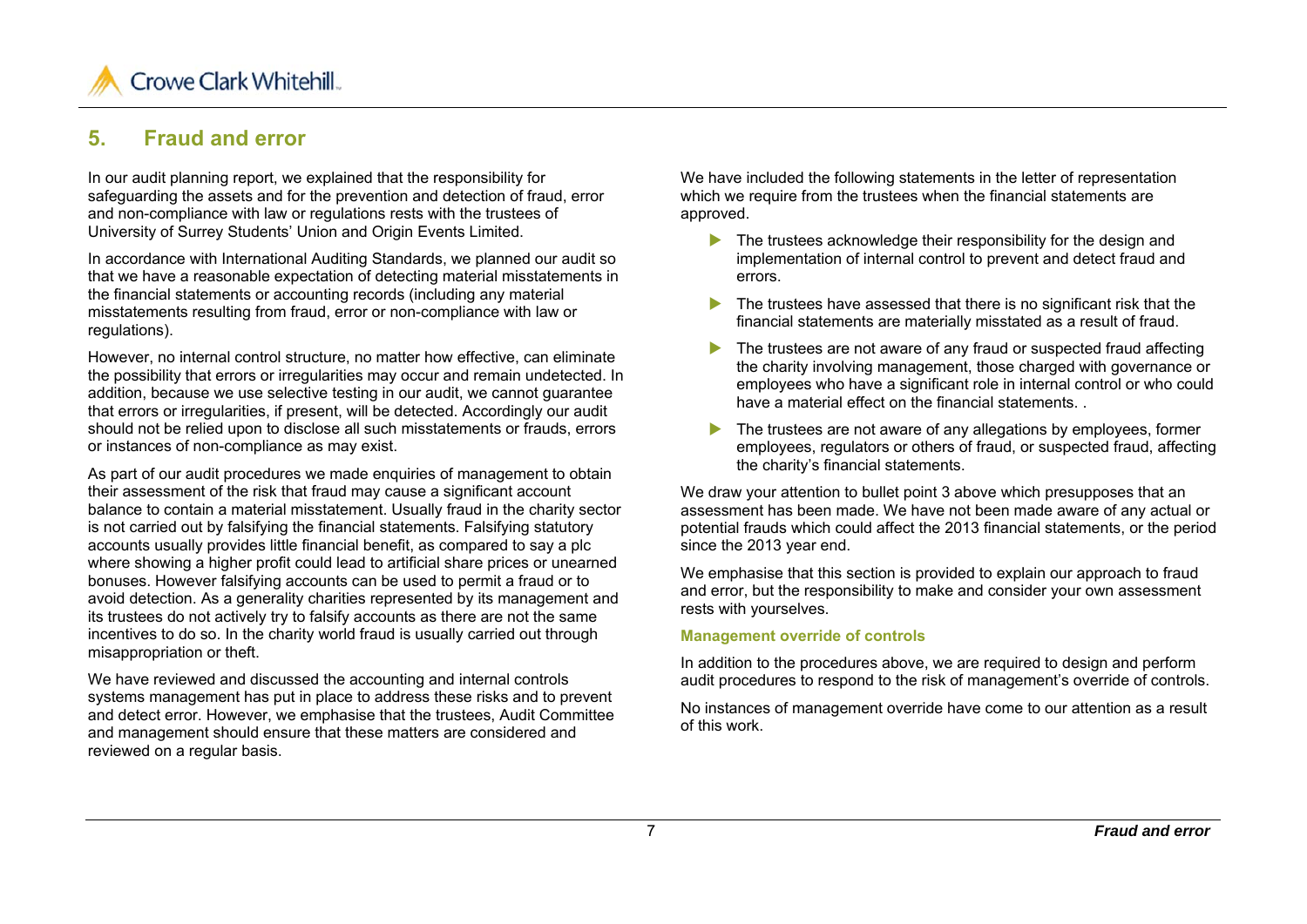## 5. Fraud and error

In our audit planning report, we explained that the responsibility for safeguarding the assets and for the prevention and detection of fraud, error and non-compliance with law or regulations rests with the trustees of University of Surrey Students' Union and Origin Events Limited.

In accordance with International Auditing Standards, we planned our audit so that we have a reasonable expectation of detecting material misstatements in the financial statements or accounting records (including any material misstatements resulting from fraud, error or non-compliance with law or regulations).

However, no internal control structure, no matter how effective, can eliminate the possibility that errors or irregularities may occur and remain undetected. In addition, because we use selective testing in our audit, we cannot guarantee that errors or irregularities, if present, will be detected. Accordingly our audit should not be relied upon to disclose all such misstatements or frauds, errors or instances of non-compliance as may exist.

As part of our audit procedures we made enquiries of management to obtain their assessment of the risk that fraud may cause a significant account balance to contain a material misstatement. Usually fraud in the charity sector is not carried out by falsifying the financial statements. Falsifying statutory accounts usually provides little financial benefit, as compared to say a plc where showing a higher profit could lead to artificial share prices or unearned bonuses. However falsifying accounts can be used to permit a fraud or to avoid detection. As a generality charities represented by its management and its trustees do not actively try to falsify accounts as there are not the same incentives to do so. In the charity world fraud is usually carried out through misappropriation or theft.

We have reviewed and discussed the accounting and internal controls systems management has put in place to address these risks and to prevent and detect error. However, we emphasise that the trustees, Audit Committee and management should ensure that these matters are considered and reviewed on a regular basis.

We have included the following statements in the letter of representation which we require from the trustees when the financial statements are approved.

- The trustees acknowledge their responsibility for the design and implementation of internal control to prevent and detect fraud and errors.
- The trustees have assessed that there is no significant risk that the financial statements are materially misstated as a result of fraud.
- The trustees are not aware of any fraud or suspected fraud affecting the charity involving management, those charged with governance or employees who have a significant role in internal control or who could have a material effect on the financial statements. .
- The trustees are not aware of any allegations by employees, former employees, regulators or others of fraud, or suspected fraud, affecting the charity's financial statements.

We draw your attention to bullet point 3 above which presupposes that an assessment has been made. We have not been made aware of any actual or potential frauds which could affect the 2013 financial statements, or the period since the 2013 year end.

We emphasise that this section is provided to explain our approach to fraud and error, but the responsibility to make and consider your own assessment rests with yourselves.

### Management override of controls

In addition to the procedures above, we are required to design and perform audit procedures to respond to the risk of management's override of controls.

No instances of management override have come to our attention as a result of this work.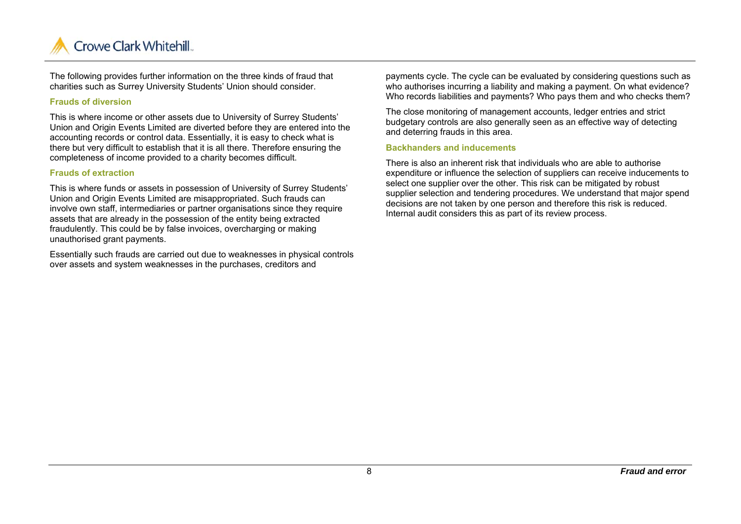The following provides further information on the three kinds of fraud that charities such as Surrey University Students' Union should consider.

### Frauds of diversion

This is where income or other assets due to University of Surrey Students' Union and Origin Events Limited are diverted before they are entered into the accounting records or control data. Essentially, it is easy to check what is there but very difficult to establish that it is all there. Therefore ensuring the completeness of income provided to a charity becomes difficult.

### Frauds of extraction

This is where funds or assets in possession of University of Surrey Students' Union and Origin Events Limited are misappropriated. Such frauds can involve own staff, intermediaries or partner organisations since they require assets that are already in the possession of the entity being extracted fraudulently. This could be by false invoices, overcharging or making unauthorised grant payments.

Essentially such frauds are carried out due to weaknesses in physical controls over assets and system weaknesses in the purchases, creditors and payments cycle. The cycle can be evaluated by considering questions such as who authorises incurring a liability and making a payment. On what evidence? Who records liabilities and payments? Who pays them and who checks them?

The close monitoring of management accounts, ledger entries and strict budgetary controls are also generally seen as an effective way of detecting and deterring frauds in this area.

### Backhanders and inducements

There is also an inherent risk that individuals who are able to authorise expenditure or influence the selection of suppliers can receive inducements to select one supplier over the other. This risk can be mitigated by robust supplier selection and tendering procedures. We understand that major spend decisions are not taken by one person and therefore this risk is reduced. Internal audit considers this as part of its review process.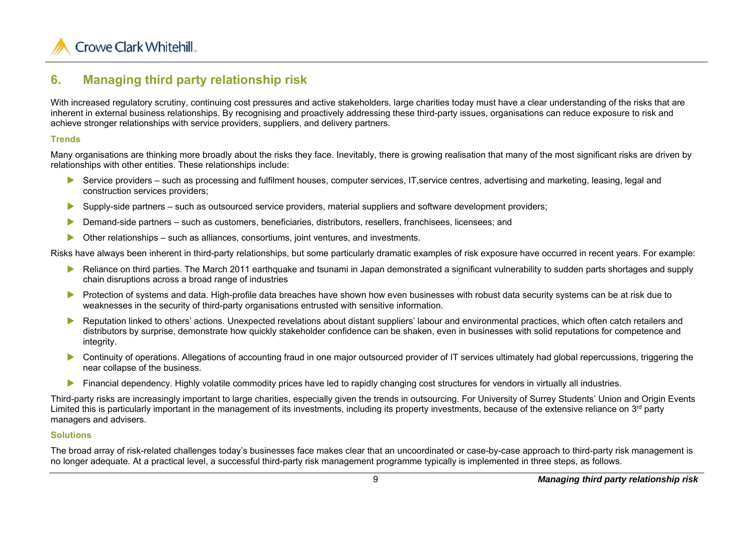## 6. Managing third party relationship risk

With increased regulatory scrutiny, continuing cost pressures and active stakeholders, large charities today must have a clear understanding of the risks that are inherent in external business relationships. By recognising and proactively addressing these third-party issues, organisations can reduce exposure to risk and achieve stronger relationships with service providers, suppliers, and delivery partners.

### Trends

Many organisations are thinking more broadly about the risks they face. Inevitably, there is growing realisation that many of the most significant risks are driven by relationships with other entities. These relationships include:

- Service providers – such as processing and fulfilment houses, computer services, IT,service centres, advertising and marketing, leasing, legal and construction services providers;
- Supply-side partners – such as outsourced service providers, material suppliers and software development providers;
- Demand-side partners – such as customers, beneficiaries, distributors, resellers, franchisees, licensees; and
- Other relationships – such as alliances, consortiums, joint ventures, and investments.

Risks have always been inherent in third-party relationships, but some particularly dramatic examples of risk exposure have occurred in recent years. For example:

- Reliance on third parties. The March 2011 earthquake and tsunami in Japan demonstrated a significant vulnerability to sudden parts shortages and supply chain disruptions across a broad range of industries
- Protection of systems and data. High-profile data breaches have shown how even businesses with robust data security systems can be at risk due to weaknesses in the security of third-party organisations entrusted with sensitive information.
- Reputation linked to others' actions. Unexpected revelations about distant suppliers' labour and environmental practices, which often catch retailers and distributors by surprise, demonstrate how quickly stakeholder confidence can be shaken, even in businesses with solid reputations for competence and integrity.
- Continuity of operations. Allegations of accounting fraud in one major outsourced provider of IT services ultimately had global repercussions, triggering the near collapse of the business.
- Financial dependency. Highly volatile commodity prices have led to rapidly changing cost structures for vendors in virtually all industries.

Third-party risks are increasingly important to large charities, especially given the trends in outsourcing. For University of Surrey Students' Union and Origin Events Limited this is particularly important in the management of its investments, including its property investments, because of the extensive reliance on 3rd party managers and advisers.

### Solutions

The broad array of risk-related challenges today's businesses face makes clear that an uncoordinated or case-by-case approach to third-party risk management is no longer adequate. At a practical level, a successful third-party risk management programme typically is implemented in three steps, as follows.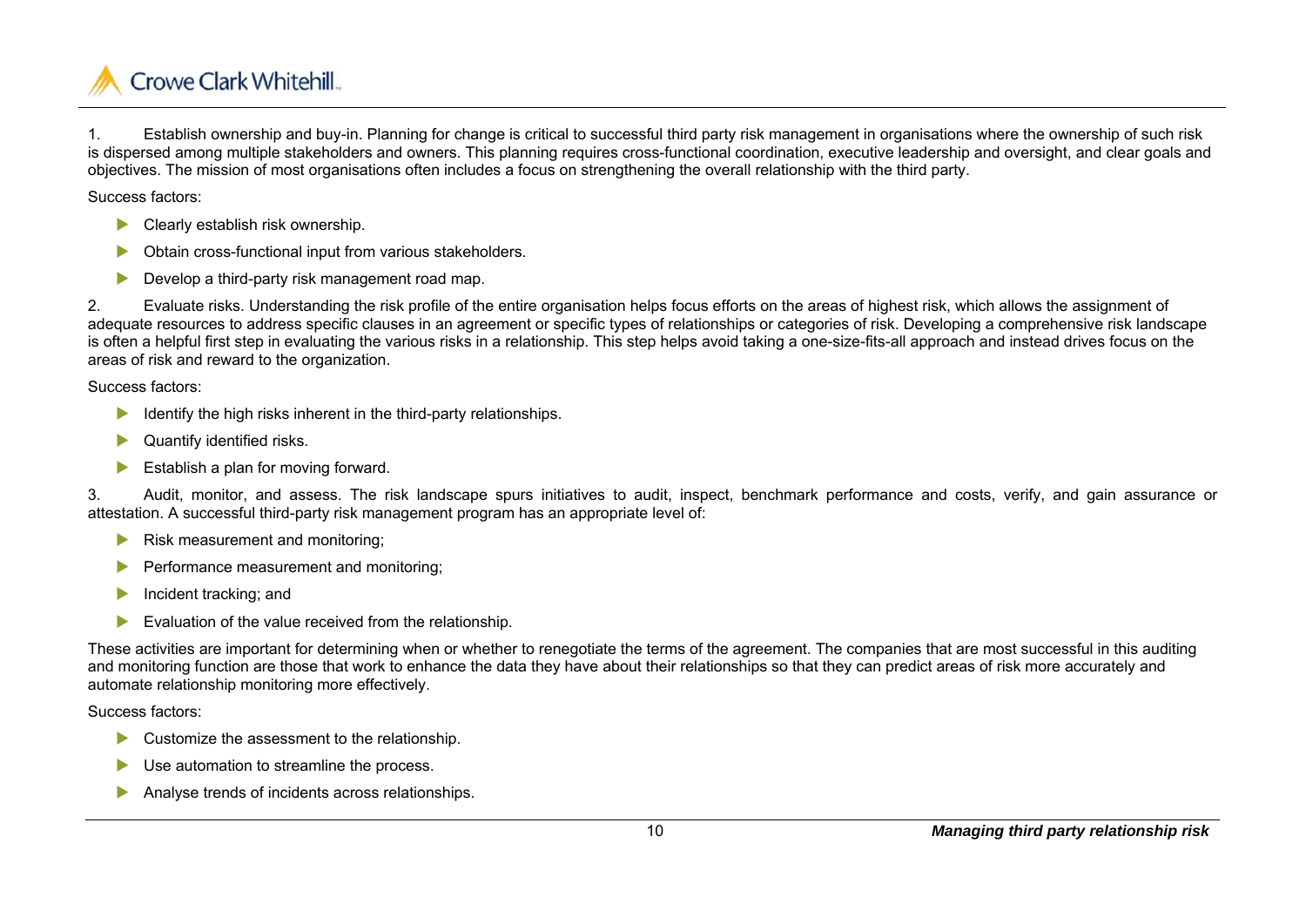1. Establish ownership and buy-in. Planning for change is critical to successful third party risk management in organisations where the ownership of such risk is dispersed among multiple stakeholders and owners. This planning requires cross-functional coordination, executive leadership and oversight, and clear goals and objectives. The mission of most organisations often includes a focus on strengthening the overall relationship with the third party.

Success factors:

- Clearly establish risk ownership.
- Obtain cross-functional input from various stakeholders.
- Develop a third-party risk management road map.

2. Evaluate risks. Understanding the risk profile of the entire organisation helps focus efforts on the areas of highest risk, which allows the assignment of adequate resources to address specific clauses in an agreement or specific types of relationships or categories of risk. Developing a comprehensive risk landscape is often a helpful first step in evaluating the various risks in a relationship. This step helps avoid taking a one-size-fits-all approach and instead drives focus on the areas of risk and reward to the organization.

Success factors:

- Identify the high risks inherent in the third-party relationships.
- Quantify identified risks.
- Establish a plan for moving forward.

3. Audit, monitor, and assess. The risk landscape spurs initiatives to audit, inspect, benchmark performance and costs, verify, and gain assurance or attestation. A successful third-party risk management program has an appropriate level of:

- Risk measurement and monitoring;
- Performance measurement and monitoring;
- Incident tracking; and
- Evaluation of the value received from the relationship.

These activities are important for determining when or whether to renegotiate the terms of the agreement. The companies that are most successful in this auditing and monitoring function are those that work to enhance the data they have about their relationships so that they can predict areas of risk more accurately and automate relationship monitoring more effectively.

Success factors:

- Customize the assessment to the relationship.
- Use automation to streamline the process.
- Analyse trends of incidents across relationships.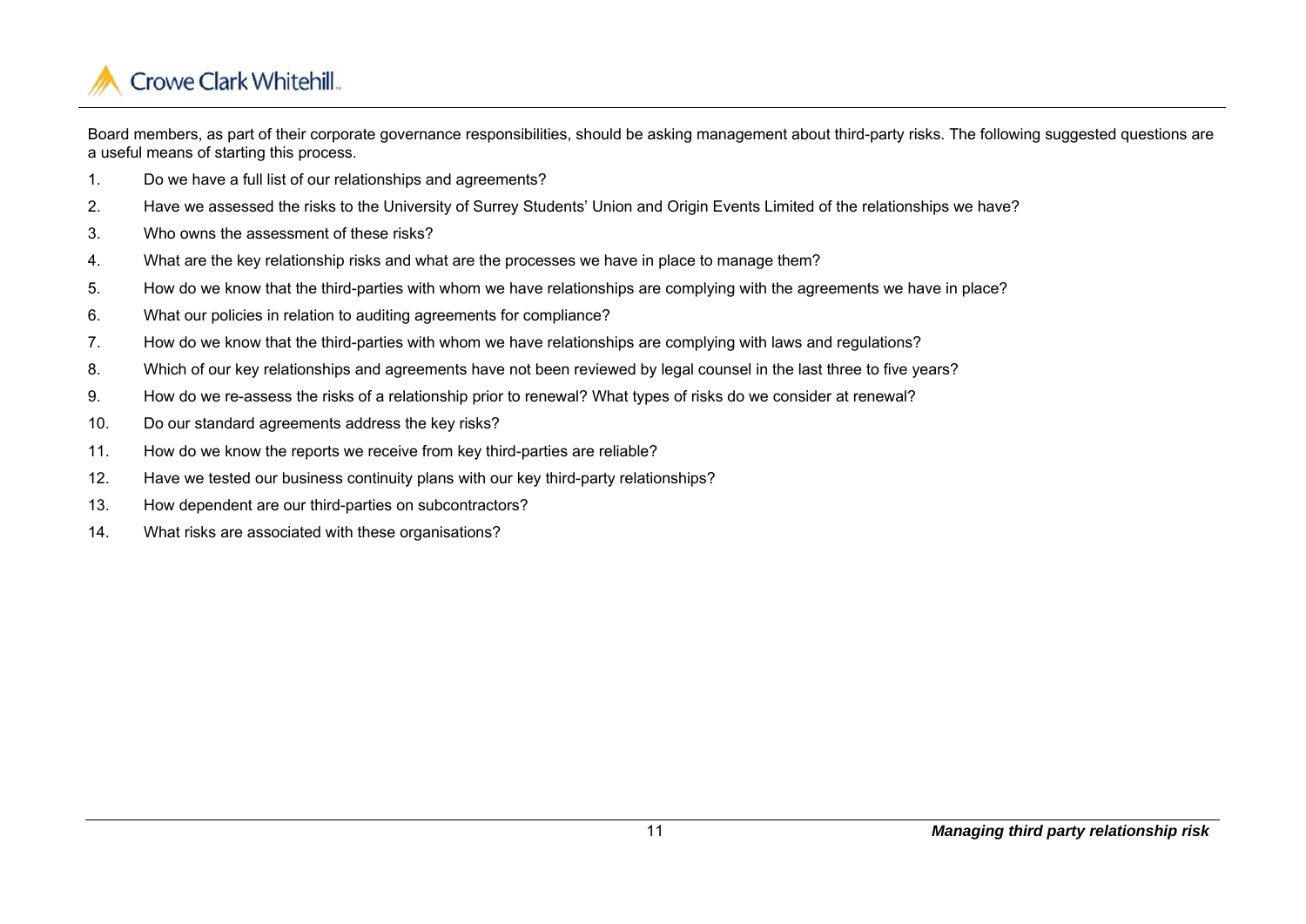Board members, as part of their corporate governance responsibilities, should be asking management about third-party risks. The following suggested questions are a useful means of starting this process.

1. Do we have a full list of our relationships and agreements?
2. Have we assessed the risks to the University of Surrey Students' Union and Origin Events Limited of the relationships we have?
3. Who owns the assessment of these risks?
4. What are the key relationship risks and what are the processes we have in place to manage them?
5. How do we know that the third-parties with whom we have relationships are complying with the agreements we have in place?
6. What our policies in relation to auditing agreements for compliance?
7. How do we know that the third-parties with whom we have relationships are complying with laws and regulations?
8. Which of our key relationships and agreements have not been reviewed by legal counsel in the last three to five years?
9. How do we re-assess the risks of a relationship prior to renewal? What types of risks do we consider at renewal?
10. Do our standard agreements address the key risks?
11. How do we know the reports we receive from key third-parties are reliable?
12. Have we tested our business continuity plans with our key third-party relationships?
13. How dependent are our third-parties on subcontractors?
14. What risks are associated with these organisations?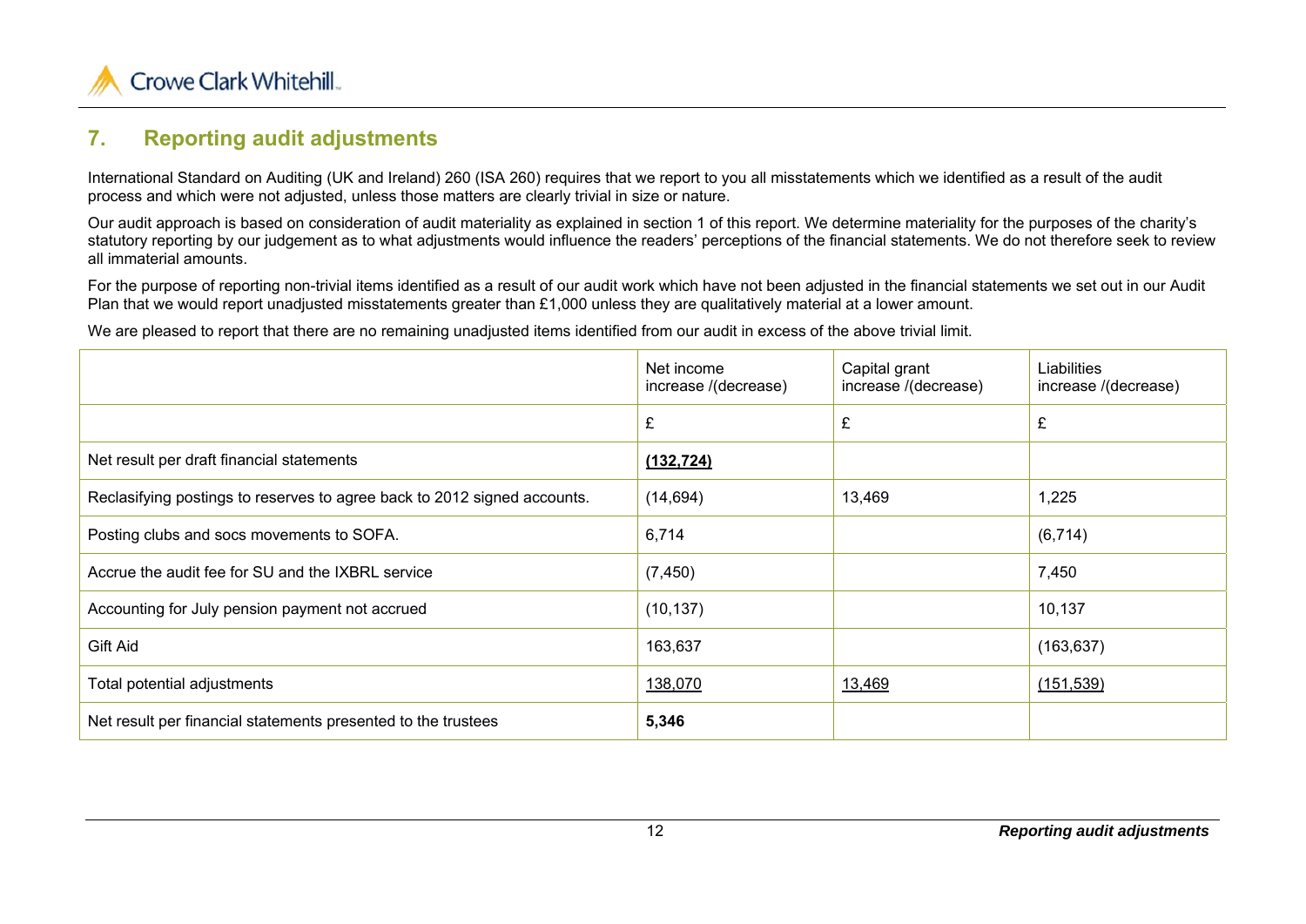## 7. Reporting audit adjustments

International Standard on Auditing (UK and Ireland) 260 (ISA 260) requires that we report to you all misstatements which we identified as a result of the audit process and which were not adjusted, unless those matters are clearly trivial in size or nature.

Our audit approach is based on consideration of audit materiality as explained in section 1 of this report. We determine materiality for the purposes of the charity's statutory reporting by our judgement as to what adjustments would influence the readers' perceptions of the financial statements. We do not therefore seek to review all immaterial amounts.

For the purpose of reporting non-trivial items identified as a result of our audit work which have not been adjusted in the financial statements we set out in our Audit Plan that we would report unadjusted misstatements greater than £1,000 unless they are qualitatively material at a lower amount.

We are pleased to report that there are no remaining unadjusted items identified from our audit in excess of the above trivial limit.

| | Net income increase /(decrease) | Capital grant increase /(decrease) | Liabilities increase /(decrease) |
|---|---|---|---|
| | £ | £ | £ |
| Net result per draft financial statements | **(132,724)** | | |
| Reclasifying postings to reserves to agree back to 2012 signed accounts. | (14,694) | 13,469 | 1,225 |
| Posting clubs and socs movements to SOFA. | 6,714 | | (6,714) |
| Accrue the audit fee for SU and the IXBRL service | (7,450) | | 7,450 |
| Accounting for July pension payment not accrued | (10,137) | | 10,137 |
| Gift Aid | 163,637 | | (163,637) |
| Total potential adjustments | 138,070 | 13,469 | (151,539) |
| Net result per financial statements presented to the trustees | **5,346** | | |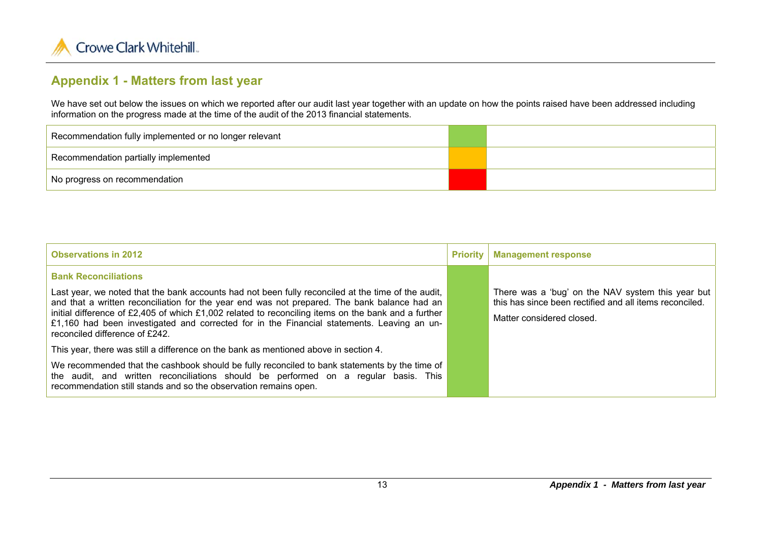## Appendix 1 - Matters from last year

We have set out below the issues on which we reported after our audit last year together with an update on how the points raised have been addressed including information on the progress made at the time of the audit of the 2013 financial statements.

| Key | Colour | |
|---|---|---|
| Recommendation fully implemented or no longer relevant | Green | |
| Recommendation partially implemented | Amber | |
| No progress on recommendation | Red | |

| Observations in 2012 | Priority | Management response |
|---|---|---|
| **Bank Reconciliations**<br><br>Last year, we noted that the bank accounts had not been fully reconciled at the time of the audit, and that a written reconciliation for the year end was not prepared. The bank balance had an initial difference of £2,405 of which £1,002 related to reconciling items on the bank and a further £1,160 had been investigated and corrected for in the Financial statements. Leaving an un-reconciled difference of £242.<br><br>This year, there was still a difference on the bank as mentioned above in section 4.<br><br>We recommended that the cashbook should be fully reconciled to bank statements by the time of the audit, and written reconciliations should be performed on a regular basis. This recommendation still stands and so the observation remains open. | Green | There was a 'bug' on the NAV system this year but this has since been rectified and all items reconciled.<br><br>Matter considered closed. |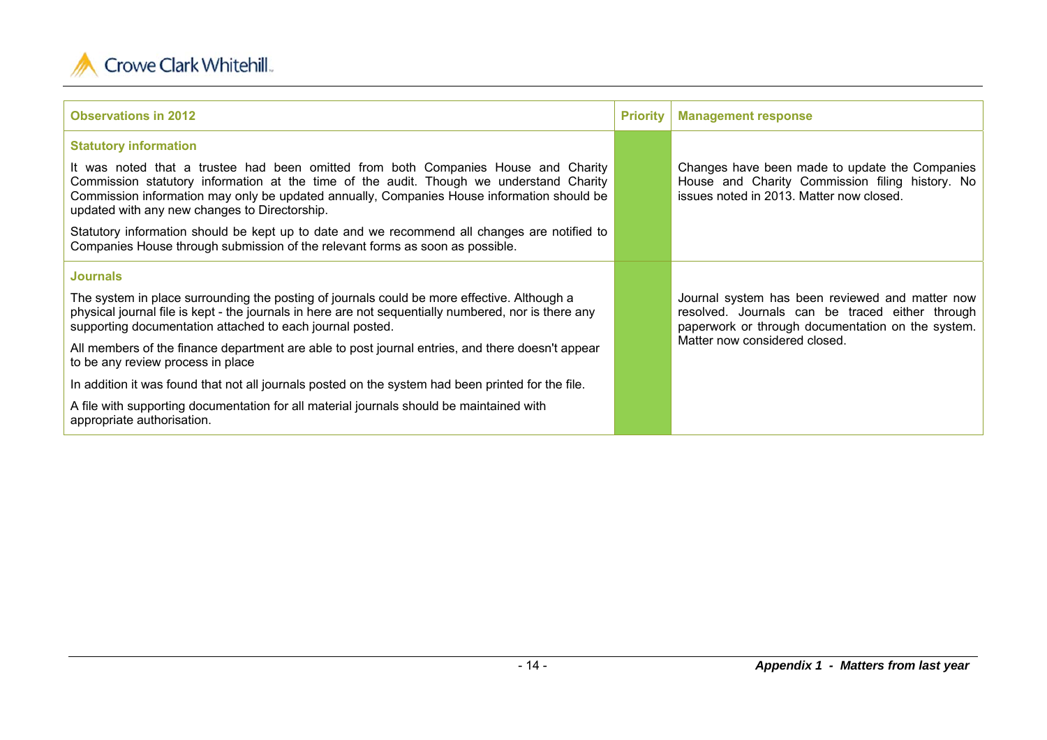| Observations in 2012 | Priority | Management response |
| --- | --- | --- |
| **Statutory information**<br><br>It was noted that a trustee had been omitted from both Companies House and Charity Commission statutory information at the time of the audit. Though we understand Charity Commission information may only be updated annually, Companies House information should be updated with any new changes to Directorship.<br><br>Statutory information should be kept up to date and we recommend all changes are notified to Companies House through submission of the relevant forms as soon as possible. | | Changes have been made to update the Companies House and Charity Commission filing history. No issues noted in 2013. Matter now closed. |
| **Journals**<br><br>The system in place surrounding the posting of journals could be more effective. Although a physical journal file is kept - the journals in here are not sequentially numbered, nor is there any supporting documentation attached to each journal posted.<br><br>All members of the finance department are able to post journal entries, and there doesn't appear to be any review process in place<br><br>In addition it was found that not all journals posted on the system had been printed for the file.<br><br>A file with supporting documentation for all material journals should be maintained with appropriate authorisation. | | Journal system has been reviewed and matter now resolved. Journals can be traced either through paperwork or through documentation on the system. Matter now considered closed. |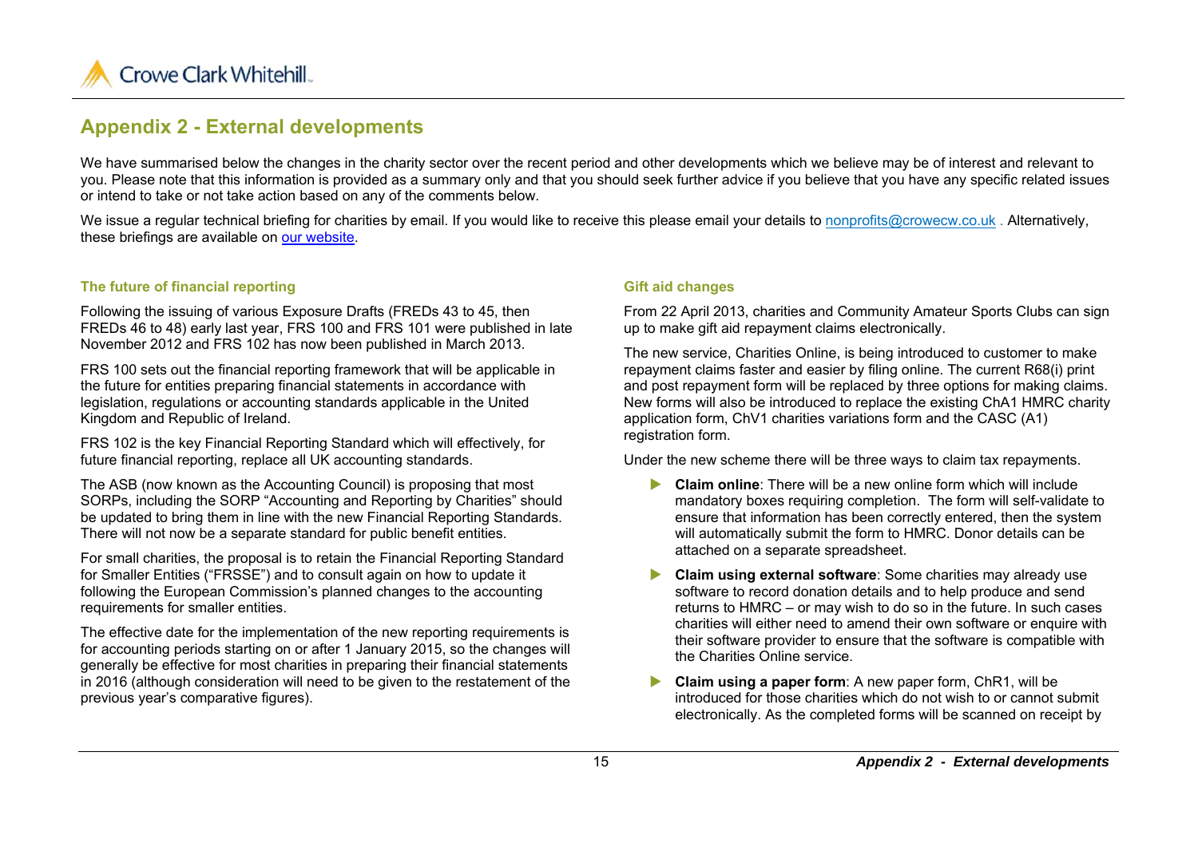## Appendix 2 - External developments

We have summarised below the changes in the charity sector over the recent period and other developments which we believe may be of interest and relevant to you. Please note that this information is provided as a summary only and that you should seek further advice if you believe that you have any specific related issues or intend to take or not take action based on any of the comments below.

We issue a regular technical briefing for charities by email. If you would like to receive this please email your details to nonprofits@crowecw.co.uk . Alternatively, these briefings are available on our website.

### The future of financial reporting

Following the issuing of various Exposure Drafts (FREDs 43 to 45, then FREDs 46 to 48) early last year, FRS 100 and FRS 101 were published in late November 2012 and FRS 102 has now been published in March 2013.

FRS 100 sets out the financial reporting framework that will be applicable in the future for entities preparing financial statements in accordance with legislation, regulations or accounting standards applicable in the United Kingdom and Republic of Ireland.

FRS 102 is the key Financial Reporting Standard which will effectively, for future financial reporting, replace all UK accounting standards.

The ASB (now known as the Accounting Council) is proposing that most SORPs, including the SORP "Accounting and Reporting by Charities" should be updated to bring them in line with the new Financial Reporting Standards. There will not now be a separate standard for public benefit entities.

For small charities, the proposal is to retain the Financial Reporting Standard for Smaller Entities ("FRSSE") and to consult again on how to update it following the European Commission's planned changes to the accounting requirements for smaller entities.

The effective date for the implementation of the new reporting requirements is for accounting periods starting on or after 1 January 2015, so the changes will generally be effective for most charities in preparing their financial statements in 2016 (although consideration will need to be given to the restatement of the previous year's comparative figures).

### Gift aid changes

From 22 April 2013, charities and Community Amateur Sports Clubs can sign up to make gift aid repayment claims electronically.

The new service, Charities Online, is being introduced to customer to make repayment claims faster and easier by filing online. The current R68(i) print and post repayment form will be replaced by three options for making claims. New forms will also be introduced to replace the existing ChA1 HMRC charity application form, ChV1 charities variations form and the CASC (A1) registration form.

Under the new scheme there will be three ways to claim tax repayments.

- **Claim online**: There will be a new online form which will include mandatory boxes requiring completion. The form will self-validate to ensure that information has been correctly entered, then the system will automatically submit the form to HMRC. Donor details can be attached on a separate spreadsheet.
- **Claim using external software**: Some charities may already use software to record donation details and to help produce and send returns to HMRC – or may wish to do so in the future. In such cases charities will either need to amend their own software or enquire with their software provider to ensure that the software is compatible with the Charities Online service.
- **Claim using a paper form**: A new paper form, ChR1, will be introduced for those charities which do not wish to or cannot submit electronically. As the completed forms will be scanned on receipt by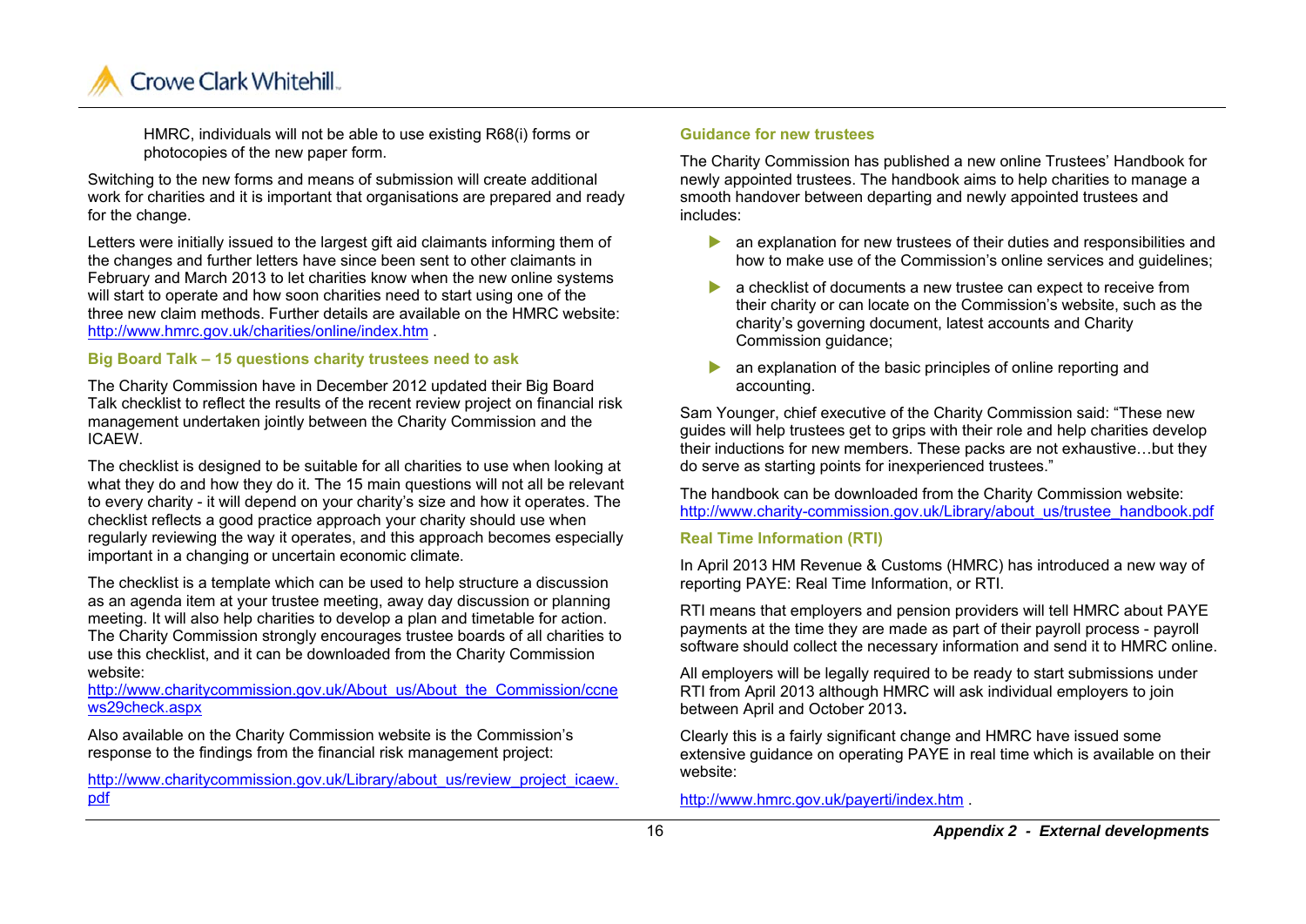HMRC, individuals will not be able to use existing R68(i) forms or photocopies of the new paper form.

Switching to the new forms and means of submission will create additional work for charities and it is important that organisations are prepared and ready for the change.

Letters were initially issued to the largest gift aid claimants informing them of the changes and further letters have since been sent to other claimants in February and March 2013 to let charities know when the new online systems will start to operate and how soon charities need to start using one of the three new claim methods. Further details are available on the HMRC website: http://www.hmrc.gov.uk/charities/online/index.htm .

### Big Board Talk – 15 questions charity trustees need to ask

The Charity Commission have in December 2012 updated their Big Board Talk checklist to reflect the results of the recent review project on financial risk management undertaken jointly between the Charity Commission and the ICAEW.

The checklist is designed to be suitable for all charities to use when looking at what they do and how they do it. The 15 main questions will not all be relevant to every charity - it will depend on your charity's size and how it operates. The checklist reflects a good practice approach your charity should use when regularly reviewing the way it operates, and this approach becomes especially important in a changing or uncertain economic climate.

The checklist is a template which can be used to help structure a discussion as an agenda item at your trustee meeting, away day discussion or planning meeting. It will also help charities to develop a plan and timetable for action. The Charity Commission strongly encourages trustee boards of all charities to use this checklist, and it can be downloaded from the Charity Commission website: http://www.charitycommission.gov.uk/About_us/About_the_Commission/ccnews29check.aspx

Also available on the Charity Commission website is the Commission's response to the findings from the financial risk management project:

http://www.charitycommission.gov.uk/Library/about_us/review_project_icaew.pdf

### Guidance for new trustees

The Charity Commission has published a new online Trustees' Handbook for newly appointed trustees. The handbook aims to help charities to manage a smooth handover between departing and newly appointed trustees and includes:

- an explanation for new trustees of their duties and responsibilities and how to make use of the Commission's online services and guidelines;
- a checklist of documents a new trustee can expect to receive from their charity or can locate on the Commission's website, such as the charity's governing document, latest accounts and Charity Commission guidance;
- an explanation of the basic principles of online reporting and accounting.

Sam Younger, chief executive of the Charity Commission said: "These new guides will help trustees get to grips with their role and help charities develop their inductions for new members. These packs are not exhaustive…but they do serve as starting points for inexperienced trustees."

The handbook can be downloaded from the Charity Commission website: http://www.charity-commission.gov.uk/Library/about_us/trustee_handbook.pdf

### Real Time Information (RTI)

In April 2013 HM Revenue & Customs (HMRC) has introduced a new way of reporting PAYE: Real Time Information, or RTI.

RTI means that employers and pension providers will tell HMRC about PAYE payments at the time they are made as part of their payroll process - payroll software should collect the necessary information and send it to HMRC online.

All employers will be legally required to be ready to start submissions under RTI from April 2013 although HMRC will ask individual employers to join between April and October 2013**.**

Clearly this is a fairly significant change and HMRC have issued some extensive guidance on operating PAYE in real time which is available on their website:

http://www.hmrc.gov.uk/payerti/index.htm .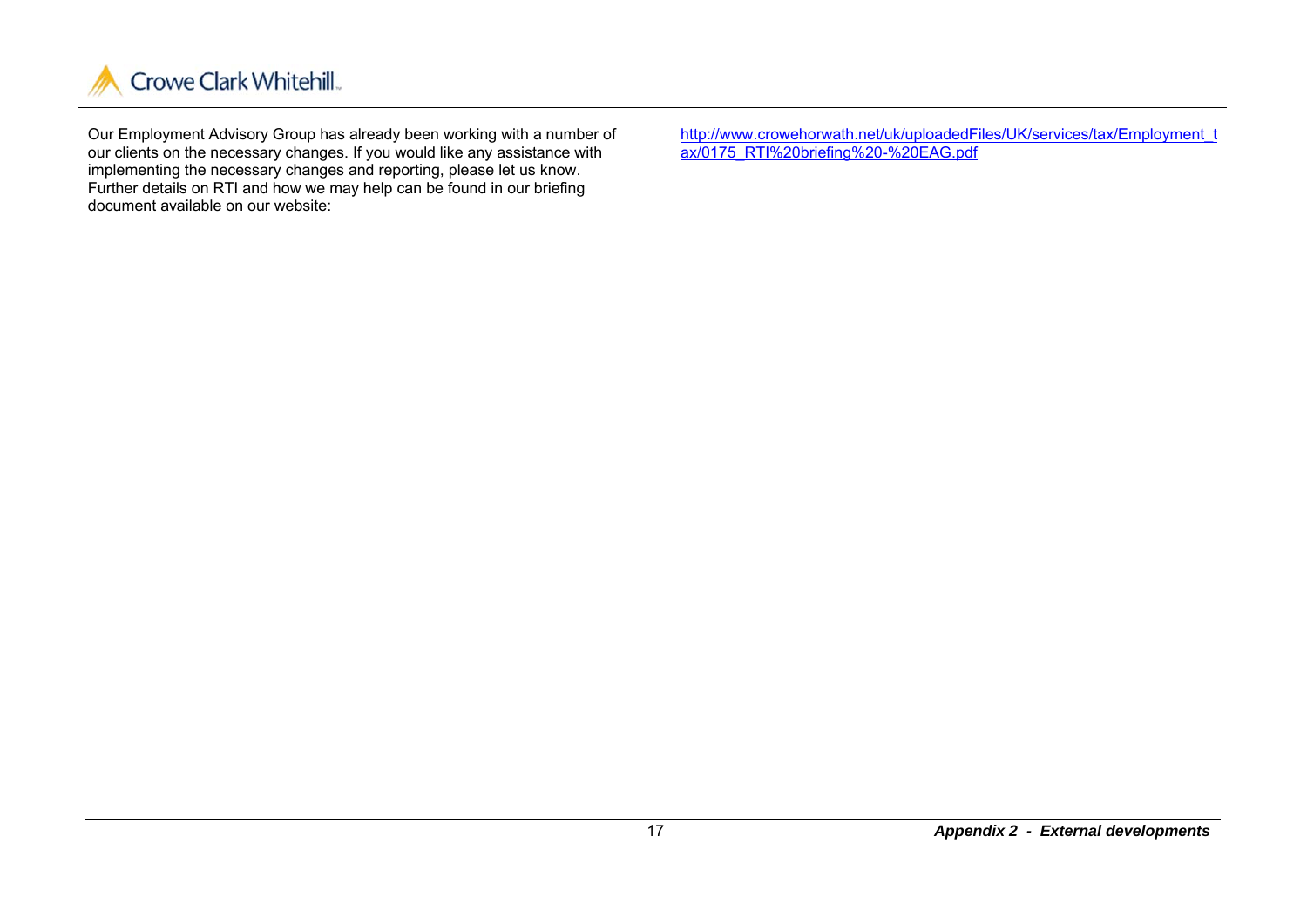Our Employment Advisory Group has already been working with a number of our clients on the necessary changes. If you would like any assistance with implementing the necessary changes and reporting, please let us know. Further details on RTI and how we may help can be found in our briefing document available on our website:

http://www.crowehorwath.net/uk/uploadedFiles/UK/services/tax/Employment_tax/0175_RTI%20briefing%20-%20EAG.pdf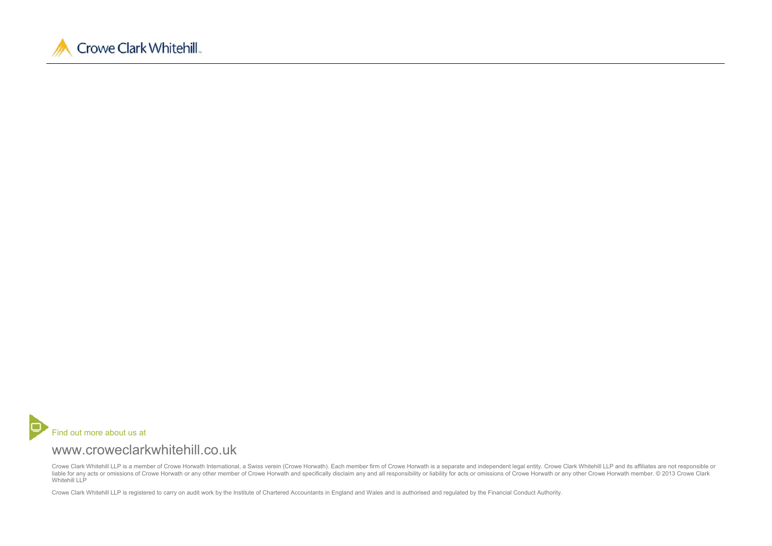Crowe Clark Whitehill

Find out more about us at

www.croweclarkwhitehill.co.uk

Crowe Clark Whitehill LLP is a member of Crowe Horwath International, a Swiss verein (Crowe Horwath). Each member firm of Crowe Horwath is a separate and independent legal entity. Crowe Clark Whitehill LLP and its affiliates are not responsible or liable for any acts or omissions of Crowe Horwath or any other member of Crowe Horwath and specifically disclaim any and all responsibility or liability for acts or omissions of Crowe Horwath or any other Crowe Horwath member. © 2013 Crowe Clark Whitehill LLP

Crowe Clark Whitehill LLP is registered to carry on audit work by the Institute of Chartered Accountants in England and Wales and is authorised and regulated by the Financial Conduct Authority.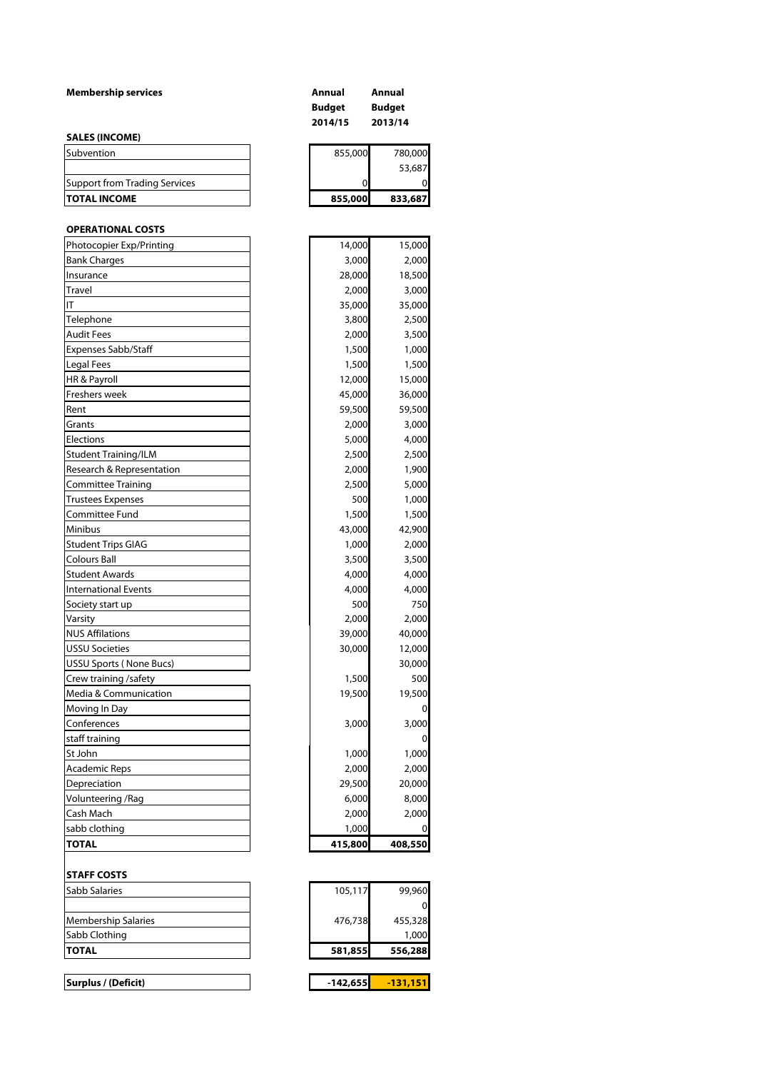**Membership services**

| | Annual Budget 2014/15 | Annual Budget 2013/14 |
|---|---|---|
| **SALES (INCOME)** | | |
| Subvention | 855,000 | 780,000 |
| | | 53,687 |
| Support from Trading Services | 0 | 0 |
| **TOTAL INCOME** | **855,000** | **833,687** |
| | | |
| **OPERATIONAL COSTS** | | |
| Photocopier Exp/Printing | 14,000 | 15,000 |
| Bank Charges | 3,000 | 2,000 |
| Insurance | 28,000 | 18,500 |
| Travel | 2,000 | 3,000 |
| IT | 35,000 | 35,000 |
| Telephone | 3,800 | 2,500 |
| Audit Fees | 2,000 | 3,500 |
| Expenses Sabb/Staff | 1,500 | 1,000 |
| Legal Fees | 1,500 | 1,500 |
| HR & Payroll | 12,000 | 15,000 |
| Freshers week | 45,000 | 36,000 |
| Rent | 59,500 | 59,500 |
| Grants | 2,000 | 3,000 |
| Elections | 5,000 | 4,000 |
| Student Training/ILM | 2,500 | 2,500 |
| Research & Representation | 2,000 | 1,900 |
| Committee Training | 2,500 | 5,000 |
| Trustees Expenses | 500 | 1,000 |
| Committee Fund | 1,500 | 1,500 |
| Minibus | 43,000 | 42,900 |
| Student Trips GIAG | 1,000 | 2,000 |
| Colours Ball | 3,500 | 3,500 |
| Student Awards | 4,000 | 4,000 |
| International Events | 4,000 | 4,000 |
| Society start up | 500 | 750 |
| Varsity | 2,000 | 2,000 |
| NUS Affilations | 39,000 | 40,000 |
| USSU Societies | 30,000 | 12,000 |
| USSU Sports ( None Bucs) | | 30,000 |
| Crew training /safety | 1,500 | 500 |
| Media & Communication | 19,500 | 19,500 |
| Moving In Day | | 0 |
| Conferences | 3,000 | 3,000 |
| staff training | | 0 |
| St John | 1,000 | 1,000 |
| Academic Reps | 2,000 | 2,000 |
| Depreciation | 29,500 | 20,000 |
| Volunteering /Rag | 6,000 | 8,000 |
| Cash Mach | 2,000 | 2,000 |
| sabb clothing | 1,000 | 0 |
| **TOTAL** | **415,800** | **408,550** |
| | | |
| **STAFF COSTS** | | |
| Sabb Salaries | 105,117 | 99,960 |
| | | 0 |
| Membership Salaries | 476,738 | 455,328 |
| Sabb Clothing | | 1,000 |
| **TOTAL** | **581,855** | **556,288** |
| | | |
| **Surplus / (Deficit)** | **-142,655** | **-131,151** |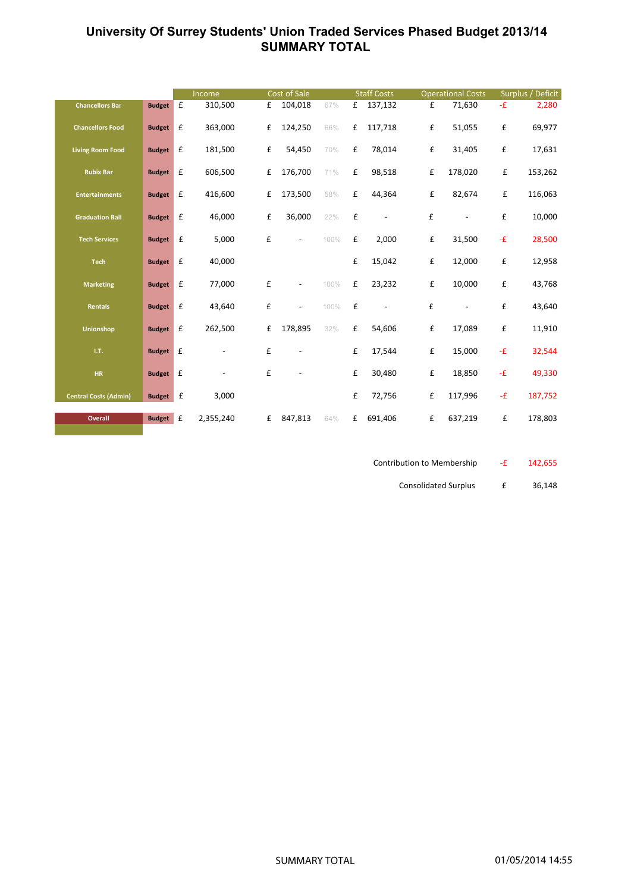# University Of Surrey Students' Union Traded Services Phased Budget 2013/14
## SUMMARY TOTAL

| | | Income | Cost of Sale | | Staff Costs | Operational Costs | Surplus / Deficit |
|---|---|---|---|---|---|---|---|
| Chancellors Bar | Budget | £ 310,500 | £ 104,018 | 67% | £ 137,132 | £ 71,630 | -£ 2,280 |
| Chancellors Food | Budget | £ 363,000 | £ 124,250 | 66% | £ 117,718 | £ 51,055 | £ 69,977 |
| Living Room Food | Budget | £ 181,500 | £ 54,450 | 70% | £ 78,014 | £ 31,405 | £ 17,631 |
| Rubix Bar | Budget | £ 606,500 | £ 176,700 | 71% | £ 98,518 | £ 178,020 | £ 153,262 |
| Entertainments | Budget | £ 416,600 | £ 173,500 | 58% | £ 44,364 | £ 82,674 | £ 116,063 |
| Graduation Ball | Budget | £ 46,000 | £ 36,000 | 22% | £ - | £ - | £ 10,000 |
| Tech Services | Budget | £ 5,000 | £ - | 100% | £ 2,000 | £ 31,500 | -£ 28,500 |
| Tech | Budget | £ 40,000 | | | £ 15,042 | £ 12,000 | £ 12,958 |
| Marketing | Budget | £ 77,000 | £ - | 100% | £ 23,232 | £ 10,000 | £ 43,768 |
| Rentals | Budget | £ 43,640 | £ - | 100% | £ - | £ - | £ 43,640 |
| Unionshop | Budget | £ 262,500 | £ 178,895 | 32% | £ 54,606 | £ 17,089 | £ 11,910 |
| I.T. | Budget | £ - | £ - | | £ 17,544 | £ 15,000 | -£ 32,544 |
| HR | Budget | £ - | £ - | | £ 30,480 | £ 18,850 | -£ 49,330 |
| Central Costs (Admin) | Budget | £ 3,000 | | | £ 72,756 | £ 117,996 | -£ 187,752 |
| Overall | Budget | £ 2,355,240 | £ 847,813 | 64% | £ 691,406 | £ 637,219 | £ 178,803 |

| | |
|---|---|
| Contribution to Membership | -£ 142,655 |
| Consolidated Surplus | £ 36,148 |

SUMMARY TOTAL

01/05/2014 14:55